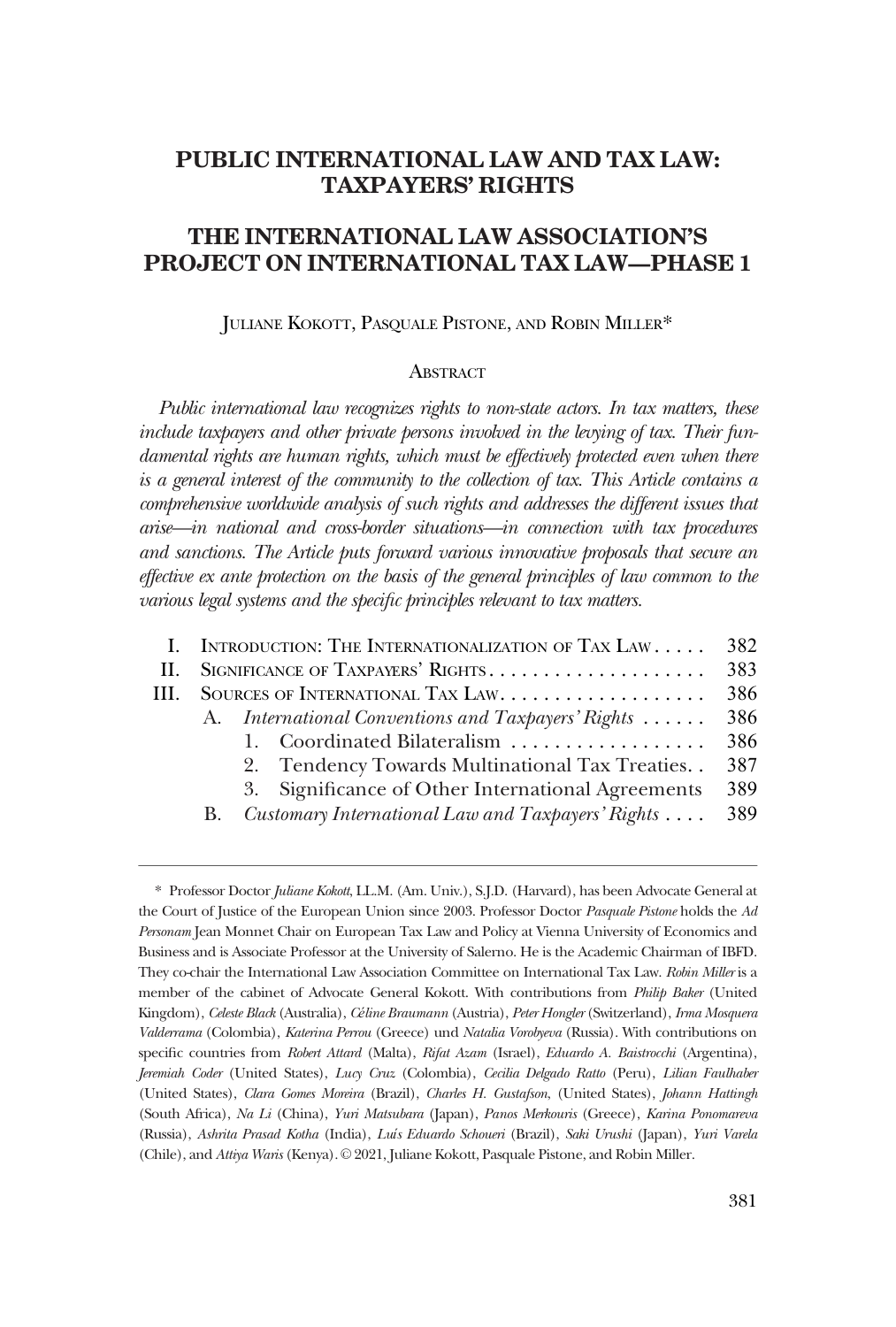# PUBLIC INTERNATIONAL LAW AND TAX LAW: TAXPAYERS' RIGHTS

# THE INTERNATIONAL LAW ASSOCIATION'S PROJECT ON INTERNATIONAL TAX LAW—PHASE 1

JULIANE KOKOTT, PASQUALE PISTONE, AND ROBIN MILLER*

## ABSTRACT

*Public international law recognizes rights to non-state actors. In tax matters, these include taxpayers and other private persons involved in the levying of tax. Their fundamental rights are human rights, which must be effectively protected even when there is a general interest of the community to the collection of tax. This Article contains a comprehensive worldwide analysis of such rights and addresses the different issues that arise—in national and cross-border situations—in connection with tax procedures and sanctions. The Article puts forward various innovative proposals that secure an effective ex ante protection on the basis of the general principles of law common to the various legal systems and the specific principles relevant to tax matters.*

| | | |
|---|---|---|
| I. | INTRODUCTION: THE INTERNATIONALIZATION OF TAX LAW | 382 |
| II. | SIGNIFICANCE OF TAXPAYERS' RIGHTS | 383 |
| III. | SOURCES OF INTERNATIONAL TAX LAW | 386 |
| | A. *International Conventions and Taxpayers' Rights* | 386 |
| | 1. Coordinated Bilateralism | 386 |
| | 2. Tendency Towards Multinational Tax Treaties | 387 |
| | 3. Significance of Other International Agreements | 389 |
| | B. *Customary International Law and Taxpayers' Rights* | 389 |

---

\* Professor Doctor *Juliane Kokott*, LL.M. (Am. Univ.), S.J.D. (Harvard), has been Advocate General at the Court of Justice of the European Union since 2003. Professor Doctor *Pasquale Pistone* holds the *Ad Personam* Jean Monnet Chair on European Tax Law and Policy at Vienna University of Economics and Business and is Associate Professor at the University of Salerno. He is the Academic Chairman of IBFD. They co-chair the International Law Association Committee on International Tax Law. *Robin Miller* is a member of the cabinet of Advocate General Kokott. With contributions from *Philip Baker* (United Kingdom), *Celeste Black* (Australia), *Céline Braumann* (Austria), *Peter Hongler* (Switzerland), *Irma Mosquera Valderrama* (Colombia), *Katerina Perrou* (Greece) und *Natalia Vorobyeva* (Russia). With contributions on specific countries from *Robert Attard* (Malta), *Rifat Azam* (Israel), *Eduardo A. Baistrocchi* (Argentina), *Jeremiah Coder* (United States), *Lucy Cruz* (Colombia), *Cecilia Delgado Ratto* (Peru), *Lilian Faulhaber* (United States), *Clara Gomes Moreira* (Brazil), *Charles H. Gustafson*, (United States), *Johann Hattingh* (South Africa), *Na Li* (China), *Yuri Matsubara* (Japan), *Panos Merkouris* (Greece), *Karina Ponomareva* (Russia), *Ashrita Prasad Kotha* (India), *Luís Eduardo Schoueri* (Brazil), *Saki Urushi* (Japan), *Yuri Varela* (Chile), and *Attiya Waris* (Kenya). © 2021, Juliane Kokott, Pasquale Pistone, and Robin Miller.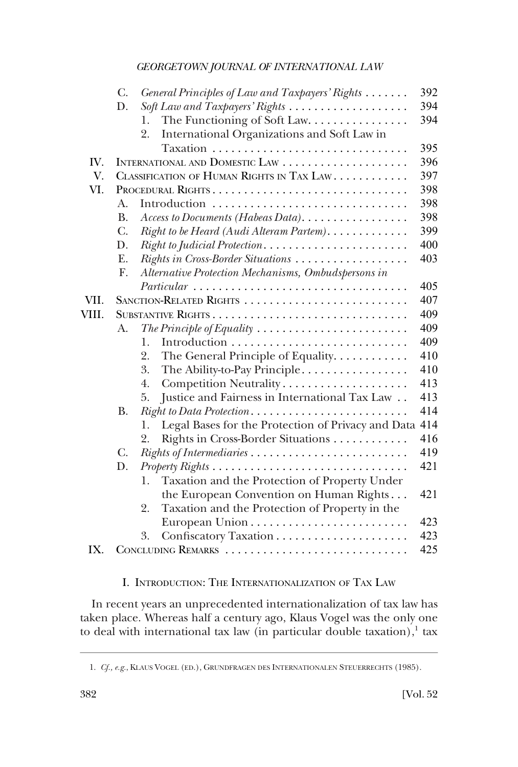C. *General Principles of Law and Taxpayers' Rights* . . . . . . . 392

D. *Soft Law and Taxpayers' Rights* . . . . . . . . . . . . . . . . . . . 394

1. The Functioning of Soft Law. . . . . . . . . . . . . . . . 394
2. International Organizations and Soft Law in Taxation . . . . . . . . . . . . . . . . . . . . . . . . . . . . . . 395

IV. INTERNATIONAL AND DOMESTIC LAW . . . . . . . . . . . . . . . . . . . . 396

V. CLASSIFICATION OF HUMAN RIGHTS IN TAX LAW . . . . . . . . . . . . 397

VI. PROCEDURAL RIGHTS . . . . . . . . . . . . . . . . . . . . . . . . . . . . . . . 398

A. Introduction . . . . . . . . . . . . . . . . . . . . . . . . . . . . . . . 398

B. *Access to Documents (Habeas Data)*. . . . . . . . . . . . . . . . . 398

C. *Right to be Heard (Audi Alteram Partem)*. . . . . . . . . . . . . 399

D. *Right to Judicial Protection*. . . . . . . . . . . . . . . . . . . . . . . 400

E. *Rights in Cross-Border Situations* . . . . . . . . . . . . . . . . . . 403

F. *Alternative Protection Mechanisms, Ombudspersons in Particular* . . . . . . . . . . . . . . . . . . . . . . . . . . . . . . . . . . 405

VII. SANCTION-RELATED RIGHTS . . . . . . . . . . . . . . . . . . . . . . . . . . 407

VIII. SUBSTANTIVE RIGHTS . . . . . . . . . . . . . . . . . . . . . . . . . . . . . . . 409

A. *The Principle of Equality* . . . . . . . . . . . . . . . . . . . . . . . . 409

1. Introduction . . . . . . . . . . . . . . . . . . . . . . . . . . . . 409
2. The General Principle of Equality. . . . . . . . . . . . 410
3. The Ability-to-Pay Principle. . . . . . . . . . . . . . . . . 410
4. Competition Neutrality . . . . . . . . . . . . . . . . . . . . 413
5. Justice and Fairness in International Tax Law . . 413

B. *Right to Data Protection*. . . . . . . . . . . . . . . . . . . . . . . . . 414

1. Legal Bases for the Protection of Privacy and Data 414
2. Rights in Cross-Border Situations . . . . . . . . . . . . 416

C. *Rights of Intermediaries* . . . . . . . . . . . . . . . . . . . . . . . . . 419

D. *Property Rights* . . . . . . . . . . . . . . . . . . . . . . . . . . . . . . . 421

1. Taxation and the Protection of Property Under the European Convention on Human Rights . . . 421
2. Taxation and the Protection of Property in the European Union . . . . . . . . . . . . . . . . . . . . . . . . . 423
3. Confiscatory Taxation . . . . . . . . . . . . . . . . . . . . . 423

IX. CONCLUDING REMARKS . . . . . . . . . . . . . . . . . . . . . . . . . . . . . 425

## I. INTRODUCTION: THE INTERNATIONALIZATION OF TAX LAW

In recent years an unprecedented internationalization of tax law has taken place. Whereas half a century ago, Klaus Vogel was the only one to deal with international tax law (in particular double taxation),[1] tax

---

1. *Cf., e.g.*, KLAUS VOGEL (ED.), GRUNDFRAGEN DES INTERNATIONALEN STEUERRECHTS (1985).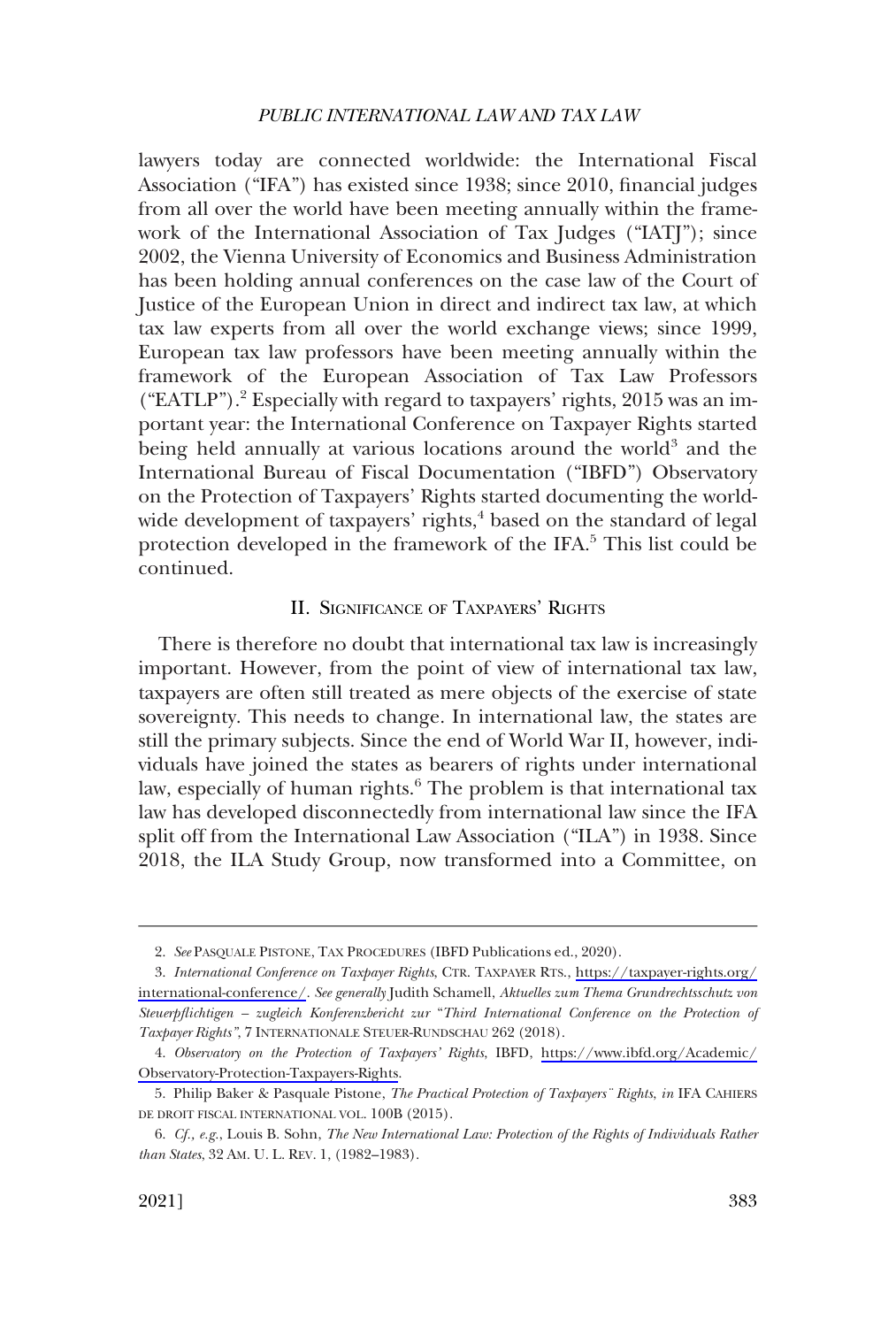lawyers today are connected worldwide: the International Fiscal Association ("IFA") has existed since 1938; since 2010, financial judges from all over the world have been meeting annually within the framework of the International Association of Tax Judges ("IATJ"); since 2002, the Vienna University of Economics and Business Administration has been holding annual conferences on the case law of the Court of Justice of the European Union in direct and indirect tax law, at which tax law experts from all over the world exchange views; since 1999, European tax law professors have been meeting annually within the framework of the European Association of Tax Law Professors ("EATLP").[2] Especially with regard to taxpayers' rights, 2015 was an important year: the International Conference on Taxpayer Rights started being held annually at various locations around the world[3] and the International Bureau of Fiscal Documentation ("IBFD") Observatory on the Protection of Taxpayers' Rights started documenting the worldwide development of taxpayers' rights,[4] based on the standard of legal protection developed in the framework of the IFA.[5] This list could be continued.

## II. Significance of Taxpayers' Rights

There is therefore no doubt that international tax law is increasingly important. However, from the point of view of international tax law, taxpayers are often still treated as mere objects of the exercise of state sovereignty. This needs to change. In international law, the states are still the primary subjects. Since the end of World War II, however, individuals have joined the states as bearers of rights under international law, especially of human rights.[6] The problem is that international tax law has developed disconnectedly from international law since the IFA split off from the International Law Association ("ILA") in 1938. Since 2018, the ILA Study Group, now transformed into a Committee, on

---

2. *See* Pasquale Pistone, Tax Procedures (IBFD Publications ed., 2020).

3. *International Conference on Taxpayer Rights*, Ctr. Taxpayer Rts., https://taxpayer-rights.org/international-conference/. *See generally* Judith Schamell, *Aktuelles zum Thema Grundrechtsschutz von Steuerpflichtigen – zugleich Konferenzbericht zur "Third International Conference on the Protection of Taxpayer Rights"*, 7 Internationale Steuer-Rundschau 262 (2018).

4. *Observatory on the Protection of Taxpayers' Rights*, IBFD, https://www.ibfd.org/Academic/Observatory-Protection-Taxpayers-Rights.

5. Philip Baker & Pasquale Pistone, *The Practical Protection of Taxpayers¨ Rights*, *in* IFA Cahiers de droit fiscal international vol. 100B (2015).

6. *Cf., e.g.*, Louis B. Sohn, *The New International Law: Protection of the Rights of Individuals Rather than States*, 32 Am. U. L. Rev. 1, (1982–1983).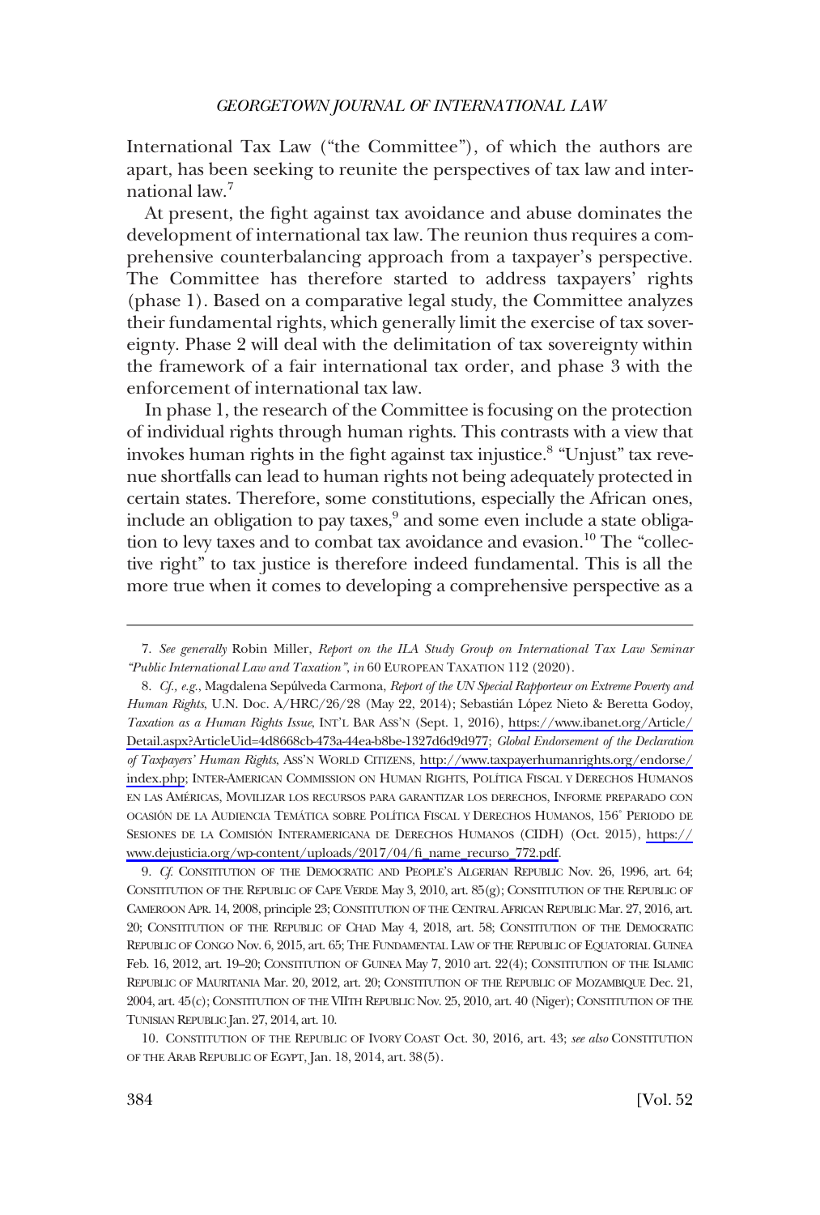International Tax Law ("the Committee"), of which the authors are apart, has been seeking to reunite the perspectives of tax law and international law.[7]

At present, the fight against tax avoidance and abuse dominates the development of international tax law. The reunion thus requires a comprehensive counterbalancing approach from a taxpayer's perspective. The Committee has therefore started to address taxpayers' rights (phase 1). Based on a comparative legal study, the Committee analyzes their fundamental rights, which generally limit the exercise of tax sovereignty. Phase 2 will deal with the delimitation of tax sovereignty within the framework of a fair international tax order, and phase 3 with the enforcement of international tax law.

In phase 1, the research of the Committee is focusing on the protection of individual rights through human rights. This contrasts with a view that invokes human rights in the fight against tax injustice.[8] "Unjust" tax revenue shortfalls can lead to human rights not being adequately protected in certain states. Therefore, some constitutions, especially the African ones, include an obligation to pay taxes,[9] and some even include a state obligation to levy taxes and to combat tax avoidance and evasion.[10] The "collective right" to tax justice is therefore indeed fundamental. This is all the more true when it comes to developing a comprehensive perspective as a

---

7. *See generally* Robin Miller, *Report on the ILA Study Group on International Tax Law Seminar "Public International Law and Taxation"*, *in* 60 EUROPEAN TAXATION 112 (2020).

8. *Cf., e.g.*, Magdalena Sepúlveda Carmona, *Report of the UN Special Rapporteur on Extreme Poverty and Human Rights*, U.N. Doc. A/HRC/26/28 (May 22, 2014); Sebastián López Nieto & Beretta Godoy, *Taxation as a Human Rights Issue*, INT'L BAR ASS'N (Sept. 1, 2016), https://www.ibanet.org/Article/Detail.aspx?ArticleUid=4d8668cb-473a-44ea-b8be-1327d6d9d977; *Global Endorsement of the Declaration of Taxpayers' Human Rights*, ASS'N WORLD CITIZENS, http://www.taxpayerhumanrights.org/endorse/index.php; INTER-AMERICAN COMMISSION ON HUMAN RIGHTS, POLÍTICA FISCAL Y DERECHOS HUMANOS EN LAS AMÉRICAS, MOVILIZAR LOS RECURSOS PARA GARANTIZAR LOS DERECHOS, INFORME PREPARADO CON OCASIÓN DE LA AUDIENCIA TEMÁTICA SOBRE POLÍTICA FISCAL Y DERECHOS HUMANOS, 156˚ PERIODO DE SESIONES DE LA COMISIÓN INTERAMERICANA DE DERECHOS HUMANOS (CIDH) (Oct. 2015), https://www.dejusticia.org/wp-content/uploads/2017/04/fi_name_recurso_772.pdf.

9. *Cf.* CONSTITUTION OF THE DEMOCRATIC AND PEOPLE'S ALGERIAN REPUBLIC Nov. 26, 1996, art. 64; CONSTITUTION OF THE REPUBLIC OF CAPE VERDE May 3, 2010, art. 85(g); CONSTITUTION OF THE REPUBLIC OF CAMEROON APR. 14, 2008, principle 23; CONSTITUTION OF THE CENTRAL AFRICAN REPUBLIC Mar. 27, 2016, art. 20; CONSTITUTION OF THE REPUBLIC OF CHAD May 4, 2018, art. 58; CONSTITUTION OF THE DEMOCRATIC REPUBLIC OF CONGO Nov. 6, 2015, art. 65; THE FUNDAMENTAL LAW OF THE REPUBLIC OF EQUATORIAL GUINEA Feb. 16, 2012, art. 19–20; CONSTITUTION OF GUINEA May 7, 2010 art. 22(4); CONSTITUTION OF THE ISLAMIC REPUBLIC OF MAURITANIA Mar. 20, 2012, art. 20; CONSTITUTION OF THE REPUBLIC OF MOZAMBIQUE Dec. 21, 2004, art. 45(c); CONSTITUTION OF THE VIITH REPUBLIC Nov. 25, 2010, art. 40 (Niger); CONSTITUTION OF THE TUNISIAN REPUBLIC Jan. 27, 2014, art. 10.

10. CONSTITUTION OF THE REPUBLIC OF IVORY COAST Oct. 30, 2016, art. 43; *see also* CONSTITUTION OF THE ARAB REPUBLIC OF EGYPT, Jan. 18, 2014, art. 38(5).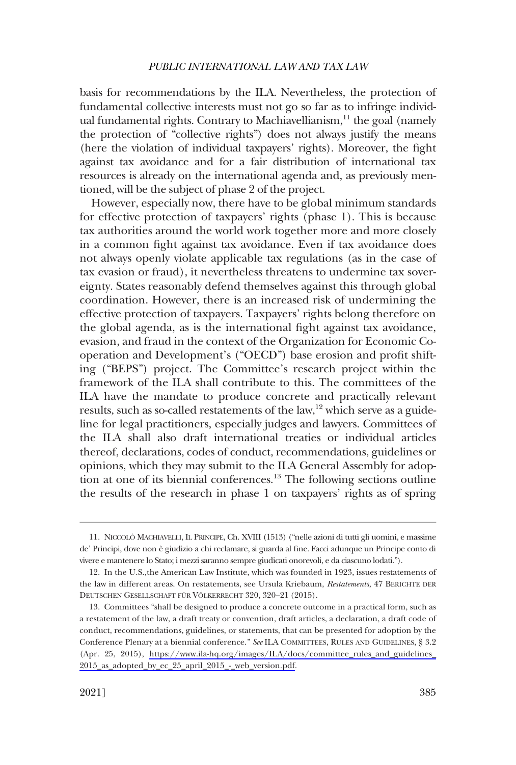basis for recommendations by the ILA. Nevertheless, the protection of fundamental collective interests must not go so far as to infringe individual fundamental rights. Contrary to Machiavellianism,[11] the goal (namely the protection of "collective rights") does not always justify the means (here the violation of individual taxpayers' rights). Moreover, the fight against tax avoidance and for a fair distribution of international tax resources is already on the international agenda and, as previously mentioned, will be the subject of phase 2 of the project.

However, especially now, there have to be global minimum standards for effective protection of taxpayers' rights (phase 1). This is because tax authorities around the world work together more and more closely in a common fight against tax avoidance. Even if tax avoidance does not always openly violate applicable tax regulations (as in the case of tax evasion or fraud), it nevertheless threatens to undermine tax sovereignty. States reasonably defend themselves against this through global coordination. However, there is an increased risk of undermining the effective protection of taxpayers. Taxpayers' rights belong therefore on the global agenda, as is the international fight against tax avoidance, evasion, and fraud in the context of the Organization for Economic Co-operation and Development's ("OECD") base erosion and profit shifting ("BEPS") project. The Committee's research project within the framework of the ILA shall contribute to this. The committees of the ILA have the mandate to produce concrete and practically relevant results, such as so-called restatements of the law,[12] which serve as a guideline for legal practitioners, especially judges and lawyers. Committees of the ILA shall also draft international treaties or individual articles thereof, declarations, codes of conduct, recommendations, guidelines or opinions, which they may submit to the ILA General Assembly for adoption at one of its biennial conferences.[13] The following sections outline the results of the research in phase 1 on taxpayers' rights as of spring

---

11. NICCOLÒ MACHIAVELLI, IL PRINCIPE, Ch. XVIII (1513) ("nelle azioni di tutti gli uomini, e massime de' Principi, dove non è giudizio a chi reclamare, si guarda al fine. Facci adunque un Principe conto di vivere e mantenere lo Stato; i mezzi saranno sempre giudicati onorevoli, e da ciascuno lodati.").

12. In the U.S.,the American Law Institute, which was founded in 1923, issues restatements of the law in different areas. On restatements, see Ursula Kriebaum, *Restatements*, 47 BERICHTE DER DEUTSCHEN GESELLSCHAFT FÜR VÖLKERRECHT 320, 320–21 (2015).

13. Committees "shall be designed to produce a concrete outcome in a practical form, such as a restatement of the law, a draft treaty or convention, draft articles, a declaration, a draft code of conduct, recommendations, guidelines, or statements, that can be presented for adoption by the Conference Plenary at a biennial conference." *See* ILA COMMITTEES, RULES AND GUIDELINES, § 3.2 (Apr. 25, 2015), https://www.ila-hq.org/images/ILA/docs/committee_rules_and_guidelines_2015_as_adopted_by_ec_25_april_2015_-_web_version.pdf.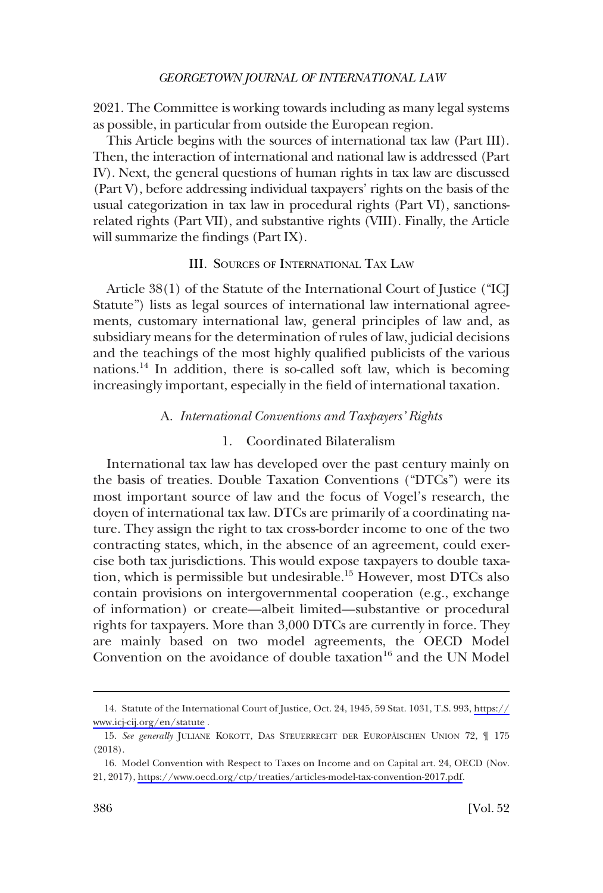2021. The Committee is working towards including as many legal systems as possible, in particular from outside the European region.

This Article begins with the sources of international tax law (Part III). Then, the interaction of international and national law is addressed (Part IV). Next, the general questions of human rights in tax law are discussed (Part V), before addressing individual taxpayers' rights on the basis of the usual categorization in tax law in procedural rights (Part VI), sanctions-related rights (Part VII), and substantive rights (VIII). Finally, the Article will summarize the findings (Part IX).

## III. Sources of International Tax Law

Article 38(1) of the Statute of the International Court of Justice ("ICJ Statute") lists as legal sources of international law international agreements, customary international law, general principles of law and, as subsidiary means for the determination of rules of law, judicial decisions and the teachings of the most highly qualified publicists of the various nations.[14] In addition, there is so-called soft law, which is becoming increasingly important, especially in the field of international taxation.

### A. *International Conventions and Taxpayers' Rights*

#### 1. Coordinated Bilateralism

International tax law has developed over the past century mainly on the basis of treaties. Double Taxation Conventions ("DTCs") were its most important source of law and the focus of Vogel's research, the doyen of international tax law. DTCs are primarily of a coordinating nature. They assign the right to tax cross-border income to one of the two contracting states, which, in the absence of an agreement, could exercise both tax jurisdictions. This would expose taxpayers to double taxation, which is permissible but undesirable.[15] However, most DTCs also contain provisions on intergovernmental cooperation (e.g., exchange of information) or create—albeit limited—substantive or procedural rights for taxpayers. More than 3,000 DTCs are currently in force. They are mainly based on two model agreements, the OECD Model Convention on the avoidance of double taxation[16] and the UN Model

---

14. Statute of the International Court of Justice, Oct. 24, 1945, 59 Stat. 1031, T.S. 993, https://www.icj-cij.org/en/statute .

15. *See generally* Juliane Kokott, Das Steuerrecht der Europäischen Union 72, ¶ 175 (2018).

16. Model Convention with Respect to Taxes on Income and on Capital art. 24, OECD (Nov. 21, 2017), https://www.oecd.org/ctp/treaties/articles-model-tax-convention-2017.pdf.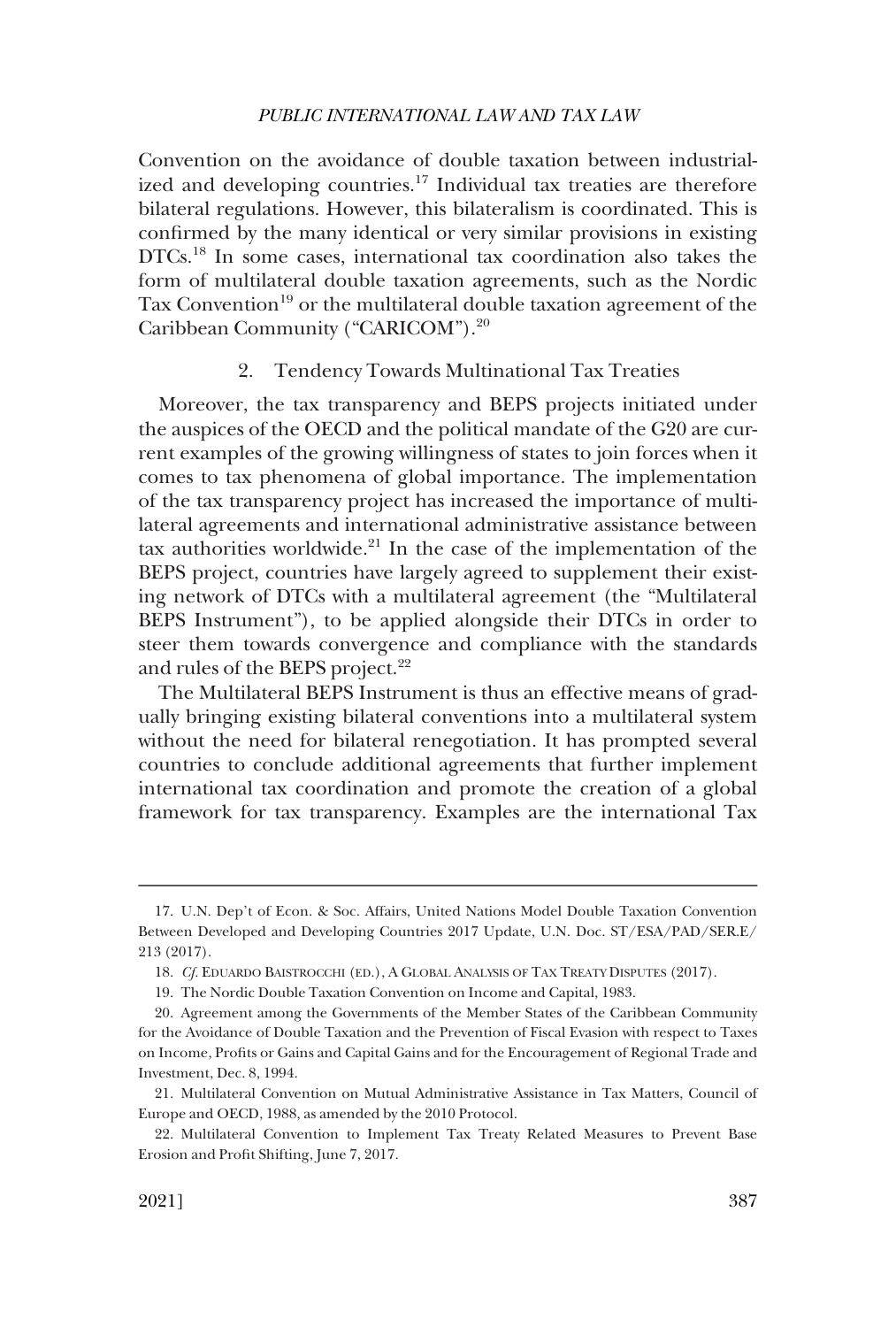Convention on the avoidance of double taxation between industrialized and developing countries.[17] Individual tax treaties are therefore bilateral regulations. However, this bilateralism is coordinated. This is confirmed by the many identical or very similar provisions in existing DTCs.[18] In some cases, international tax coordination also takes the form of multilateral double taxation agreements, such as the Nordic Tax Convention[19] or the multilateral double taxation agreement of the Caribbean Community ("CARICOM").[20]

### 2. Tendency Towards Multinational Tax Treaties

Moreover, the tax transparency and BEPS projects initiated under the auspices of the OECD and the political mandate of the G20 are current examples of the growing willingness of states to join forces when it comes to tax phenomena of global importance. The implementation of the tax transparency project has increased the importance of multilateral agreements and international administrative assistance between tax authorities worldwide.[21] In the case of the implementation of the BEPS project, countries have largely agreed to supplement their existing network of DTCs with a multilateral agreement (the "Multilateral BEPS Instrument"), to be applied alongside their DTCs in order to steer them towards convergence and compliance with the standards and rules of the BEPS project.[22]

The Multilateral BEPS Instrument is thus an effective means of gradually bringing existing bilateral conventions into a multilateral system without the need for bilateral renegotiation. It has prompted several countries to conclude additional agreements that further implement international tax coordination and promote the creation of a global framework for tax transparency. Examples are the international Tax

---

17. U.N. Dep't of Econ. & Soc. Affairs, United Nations Model Double Taxation Convention Between Developed and Developing Countries 2017 Update, U.N. Doc. ST/ESA/PAD/SER.E/213 (2017).

18. *Cf.* EDUARDO BAISTROCCHI (ED.), A GLOBAL ANALYSIS OF TAX TREATY DISPUTES (2017).

19. The Nordic Double Taxation Convention on Income and Capital, 1983.

20. Agreement among the Governments of the Member States of the Caribbean Community for the Avoidance of Double Taxation and the Prevention of Fiscal Evasion with respect to Taxes on Income, Profits or Gains and Capital Gains and for the Encouragement of Regional Trade and Investment, Dec. 8, 1994.

21. Multilateral Convention on Mutual Administrative Assistance in Tax Matters, Council of Europe and OECD, 1988, as amended by the 2010 Protocol.

22. Multilateral Convention to Implement Tax Treaty Related Measures to Prevent Base Erosion and Profit Shifting, June 7, 2017.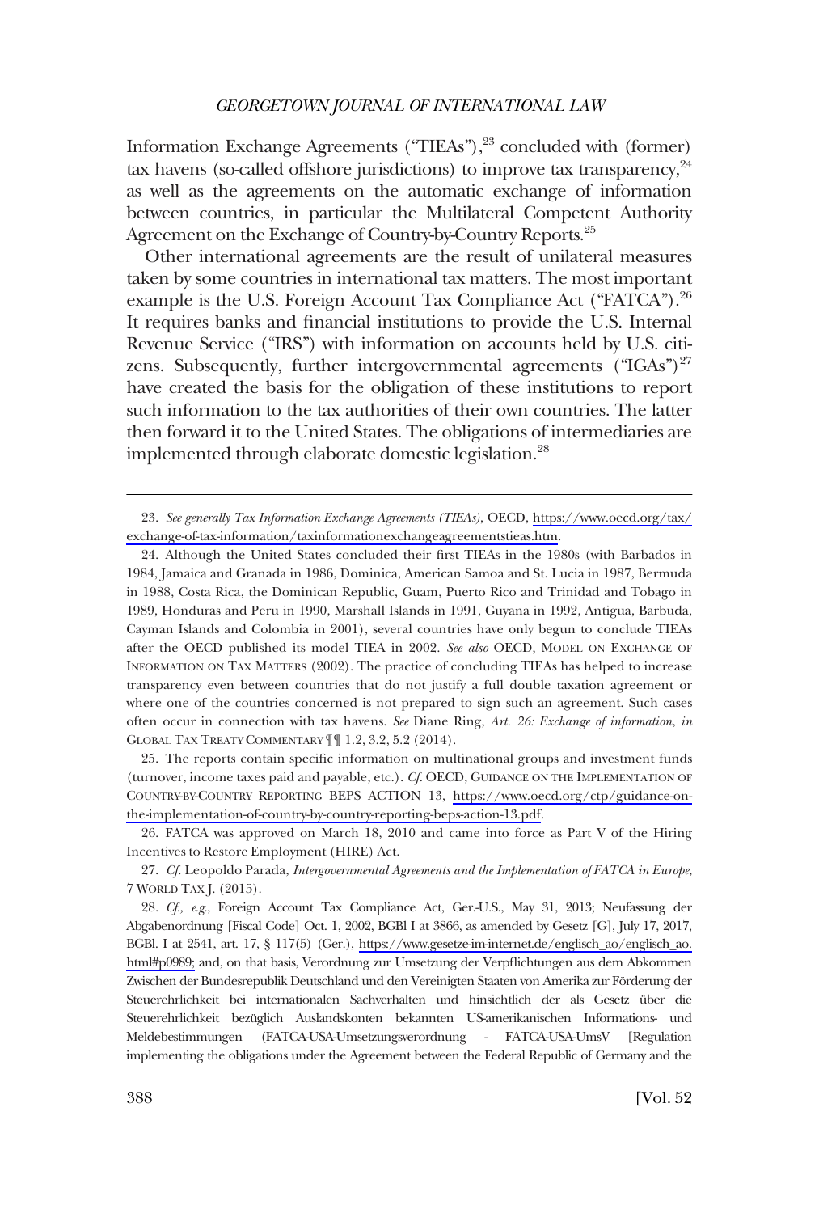Information Exchange Agreements ("TIEAs"),[23] concluded with (former) tax havens (so-called offshore jurisdictions) to improve tax transparency,[24] as well as the agreements on the automatic exchange of information between countries, in particular the Multilateral Competent Authority Agreement on the Exchange of Country-by-Country Reports.[25]

Other international agreements are the result of unilateral measures taken by some countries in international tax matters. The most important example is the U.S. Foreign Account Tax Compliance Act ("FATCA").[26] It requires banks and financial institutions to provide the U.S. Internal Revenue Service ("IRS") with information on accounts held by U.S. citizens. Subsequently, further intergovernmental agreements ("IGAs")[27] have created the basis for the obligation of these institutions to report such information to the tax authorities of their own countries. The latter then forward it to the United States. The obligations of intermediaries are implemented through elaborate domestic legislation.[28]

---

23. *See generally Tax Information Exchange Agreements (TIEAs)*, OECD, https://www.oecd.org/tax/exchange-of-tax-information/taxinformationexchangeagreementstieas.htm.

24. Although the United States concluded their first TIEAs in the 1980s (with Barbados in 1984, Jamaica and Granada in 1986, Dominica, American Samoa and St. Lucia in 1987, Bermuda in 1988, Costa Rica, the Dominican Republic, Guam, Puerto Rico and Trinidad and Tobago in 1989, Honduras and Peru in 1990, Marshall Islands in 1991, Guyana in 1992, Antigua, Barbuda, Cayman Islands and Colombia in 2001), several countries have only begun to conclude TIEAs after the OECD published its model TIEA in 2002. *See also* OECD, MODEL ON EXCHANGE OF INFORMATION ON TAX MATTERS (2002). The practice of concluding TIEAs has helped to increase transparency even between countries that do not justify a full double taxation agreement or where one of the countries concerned is not prepared to sign such an agreement. Such cases often occur in connection with tax havens. *See* Diane Ring, *Art. 26: Exchange of information*, *in* GLOBAL TAX TREATY COMMENTARY ¶¶ 1.2, 3.2, 5.2 (2014).

25. The reports contain specific information on multinational groups and investment funds (turnover, income taxes paid and payable, etc.). *Cf.* OECD, GUIDANCE ON THE IMPLEMENTATION OF COUNTRY-BY-COUNTRY REPORTING BEPS ACTION 13, https://www.oecd.org/ctp/guidance-on-the-implementation-of-country-by-country-reporting-beps-action-13.pdf.

26. FATCA was approved on March 18, 2010 and came into force as Part V of the Hiring Incentives to Restore Employment (HIRE) Act.

27. *Cf.* Leopoldo Parada, *Intergovernmental Agreements and the Implementation of FATCA in Europe*, 7 WORLD TAX J. (2015).

28. *Cf., e.g.*, Foreign Account Tax Compliance Act, Ger.-U.S., May 31, 2013; Neufassung der Abgabenordnung [Fiscal Code] Oct. 1, 2002, BGBl I at 3866, as amended by Gesetz [G], July 17, 2017, BGBl. I at 2541, art. 17, § 117(5) (Ger.), https://www.gesetze-im-internet.de/englisch_ao/englisch_ao.html#p0989; and, on that basis, Verordnung zur Umsetzung der Verpflichtungen aus dem Abkommen Zwischen der Bundesrepublik Deutschland und den Vereinigten Staaten von Amerika zur Förderung der Steuerehrlichkeit bei internationalen Sachverhalten und hinsichtlich der als Gesetz über die Steuerehrlichkeit bezüglich Auslandskonten bekannten US-amerikanischen Informations- und Meldebestimmungen (FATCA-USA-Umsetzungsverordnung - FATCA-USA-UmsV [Regulation implementing the obligations under the Agreement between the Federal Republic of Germany and the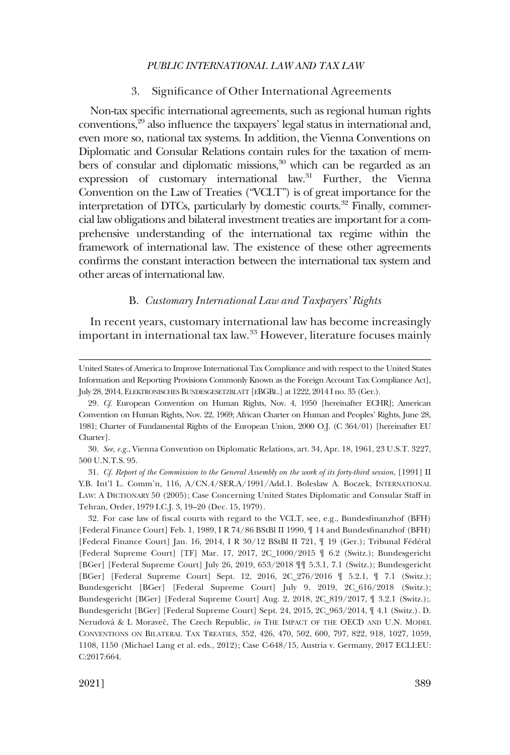### 3. Significance of Other International Agreements

Non-tax specific international agreements, such as regional human rights conventions,[29] also influence the taxpayers' legal status in international and, even more so, national tax systems. In addition, the Vienna Conventions on Diplomatic and Consular Relations contain rules for the taxation of members of consular and diplomatic missions,[30] which can be regarded as an expression of customary international law.[31] Further, the Vienna Convention on the Law of Treaties ("VCLT") is of great importance for the interpretation of DTCs, particularly by domestic courts.[32] Finally, commercial law obligations and bilateral investment treaties are important for a comprehensive understanding of the international tax regime within the framework of international law. The existence of these other agreements confirms the constant interaction between the international tax system and other areas of international law.

### B. *Customary International Law and Taxpayers' Rights*

In recent years, customary international law has become increasingly important in international tax law.[33] However, literature focuses mainly

---

United States of America to Improve International Tax Compliance and with respect to the United States Information and Reporting Provisions Commonly Known as the Foreign Account Tax Compliance Act], July 28, 2014, ELEKTRONISCHES BUNDESGESETZBLATT [EBGBL.] at 1222, 2014 I no. 35 (Ger.).

29. *Cf.* European Convention on Human Rights, Nov. 4, 1950 [hereinafter ECHR]; American Convention on Human Rights, Nov. 22, 1969; African Charter on Human and Peoples' Rights, June 28, 1981; Charter of Fundamental Rights of the European Union, 2000 O.J. (C 364/01) [hereinafter EU Charter].

30. *See, e.g.*, Vienna Convention on Diplomatic Relations, art. 34, Apr. 18, 1961, 23 U.S.T. 3227, 500 U.N.T.S. 95.

31. *Cf. Report of the Commission to the General Assembly on the work of its forty-third session*, [1991] II Y.B. Int'l L. Comm'n, 116, A/CN.4/SER.A/1991/Add.1. Boleslaw A. Boczek, INTERNATIONAL LAW: A DICTIONARY 50 (2005); Case Concerning United States Diplomatic and Consular Staff in Tehran, Order, 1979 I.C.J. 3, 19–20 (Dec. 15, 1979).

32. For case law of fiscal courts with regard to the VCLT, see, e.g., Bundesfinanzhof (BFH) [Federal Finance Court] Feb. 1, 1989, I R 74/86 BStBl II 1990, ¶ 14 and Bundesfinanzhof (BFH) [Federal Finance Court] Jan. 16, 2014, I R 30/12 BStBl II 721, ¶ 19 (Ger.); Tribunal Fédéral [Federal Supreme Court] [TF] Mar. 17, 2017, 2C_1000/2015 ¶ 6.2 (Switz.); Bundesgericht [BGer] [Federal Supreme Court] July 26, 2019, 653/2018 ¶¶ 5.3.1, 7.1 (Switz.); Bundesgericht [BGer] [Federal Supreme Court] Sept. 12, 2016, 2C_276/2016 ¶ 5.2.1, ¶ 7.1 (Switz.); Bundesgericht [BGer] [Federal Supreme Court] July 9, 2019, 2C_616/2018 (Switz.); Bundesgericht [BGer] [Federal Supreme Court] Aug. 2, 2018, 2C_819/2017, ¶ 3.2.1 (Switz.);. Bundesgericht [BGer] [Federal Supreme Court] Sept. 24, 2015, 2C_963/2014, ¶ 4.1 (Switz.). D. Nerudová & L Moraveč, The Czech Republic, *in* THE IMPACT OF THE OECD AND U.N. MODEL CONVENTIONS ON BILATERAL TAX TREATIES, 352, 426, 470, 502, 600, 797, 822, 918, 1027, 1059, 1108, 1150 (Michael Lang et al. eds., 2012); Case C-648/15, Austria v. Germany, 2017 ECLI:EU:C:2017:664.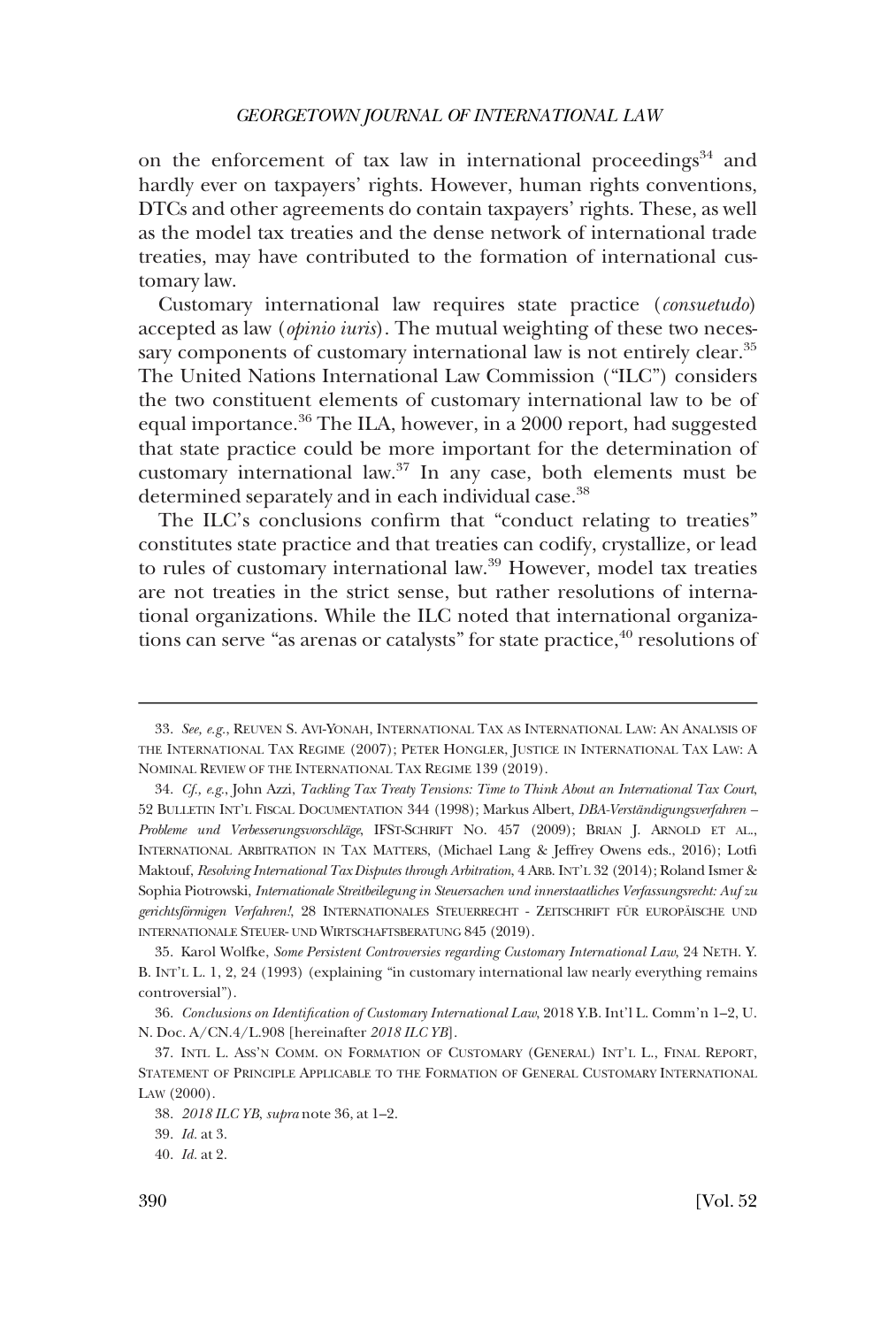on the enforcement of tax law in international proceedings[34] and hardly ever on taxpayers' rights. However, human rights conventions, DTCs and other agreements do contain taxpayers' rights. These, as well as the model tax treaties and the dense network of international trade treaties, may have contributed to the formation of international customary law.

Customary international law requires state practice (*consuetudo*) accepted as law (*opinio iuris*). The mutual weighting of these two necessary components of customary international law is not entirely clear.[35] The United Nations International Law Commission ("ILC") considers the two constituent elements of customary international law to be of equal importance.[36] The ILA, however, in a 2000 report, had suggested that state practice could be more important for the determination of customary international law.[37] In any case, both elements must be determined separately and in each individual case.[38]

The ILC's conclusions confirm that "conduct relating to treaties" constitutes state practice and that treaties can codify, crystallize, or lead to rules of customary international law.[39] However, model tax treaties are not treaties in the strict sense, but rather resolutions of international organizations. While the ILC noted that international organizations can serve "as arenas or catalysts" for state practice,[40] resolutions of

---

33. *See, e.g.*, REUVEN S. AVI-YONAH, INTERNATIONAL TAX AS INTERNATIONAL LAW: AN ANALYSIS OF THE INTERNATIONAL TAX REGIME (2007); PETER HONGLER, JUSTICE IN INTERNATIONAL TAX LAW: A NOMINAL REVIEW OF THE INTERNATIONAL TAX REGIME 139 (2019).

34. *Cf., e.g.*, John Azzi, *Tackling Tax Treaty Tensions: Time to Think About an International Tax Court*, 52 BULLETIN INT'L FISCAL DOCUMENTATION 344 (1998); Markus Albert, *DBA-Verständigungsverfahren – Probleme und Verbesserungsvorschläge*, IFST-SCHRIFT NO. 457 (2009); BRIAN J. ARNOLD ET AL., INTERNATIONAL ARBITRATION IN TAX MATTERS, (Michael Lang & Jeffrey Owens eds., 2016); Lotfi Maktouf, *Resolving International Tax Disputes through Arbitration*, 4 ARB. INT'L 32 (2014); Roland Ismer & Sophia Piotrowski, *Internationale Streitbeilegung in Steuersachen und innerstaatliches Verfassungsrecht: Auf zu gerichtsförmigen Verfahren!*, 28 INTERNATIONALES STEUERRECHT - ZEITSCHRIFT FÜR EUROPÄISCHE UND INTERNATIONALE STEUER- UND WIRTSCHAFTSBERATUNG 845 (2019).

35. Karol Wolfke, *Some Persistent Controversies regarding Customary International Law*, 24 NETH. Y. B. INT'L L. 1, 2, 24 (1993) (explaining "in customary international law nearly everything remains controversial").

36. *Conclusions on Identification of Customary International Law*, 2018 Y.B. Int'l L. Comm'n 1–2, U. N. Doc. A/CN.4/L.908 [hereinafter *2018 ILC YB*].

37. INTL L. ASS'N COMM. ON FORMATION OF CUSTOMARY (GENERAL) INT'L L., FINAL REPORT, STATEMENT OF PRINCIPLE APPLICABLE TO THE FORMATION OF GENERAL CUSTOMARY INTERNATIONAL LAW (2000).

38. *2018 ILC YB*, *supra* note 36, at 1–2.

39. *Id.* at 3.

40. *Id.* at 2.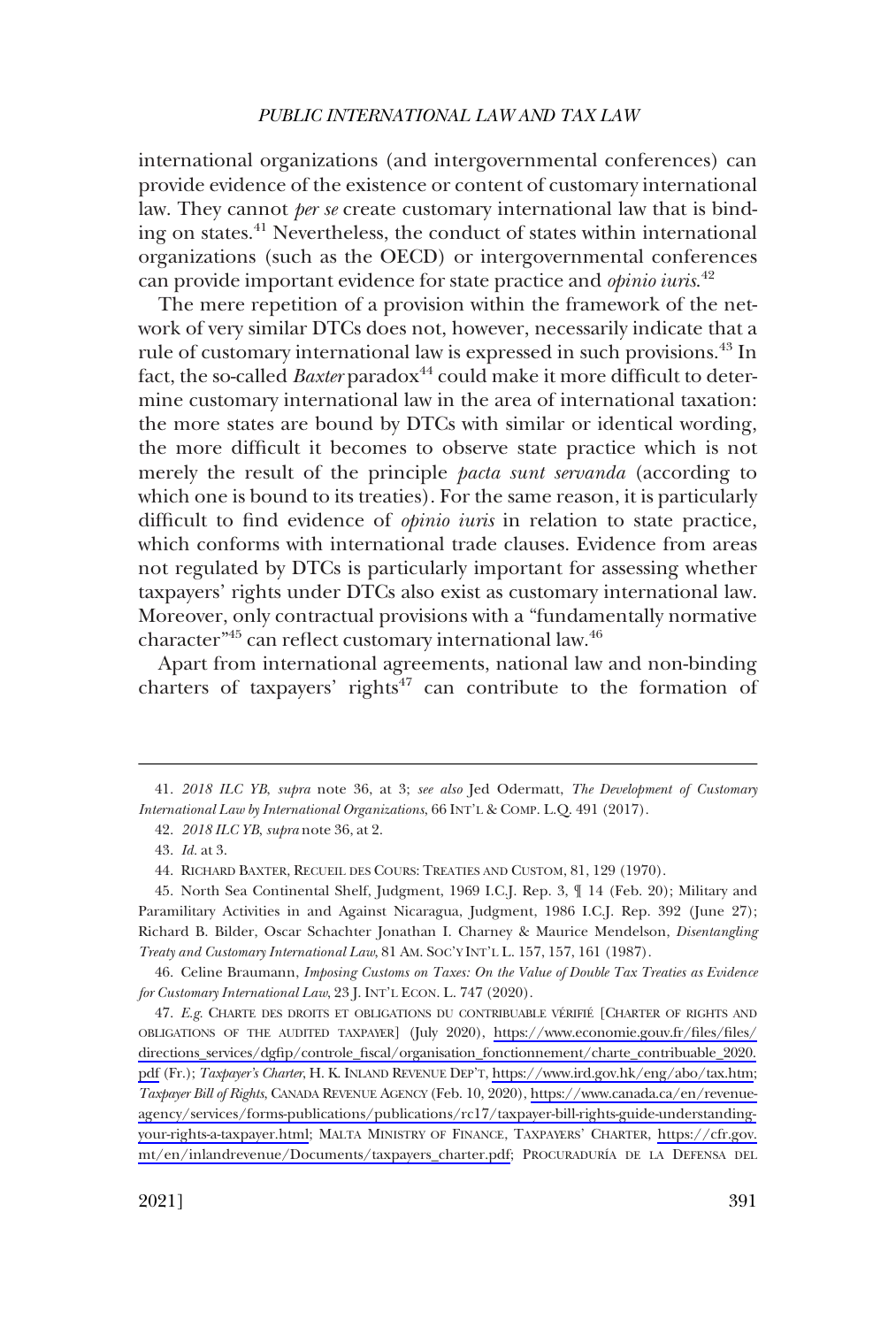international organizations (and intergovernmental conferences) can provide evidence of the existence or content of customary international law. They cannot *per se* create customary international law that is binding on states.[41] Nevertheless, the conduct of states within international organizations (such as the OECD) or intergovernmental conferences can provide important evidence for state practice and *opinio iuris*.[42]

The mere repetition of a provision within the framework of the network of very similar DTCs does not, however, necessarily indicate that a rule of customary international law is expressed in such provisions.[43] In fact, the so-called *Baxter* paradox[44] could make it more difficult to determine customary international law in the area of international taxation: the more states are bound by DTCs with similar or identical wording, the more difficult it becomes to observe state practice which is not merely the result of the principle *pacta sunt servanda* (according to which one is bound to its treaties). For the same reason, it is particularly difficult to find evidence of *opinio iuris* in relation to state practice, which conforms with international trade clauses. Evidence from areas not regulated by DTCs is particularly important for assessing whether taxpayers' rights under DTCs also exist as customary international law. Moreover, only contractual provisions with a "fundamentally normative character"[45] can reflect customary international law.[46]

Apart from international agreements, national law and non-binding charters of taxpayers' rights[47] can contribute to the formation of

---

41. *2018 ILC YB*, *supra* note 36, at 3; *see also* Jed Odermatt, *The Development of Customary International Law by International Organizations*, 66 INT'L & COMP. L.Q. 491 (2017).

42. *2018 ILC YB*, *supra* note 36, at 2.

43. *Id.* at 3.

44. RICHARD BAXTER, RECUEIL DES COURS: TREATIES AND CUSTOM, 81, 129 (1970).

45. North Sea Continental Shelf, Judgment, 1969 I.C.J. Rep. 3, ¶ 14 (Feb. 20); Military and Paramilitary Activities in and Against Nicaragua, Judgment, 1986 I.C.J. Rep. 392 (June 27); Richard B. Bilder, Oscar Schachter Jonathan I. Charney & Maurice Mendelson, *Disentangling Treaty and Customary International Law*, 81 AM. SOC'Y INT'L L. 157, 157, 161 (1987).

46. Celine Braumann, *Imposing Customs on Taxes: On the Value of Double Tax Treaties as Evidence for Customary International Law*, 23 J. INT'L ECON. L. 747 (2020).

47. *E.g.* CHARTE DES DROITS ET OBLIGATIONS DU CONTRIBUABLE VÉRIFIÉ [CHARTER OF RIGHTS AND OBLIGATIONS OF THE AUDITED TAXPAYER] (July 2020), https://www.economie.gouv.fr/files/files/directions_services/dgfip/controle_fiscal/organisation_fonctionnement/charte_contribuable_2020.pdf (Fr.); *Taxpayer's Charter*, H. K. INLAND REVENUE DEP'T, https://www.ird.gov.hk/eng/abo/tax.htm; *Taxpayer Bill of Rights*, CANADA REVENUE AGENCY (Feb. 10, 2020), https://www.canada.ca/en/revenue-agency/services/forms-publications/publications/rc17/taxpayer-bill-rights-guide-understanding-your-rights-a-taxpayer.html; MALTA MINISTRY OF FINANCE, TAXPAYERS' CHARTER, https://cfr.gov.mt/en/inlandrevenue/Documents/taxpayers_charter.pdf; PROCURADURÍA DE LA DEFENSA DEL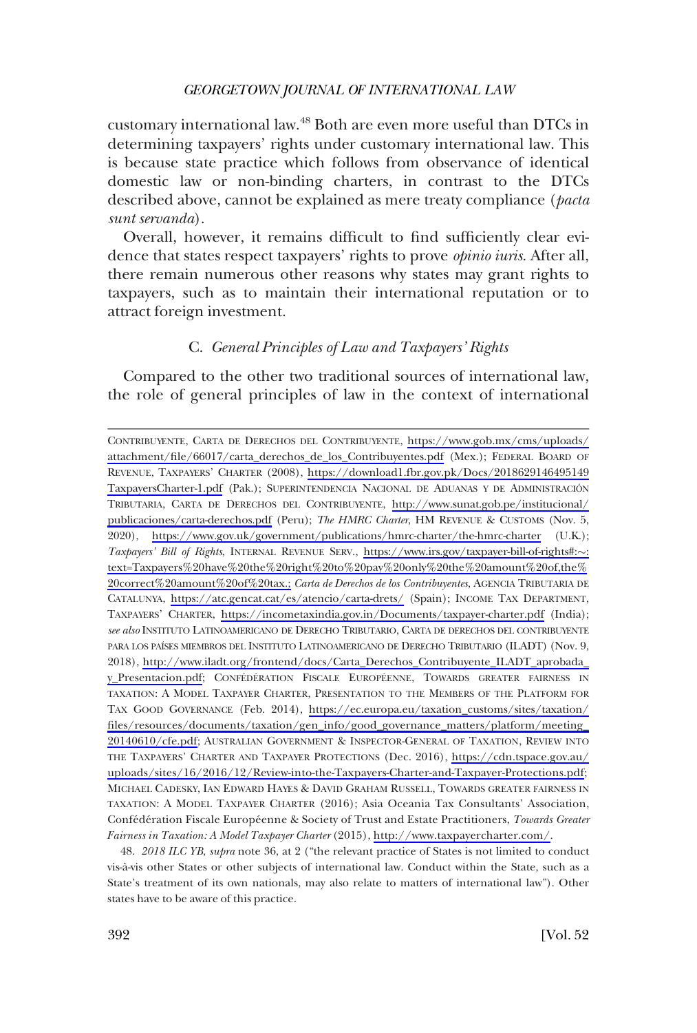customary international law.[48] Both are even more useful than DTCs in determining taxpayers' rights under customary international law. This is because state practice which follows from observance of identical domestic law or non-binding charters, in contrast to the DTCs described above, cannot be explained as mere treaty compliance (*pacta sunt servanda*).

Overall, however, it remains difficult to find sufficiently clear evidence that states respect taxpayers' rights to prove *opinio iuris*. After all, there remain numerous other reasons why states may grant rights to taxpayers, such as to maintain their international reputation or to attract foreign investment.

### C. *General Principles of Law and Taxpayers' Rights*

Compared to the other two traditional sources of international law, the role of general principles of law in the context of international

---

CONTRIBUYENTE, CARTA DE DERECHOS DEL CONTRIBUYENTE, https://www.gob.mx/cms/uploads/attachment/file/66017/carta_derechos_de_los_Contribuyentes.pdf (Mex.); FEDERAL BOARD OF REVENUE, TAXPAYERS' CHARTER (2008), https://download1.fbr.gov.pk/Docs/2018629146495149TaxpayersCharter-1.pdf (Pak.); SUPERINTENDENCIA NACIONAL DE ADUANAS Y DE ADMINISTRACIÓN TRIBUTARIA, CARTA DE DERECHOS DEL CONTRIBUYENTE, http://www.sunat.gob.pe/institucional/publicaciones/carta-derechos.pdf (Peru); *The HMRC Charter*, HM REVENUE & CUSTOMS (Nov. 5, 2020), https://www.gov.uk/government/publications/hmrc-charter/the-hmrc-charter (U.K.); *Taxpayers' Bill of Rights*, INTERNAL REVENUE SERV., https://www.irs.gov/taxpayer-bill-of-rights#:~:text=Taxpayers%20have%20the%20right%20to%20pay%20only%20the%20amount%20of,the%20correct%20amount%20of%20tax.; *Carta de Derechos de los Contribuyentes*, AGENCIA TRIBUTARIA DE CATALUNYA, https://atc.gencat.cat/es/atencio/carta-drets/ (Spain); INCOME TAX DEPARTMENT, TAXPAYERS' CHARTER, https://incometaxindia.gov.in/Documents/taxpayer-charter.pdf (India); *see also* INSTITUTO LATINOAMERICANO DE DERECHO TRIBUTARIO, CARTA DE DERECHOS DEL CONTRIBUYENTE PARA LOS PAÍSES MIEMBROS DEL INSTITUTO LATINOAMERICANO DE DERECHO TRIBUTARIO (ILADT) (Nov. 9, 2018), http://www.iladt.org/frontend/docs/Carta_Derechos_Contribuyente_ILADT_aprobada_y_Presentacion.pdf; CONFÉDÉRATION FISCALE EUROPÉENNE, TOWARDS GREATER FAIRNESS IN TAXATION: A MODEL TAXPAYER CHARTER, PRESENTATION TO THE MEMBERS OF THE PLATFORM FOR TAX GOOD GOVERNANCE (Feb. 2014), https://ec.europa.eu/taxation_customs/sites/taxation/files/resources/documents/taxation/gen_info/good_governance_matters/platform/meeting_20140610/cfe.pdf; AUSTRALIAN GOVERNMENT & INSPECTOR-GENERAL OF TAXATION, REVIEW INTO THE TAXPAYERS' CHARTER AND TAXPAYER PROTECTIONS (Dec. 2016), https://cdn.tspace.gov.au/uploads/sites/16/2016/12/Review-into-the-Taxpayers-Charter-and-Taxpayer-Protections.pdf; MICHAEL CADESKY, IAN EDWARD HAYES & DAVID GRAHAM RUSSELL, TOWARDS GREATER FAIRNESS IN TAXATION: A MODEL TAXPAYER CHARTER (2016); Asia Oceania Tax Consultants' Association, Confédération Fiscale Européenne & Society of Trust and Estate Practitioners, *Towards Greater Fairness in Taxation: A Model Taxpayer Charter* (2015), http://www.taxpayercharter.com/.

48. *2018 ILC YB*, *supra* note 36, at 2 ("the relevant practice of States is not limited to conduct vis-à-vis other States or other subjects of international law. Conduct within the State, such as a State's treatment of its own nationals, may also relate to matters of international law"). Other states have to be aware of this practice.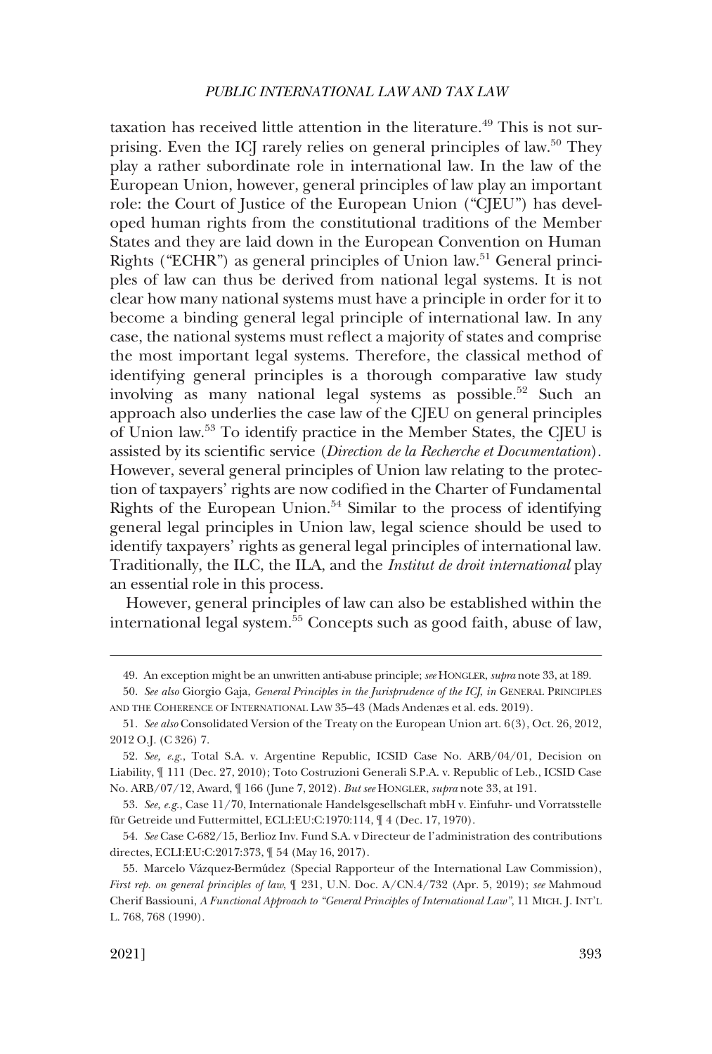taxation has received little attention in the literature.[49] This is not surprising. Even the ICJ rarely relies on general principles of law.[50] They play a rather subordinate role in international law. In the law of the European Union, however, general principles of law play an important role: the Court of Justice of the European Union ("CJEU") has developed human rights from the constitutional traditions of the Member States and they are laid down in the European Convention on Human Rights ("ECHR") as general principles of Union law.[51] General principles of law can thus be derived from national legal systems. It is not clear how many national systems must have a principle in order for it to become a binding general legal principle of international law. In any case, the national systems must reflect a majority of states and comprise the most important legal systems. Therefore, the classical method of identifying general principles is a thorough comparative law study involving as many national legal systems as possible.[52] Such an approach also underlies the case law of the CJEU on general principles of Union law.[53] To identify practice in the Member States, the CJEU is assisted by its scientific service (*Direction de la Recherche et Documentation*). However, several general principles of Union law relating to the protection of taxpayers' rights are now codified in the Charter of Fundamental Rights of the European Union.[54] Similar to the process of identifying general legal principles in Union law, legal science should be used to identify taxpayers' rights as general legal principles of international law. Traditionally, the ILC, the ILA, and the *Institut de droit international* play an essential role in this process.

However, general principles of law can also be established within the international legal system.[55] Concepts such as good faith, abuse of law,

---

49. An exception might be an unwritten anti-abuse principle; *see* HONGLER, *supra* note 33, at 189.

50. *See also* Giorgio Gaja, *General Principles in the Jurisprudence of the ICJ*, *in* GENERAL PRINCIPLES AND THE COHERENCE OF INTERNATIONAL LAW 35–43 (Mads Andenæs et al. eds. 2019).

51. *See also* Consolidated Version of the Treaty on the European Union art. 6(3), Oct. 26, 2012, 2012 O.J. (C 326) 7.

52. *See, e.g.*, Total S.A. v. Argentine Republic, ICSID Case No. ARB/04/01, Decision on Liability, ¶ 111 (Dec. 27, 2010); Toto Costruzioni Generali S.P.A. v. Republic of Leb., ICSID Case No. ARB/07/12, Award, ¶ 166 (June 7, 2012). *But see* HONGLER, *supra* note 33, at 191.

53. *See, e.g.*, Case 11/70, Internationale Handelsgesellschaft mbH v. Einfuhr- und Vorratsstelle für Getreide und Futtermittel, ECLI:EU:C:1970:114, ¶ 4 (Dec. 17, 1970).

54. *See* Case C-682/15, Berlioz Inv. Fund S.A. v Directeur de l'administration des contributions directes, ECLI:EU:C:2017:373, ¶ 54 (May 16, 2017).

55. Marcelo Vázquez-Bermúdez (Special Rapporteur of the International Law Commission), *First rep. on general principles of law*, ¶ 231, U.N. Doc. A/CN.4/732 (Apr. 5, 2019); *see* Mahmoud Cherif Bassiouni, *A Functional Approach to "General Principles of International Law"*, 11 MICH. J. INT'L L. 768, 768 (1990).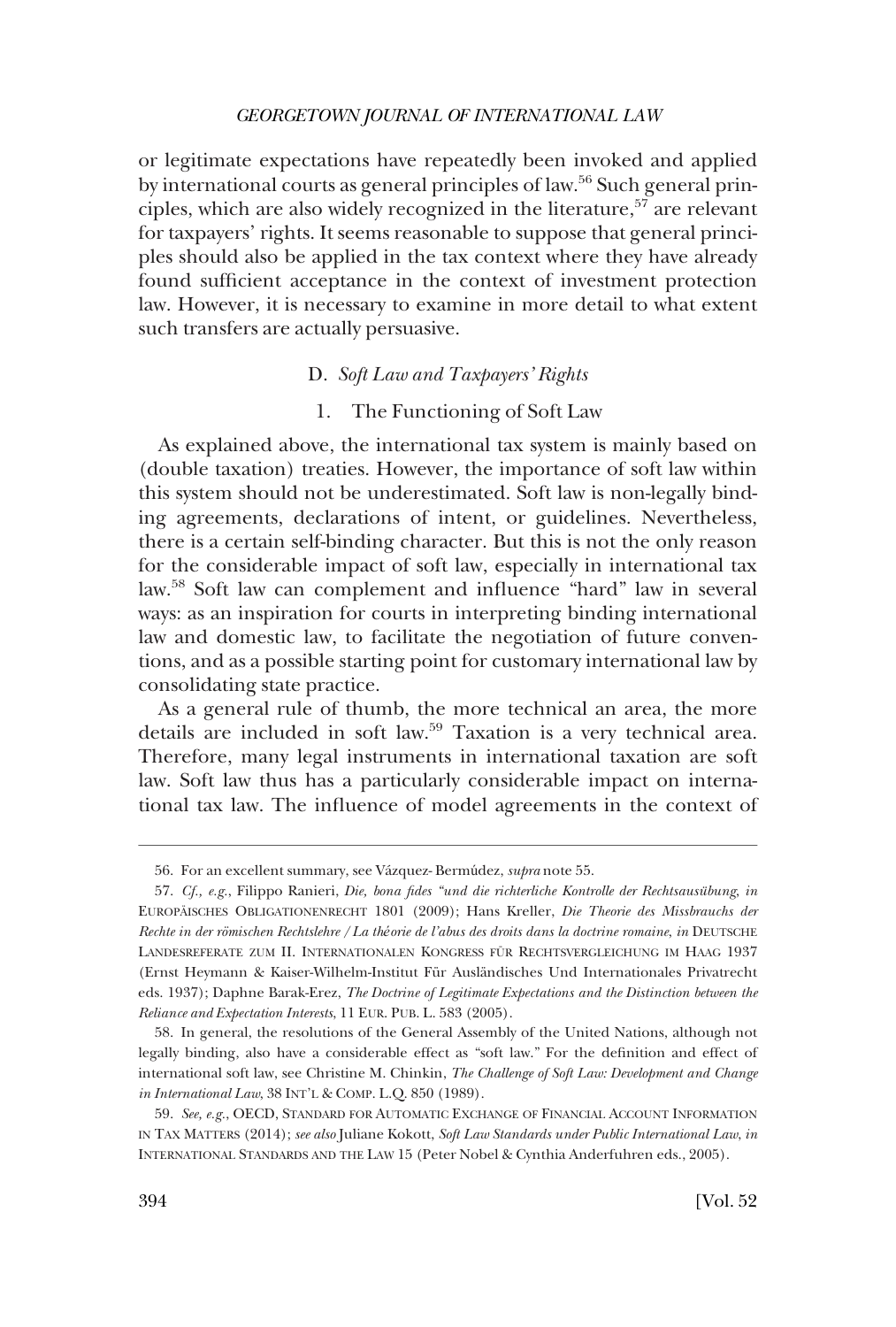or legitimate expectations have repeatedly been invoked and applied by international courts as general principles of law.[56] Such general principles, which are also widely recognized in the literature,[57] are relevant for taxpayers' rights. It seems reasonable to suppose that general principles should also be applied in the tax context where they have already found sufficient acceptance in the context of investment protection law. However, it is necessary to examine in more detail to what extent such transfers are actually persuasive.

### D. *Soft Law and Taxpayers' Rights*

#### 1. The Functioning of Soft Law

As explained above, the international tax system is mainly based on (double taxation) treaties. However, the importance of soft law within this system should not be underestimated. Soft law is non-legally binding agreements, declarations of intent, or guidelines. Nevertheless, there is a certain self-binding character. But this is not the only reason for the considerable impact of soft law, especially in international tax law.[58] Soft law can complement and influence "hard" law in several ways: as an inspiration for courts in interpreting binding international law and domestic law, to facilitate the negotiation of future conventions, and as a possible starting point for customary international law by consolidating state practice.

As a general rule of thumb, the more technical an area, the more details are included in soft law.[59] Taxation is a very technical area. Therefore, many legal instruments in international taxation are soft law. Soft law thus has a particularly considerable impact on international tax law. The influence of model agreements in the context of

---

56. For an excellent summary, see Vázquez- Bermúdez, *supra* note 55.

57. *Cf., e.g.*, Filippo Ranieri, *Die, bona fides "und die richterliche Kontrolle der Rechtsausübung*, *in* EUROPÄISCHES OBLIGATIONENRECHT 1801 (2009); Hans Kreller, *Die Theorie des Missbrauchs der Rechte in der römischen Rechtslehre / La théorie de l'abus des droits dans la doctrine romaine*, *in* DEUTSCHE LANDESREFERATE ZUM II. INTERNATIONALEN KONGRESS FÜR RECHTSVERGLEICHUNG IM HAAG 1937 (Ernst Heymann & Kaiser-Wilhelm-Institut Für Ausländisches Und Internationales Privatrecht eds. 1937); Daphne Barak-Erez, *The Doctrine of Legitimate Expectations and the Distinction between the Reliance and Expectation Interests*, 11 EUR. PUB. L. 583 (2005).

58. In general, the resolutions of the General Assembly of the United Nations, although not legally binding, also have a considerable effect as "soft law." For the definition and effect of international soft law, see Christine M. Chinkin, *The Challenge of Soft Law: Development and Change in International Law*, 38 INT'L & COMP. L.Q. 850 (1989).

59. *See, e.g.*, OECD, STANDARD FOR AUTOMATIC EXCHANGE OF FINANCIAL ACCOUNT INFORMATION IN TAX MATTERS (2014); *see also* Juliane Kokott, *Soft Law Standards under Public International Law*, *in* INTERNATIONAL STANDARDS AND THE LAW 15 (Peter Nobel & Cynthia Anderfuhren eds., 2005).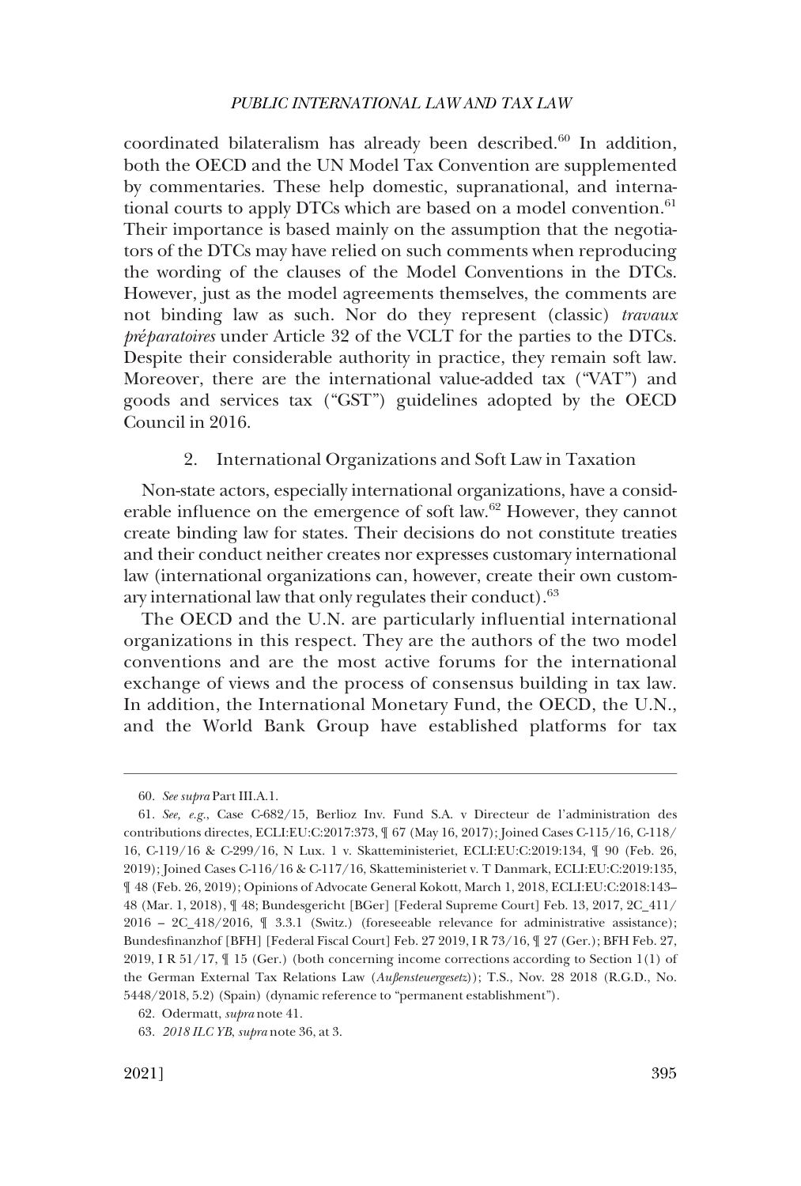coordinated bilateralism has already been described.[60] In addition, both the OECD and the UN Model Tax Convention are supplemented by commentaries. These help domestic, supranational, and international courts to apply DTCs which are based on a model convention.[61] Their importance is based mainly on the assumption that the negotiators of the DTCs may have relied on such comments when reproducing the wording of the clauses of the Model Conventions in the DTCs. However, just as the model agreements themselves, the comments are not binding law as such. Nor do they represent (classic) *travaux préparatoires* under Article 32 of the VCLT for the parties to the DTCs. Despite their considerable authority in practice, they remain soft law. Moreover, there are the international value-added tax ("VAT") and goods and services tax ("GST") guidelines adopted by the OECD Council in 2016.

### 2. International Organizations and Soft Law in Taxation

Non-state actors, especially international organizations, have a considerable influence on the emergence of soft law.[62] However, they cannot create binding law for states. Their decisions do not constitute treaties and their conduct neither creates nor expresses customary international law (international organizations can, however, create their own customary international law that only regulates their conduct).[63]

The OECD and the U.N. are particularly influential international organizations in this respect. They are the authors of the two model conventions and are the most active forums for the international exchange of views and the process of consensus building in tax law. In addition, the International Monetary Fund, the OECD, the U.N., and the World Bank Group have established platforms for tax

---

60. *See supra* Part III.A.1.

61. *See, e.g.*, Case C-682/15, Berlioz Inv. Fund S.A. v Directeur de l'administration des contributions directes, ECLI:EU:C:2017:373, ¶ 67 (May 16, 2017); Joined Cases C-115/16, C-118/16, C-119/16 & C-299/16, N Lux. 1 v. Skatteministeriet, ECLI:EU:C:2019:134, ¶ 90 (Feb. 26, 2019); Joined Cases C-116/16 & C-117/16, Skatteministeriet v. T Danmark, ECLI:EU:C:2019:135, ¶ 48 (Feb. 26, 2019); Opinions of Advocate General Kokott, March 1, 2018, ECLI:EU:C:2018:143–48 (Mar. 1, 2018), ¶ 48; Bundesgericht [BGer] [Federal Supreme Court] Feb. 13, 2017, 2C_411/2016 – 2C_418/2016, ¶ 3.3.1 (Switz.) (foreseeable relevance for administrative assistance); Bundesfinanzhof [BFH] [Federal Fiscal Court] Feb. 27 2019, I R 73/16, ¶ 27 (Ger.); BFH Feb. 27, 2019, I R 51/17, ¶ 15 (Ger.) (both concerning income corrections according to Section 1(1) of the German External Tax Relations Law (*Außensteuergesetz*)); T.S., Nov. 28 2018 (R.G.D., No. 5448/2018, 5.2) (Spain) (dynamic reference to "permanent establishment").

62. Odermatt, *supra* note 41.

63. *2018 ILC YB*, *supra* note 36, at 3.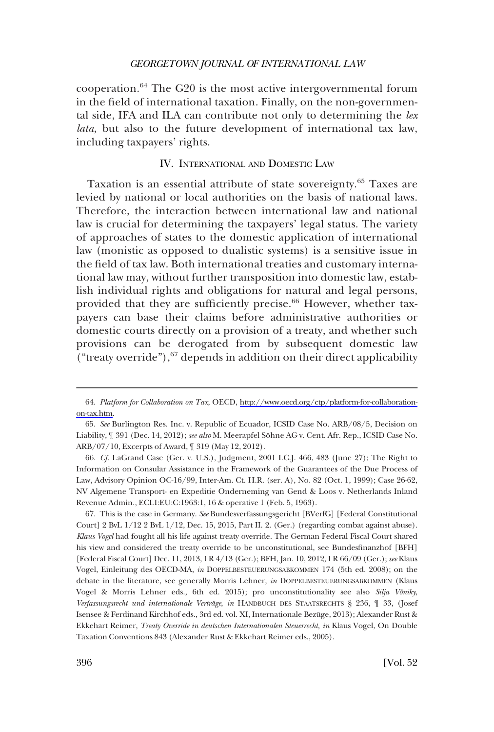cooperation.[64] The G20 is the most active intergovernmental forum in the field of international taxation. Finally, on the non-governmental side, IFA and ILA can contribute not only to determining the *lex lata*, but also to the future development of international tax law, including taxpayers' rights.

## IV. International and Domestic Law

Taxation is an essential attribute of state sovereignty.[65] Taxes are levied by national or local authorities on the basis of national laws. Therefore, the interaction between international law and national law is crucial for determining the taxpayers' legal status. The variety of approaches of states to the domestic application of international law (monistic as opposed to dualistic systems) is a sensitive issue in the field of tax law. Both international treaties and customary international law may, without further transposition into domestic law, establish individual rights and obligations for natural and legal persons, provided that they are sufficiently precise.[66] However, whether taxpayers can base their claims before administrative authorities or domestic courts directly on a provision of a treaty, and whether such provisions can be derogated from by subsequent domestic law ("treaty override"),[67] depends in addition on their direct applicability

---

64. *Platform for Collaboration on Tax*, OECD, http://www.oecd.org/ctp/platform-for-collaboration-on-tax.htm.

65. *See* Burlington Res. Inc. v. Republic of Ecuador, ICSID Case No. ARB/08/5, Decision on Liability, ¶ 391 (Dec. 14, 2012); *see also* M. Meerapfel Söhne AG v. Cent. Afr. Rep., ICSID Case No. ARB/07/10, Excerpts of Award, ¶ 319 (May 12, 2012).

66. *Cf.* LaGrand Case (Ger. v. U.S.), Judgment, 2001 I.C.J. 466, 483 (June 27); The Right to Information on Consular Assistance in the Framework of the Guarantees of the Due Process of Law, Advisory Opinion OC-16/99, Inter-Am. Ct. H.R. (ser. A), No. 82 (Oct. 1, 1999); Case 26-62, NV Algemene Transport- en Expeditie Onderneming van Gend & Loos v. Netherlands Inland Revenue Admin., ECLI:EU:C:1963:1, 16 & operative 1 (Feb. 5, 1963).

67. This is the case in Germany. *See* Bundesverfassungsgericht [BVerfG] [Federal Constitutional Court] 2 BvL 1/12 2 BvL 1/12, Dec. 15, 2015, Part II. 2. (Ger.) (regarding combat against abuse). *Klaus Vogel* had fought all his life against treaty override. The German Federal Fiscal Court shared his view and considered the treaty override to be unconstitutional, see Bundesfinanzhof [BFH] [Federal Fiscal Court] Dec. 11, 2013, I R 4/13 (Ger.); BFH, Jan. 10, 2012, I R 66/09 (Ger.); *see* Klaus Vogel, Einleitung des OECD-MA, *in* DOPPELBESTEUERUNGSABKOMMEN 174 (5th ed. 2008); on the debate in the literature, see generally Morris Lehner, *in* DOPPELBESTEUERUNGSABKOMMEN (Klaus Vogel & Morris Lehner eds., 6th ed. 2015); pro unconstitutionality see also *Silja Vöniky*, *Verfassungsrecht und internationale Verträge*, *in* HANDBUCH DES STAATSRECHTS § 236, ¶ 33, (Josef Isensee & Ferdinand Kirchhof eds., 3rd ed. vol. XI, Internationale Bezüge, 2013); Alexander Rust & Ekkehart Reimer, *Treaty Override in deutschen Internationalen Steuerrecht*, *in* Klaus Vogel, On Double Taxation Conventions 843 (Alexander Rust & Ekkehart Reimer eds., 2005).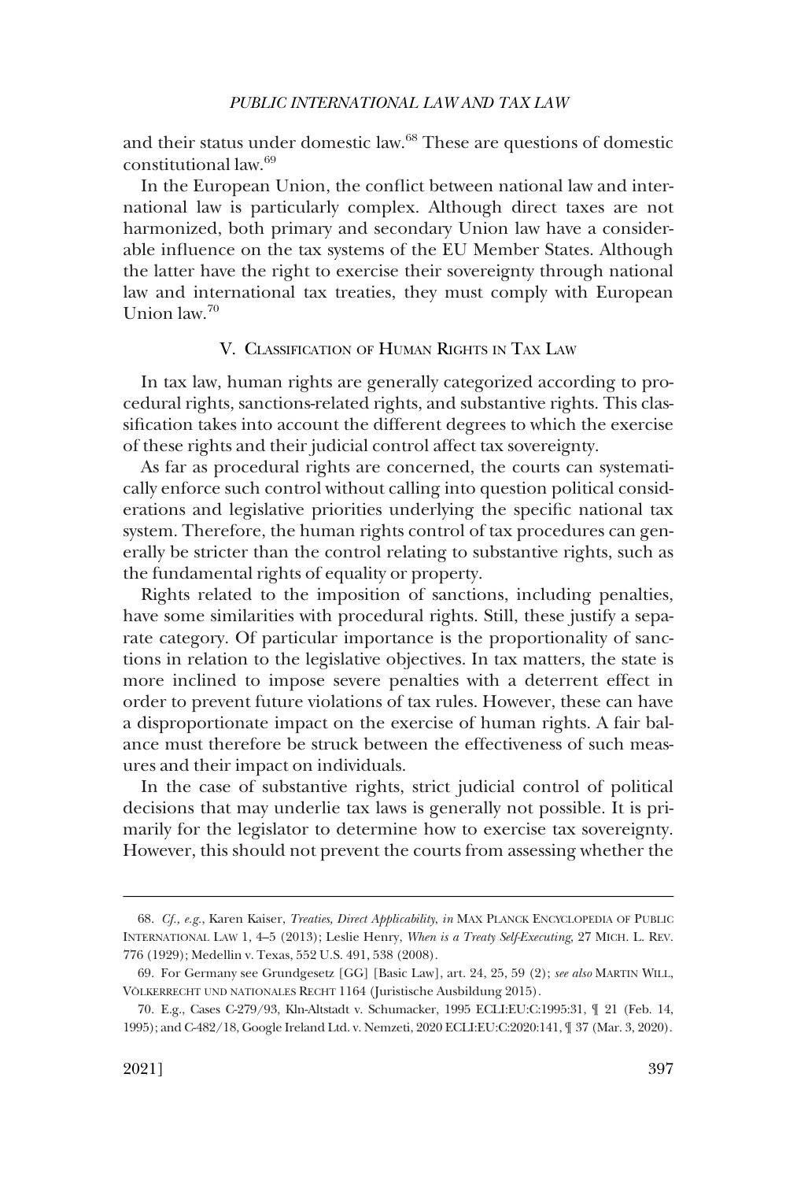and their status under domestic law.[68] These are questions of domestic constitutional law.[69]

In the European Union, the conflict between national law and international law is particularly complex. Although direct taxes are not harmonized, both primary and secondary Union law have a considerable influence on the tax systems of the EU Member States. Although the latter have the right to exercise their sovereignty through national law and international tax treaties, they must comply with European Union law.[70]

## V. Classification of Human Rights in Tax Law

In tax law, human rights are generally categorized according to procedural rights, sanctions-related rights, and substantive rights. This classification takes into account the different degrees to which the exercise of these rights and their judicial control affect tax sovereignty.

As far as procedural rights are concerned, the courts can systematically enforce such control without calling into question political considerations and legislative priorities underlying the specific national tax system. Therefore, the human rights control of tax procedures can generally be stricter than the control relating to substantive rights, such as the fundamental rights of equality or property.

Rights related to the imposition of sanctions, including penalties, have some similarities with procedural rights. Still, these justify a separate category. Of particular importance is the proportionality of sanctions in relation to the legislative objectives. In tax matters, the state is more inclined to impose severe penalties with a deterrent effect in order to prevent future violations of tax rules. However, these can have a disproportionate impact on the exercise of human rights. A fair balance must therefore be struck between the effectiveness of such measures and their impact on individuals.

In the case of substantive rights, strict judicial control of political decisions that may underlie tax laws is generally not possible. It is primarily for the legislator to determine how to exercise tax sovereignty. However, this should not prevent the courts from assessing whether the

---

68. *Cf., e.g.*, Karen Kaiser, *Treaties, Direct Applicability*, *in* MAX PLANCK ENCYCLOPEDIA OF PUBLIC INTERNATIONAL LAW 1, 4–5 (2013); Leslie Henry, *When is a Treaty Self-Executing*, 27 MICH. L. REV. 776 (1929); Medellin v. Texas, 552 U.S. 491, 538 (2008).

69. For Germany see Grundgesetz [GG] [Basic Law], art. 24, 25, 59 (2); *see also* MARTIN WILL, VÖLKERRECHT UND NATIONALES RECHT 1164 (Juristische Ausbildung 2015).

70. E.g., Cases C-279/93, Kln-Altstadt v. Schumacker, 1995 ECLI:EU:C:1995:31, ¶ 21 (Feb. 14, 1995); and C-482/18, Google Ireland Ltd. v. Nemzeti, 2020 ECLI:EU:C:2020:141, ¶ 37 (Mar. 3, 2020).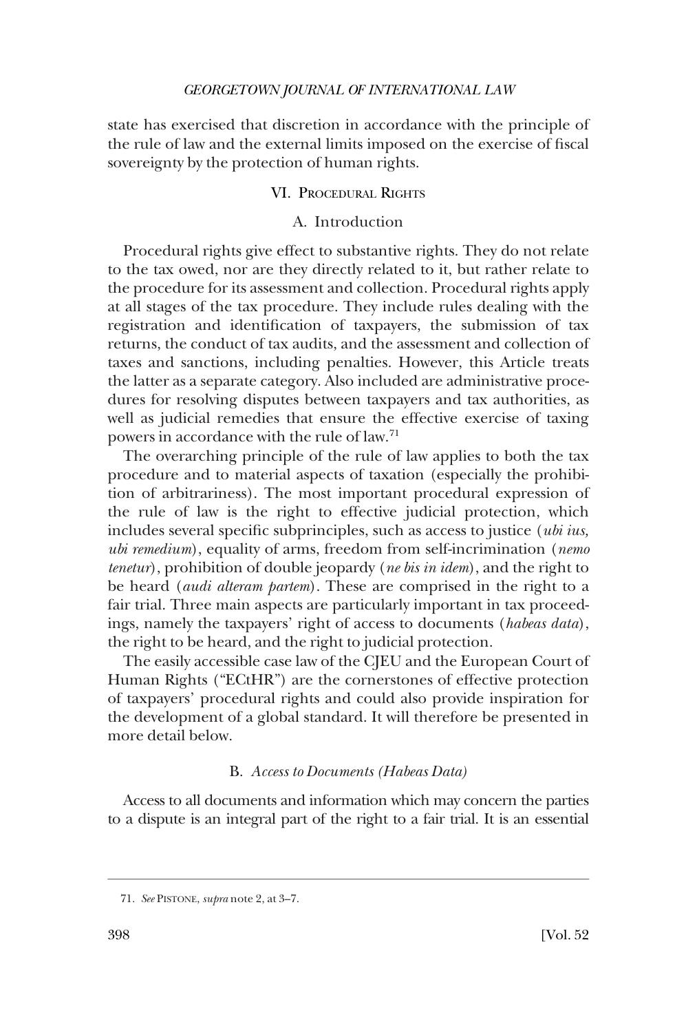state has exercised that discretion in accordance with the principle of the rule of law and the external limits imposed on the exercise of fiscal sovereignty by the protection of human rights.

## VI. Procedural Rights

### A. Introduction

Procedural rights give effect to substantive rights. They do not relate to the tax owed, nor are they directly related to it, but rather relate to the procedure for its assessment and collection. Procedural rights apply at all stages of the tax procedure. They include rules dealing with the registration and identification of taxpayers, the submission of tax returns, the conduct of tax audits, and the assessment and collection of taxes and sanctions, including penalties. However, this Article treats the latter as a separate category. Also included are administrative procedures for resolving disputes between taxpayers and tax authorities, as well as judicial remedies that ensure the effective exercise of taxing powers in accordance with the rule of law.[71]

The overarching principle of the rule of law applies to both the tax procedure and to material aspects of taxation (especially the prohibition of arbitrariness). The most important procedural expression of the rule of law is the right to effective judicial protection, which includes several specific subprinciples, such as access to justice (*ubi ius, ubi remedium*), equality of arms, freedom from self-incrimination (*nemo tenetur*), prohibition of double jeopardy (*ne bis in idem*), and the right to be heard (*audi alteram partem*). These are comprised in the right to a fair trial. Three main aspects are particularly important in tax proceedings, namely the taxpayers' right of access to documents (*habeas data*), the right to be heard, and the right to judicial protection.

The easily accessible case law of the CJEU and the European Court of Human Rights ("ECtHR") are the cornerstones of effective protection of taxpayers' procedural rights and could also provide inspiration for the development of a global standard. It will therefore be presented in more detail below.

### B. *Access to Documents (Habeas Data)*

Access to all documents and information which may concern the parties to a dispute is an integral part of the right to a fair trial. It is an essential

---

71. *See* Pistone, *supra* note 2, at 3–7.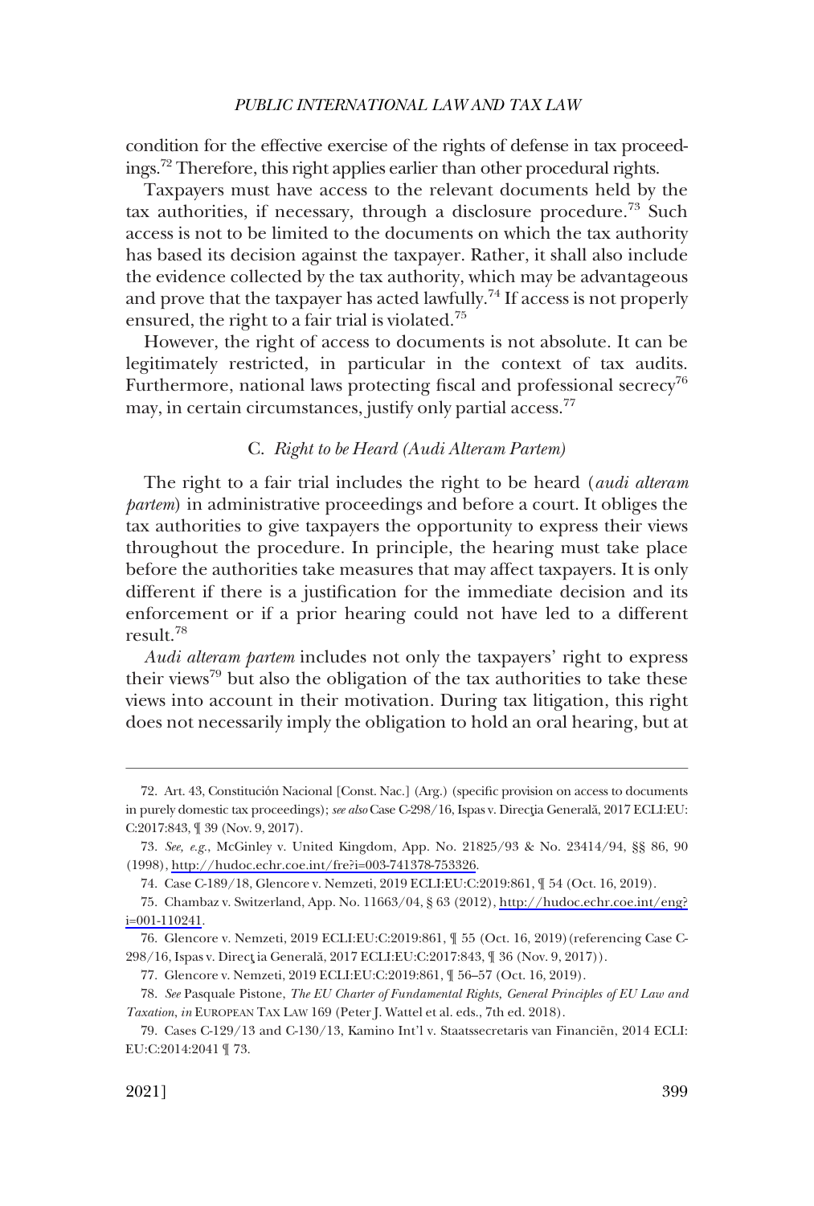condition for the effective exercise of the rights of defense in tax proceedings.[72] Therefore, this right applies earlier than other procedural rights.

Taxpayers must have access to the relevant documents held by the tax authorities, if necessary, through a disclosure procedure.[73] Such access is not to be limited to the documents on which the tax authority has based its decision against the taxpayer. Rather, it shall also include the evidence collected by the tax authority, which may be advantageous and prove that the taxpayer has acted lawfully.[74] If access is not properly ensured, the right to a fair trial is violated.[75]

However, the right of access to documents is not absolute. It can be legitimately restricted, in particular in the context of tax audits. Furthermore, national laws protecting fiscal and professional secrecy[76] may, in certain circumstances, justify only partial access.[77]

### C. *Right to be Heard (Audi Alteram Partem)*

The right to a fair trial includes the right to be heard (*audi alteram partem*) in administrative proceedings and before a court. It obliges the tax authorities to give taxpayers the opportunity to express their views throughout the procedure. In principle, the hearing must take place before the authorities take measures that may affect taxpayers. It is only different if there is a justification for the immediate decision and its enforcement or if a prior hearing could not have led to a different result.[78]

*Audi alteram partem* includes not only the taxpayers' right to express their views[79] but also the obligation of the tax authorities to take these views into account in their motivation. During tax litigation, this right does not necessarily imply the obligation to hold an oral hearing, but at

---

72. Art. 43, Constitución Nacional [Const. Nac.] (Arg.) (specific provision on access to documents in purely domestic tax proceedings); *see also* Case C-298/16, Ispas v. Direcţia Generală, 2017 ECLI:EU:C:2017:843, ¶ 39 (Nov. 9, 2017).

73. *See, e.g.*, McGinley v. United Kingdom, App. No. 21825/93 & No. 23414/94, §§ 86, 90 (1998), http://hudoc.echr.coe.int/fre?i=003-741378-753326.

74. Case C-189/18, Glencore v. Nemzeti, 2019 ECLI:EU:C:2019:861, ¶ 54 (Oct. 16, 2019).

75. Chambaz v. Switzerland, App. No. 11663/04, § 63 (2012), http://hudoc.echr.coe.int/eng?i=001-110241.

76. Glencore v. Nemzeti, 2019 ECLI:EU:C:2019:861, ¶ 55 (Oct. 16, 2019) (referencing Case C-298/16, Ispas v. Direcţia Generală, 2017 ECLI:EU:C:2017:843, ¶ 36 (Nov. 9, 2017)).

77. Glencore v. Nemzeti, 2019 ECLI:EU:C:2019:861, ¶ 56–57 (Oct. 16, 2019).

78. *See* Pasquale Pistone, *The EU Charter of Fundamental Rights, General Principles of EU Law and Taxation*, *in* EUROPEAN TAX LAW 169 (Peter J. Wattel et al. eds., 7th ed. 2018).

79. Cases C-129/13 and C-130/13, Kamino Int'l v. Staatssecretaris van Financiën, 2014 ECLI:EU:C:2014:2041 ¶ 73.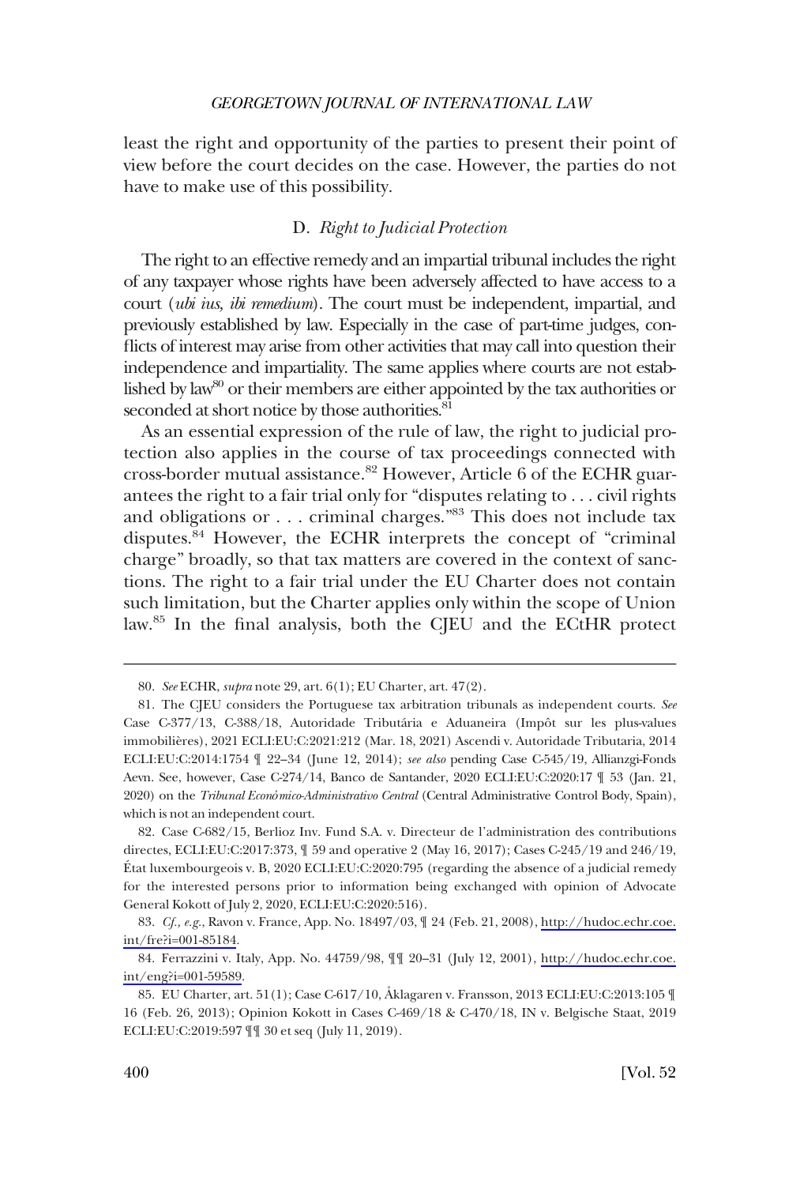least the right and opportunity of the parties to present their point of view before the court decides on the case. However, the parties do not have to make use of this possibility.

### D. *Right to Judicial Protection*

The right to an effective remedy and an impartial tribunal includes the right of any taxpayer whose rights have been adversely affected to have access to a court (*ubi ius, ibi remedium*). The court must be independent, impartial, and previously established by law. Especially in the case of part-time judges, conflicts of interest may arise from other activities that may call into question their independence and impartiality. The same applies where courts are not established by law[80] or their members are either appointed by the tax authorities or seconded at short notice by those authorities.[81]

As an essential expression of the rule of law, the right to judicial protection also applies in the course of tax proceedings connected with cross-border mutual assistance.[82] However, Article 6 of the ECHR guarantees the right to a fair trial only for "disputes relating to . . . civil rights and obligations or . . . criminal charges."[83] This does not include tax disputes.[84] However, the ECHR interprets the concept of "criminal charge" broadly, so that tax matters are covered in the context of sanctions. The right to a fair trial under the EU Charter does not contain such limitation, but the Charter applies only within the scope of Union law.[85] In the final analysis, both the CJEU and the ECtHR protect

---

80. *See* ECHR, *supra* note 29, art. 6(1); EU Charter, art. 47(2).

81. The CJEU considers the Portuguese tax arbitration tribunals as independent courts. *See* Case C-377/13, C-388/18, Autoridade Tributária e Aduaneira (Impôt sur les plus-values immobilières), 2021 ECLI:EU:C:2021:212 (Mar. 18, 2021) Ascendi v. Autoridade Tributaria, 2014 ECLI:EU:C:2014:1754 ¶ 22–34 (June 12, 2014); *see also* pending Case C-545/19, Allianzgi-Fonds Aevn. See, however, Case C-274/14, Banco de Santander, 2020 ECLI:EU:C:2020:17 ¶ 53 (Jan. 21, 2020) on the *Tribunal Económico-Administrativo Central* (Central Administrative Control Body, Spain), which is not an independent court.

82. Case C-682/15, Berlioz Inv. Fund S.A. v. Directeur de l'administration des contributions directes, ECLI:EU:C:2017:373, ¶ 59 and operative 2 (May 16, 2017); Cases C-245/19 and 246/19, État luxembourgeois v. B, 2020 ECLI:EU:C:2020:795 (regarding the absence of a judicial remedy for the interested persons prior to information being exchanged with opinion of Advocate General Kokott of July 2, 2020, ECLI:EU:C:2020:516).

83. *Cf., e.g.*, Ravon v. France, App. No. 18497/03, ¶ 24 (Feb. 21, 2008), http://hudoc.echr.coe.int/fre?i=001-85184.

84. Ferrazzini v. Italy, App. No. 44759/98, ¶¶ 20–31 (July 12, 2001), http://hudoc.echr.coe.int/eng?i=001-59589.

85. EU Charter, art. 51(1); Case C-617/10, Åklagaren v. Fransson, 2013 ECLI:EU:C:2013:105 ¶ 16 (Feb. 26, 2013); Opinion Kokott in Cases C-469/18 & C-470/18, IN v. Belgische Staat, 2019 ECLI:EU:C:2019:597 ¶¶ 30 et seq (July 11, 2019).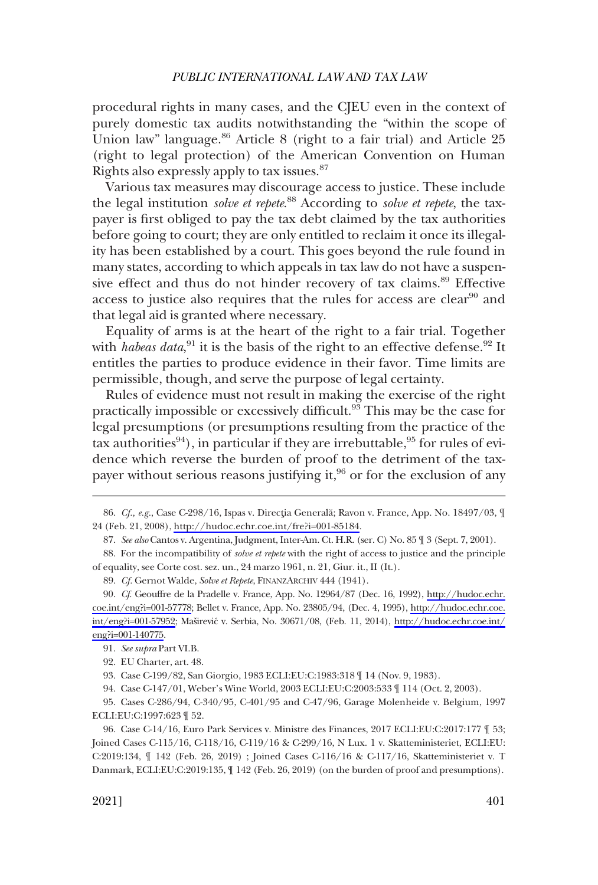procedural rights in many cases, and the CJEU even in the context of purely domestic tax audits notwithstanding the "within the scope of Union law" language.[86] Article 8 (right to a fair trial) and Article 25 (right to legal protection) of the American Convention on Human Rights also expressly apply to tax issues.[87]

Various tax measures may discourage access to justice. These include the legal institution *solve et repete*.[88] According to *solve et repete*, the taxpayer is first obliged to pay the tax debt claimed by the tax authorities before going to court; they are only entitled to reclaim it once its illegality has been established by a court. This goes beyond the rule found in many states, according to which appeals in tax law do not have a suspensive effect and thus do not hinder recovery of tax claims.[89] Effective access to justice also requires that the rules for access are clear[90] and that legal aid is granted where necessary.

Equality of arms is at the heart of the right to a fair trial. Together with *habeas data*,[91] it is the basis of the right to an effective defense.[92] It entitles the parties to produce evidence in their favor. Time limits are permissible, though, and serve the purpose of legal certainty.

Rules of evidence must not result in making the exercise of the right practically impossible or excessively difficult.[93] This may be the case for legal presumptions (or presumptions resulting from the practice of the tax authorities[94]), in particular if they are irrebuttable,[95] for rules of evidence which reverse the burden of proof to the detriment of the taxpayer without serious reasons justifying it,[96] or for the exclusion of any

---

86. *Cf., e.g.*, Case C-298/16, Ispas v. Direcţia Generală; Ravon v. France, App. No. 18497/03, ¶ 24 (Feb. 21, 2008), http://hudoc.echr.coe.int/fre?i=001-85184.

87. *See also* Cantos v. Argentina, Judgment, Inter-Am. Ct. H.R. (ser. C) No. 85 ¶ 3 (Sept. 7, 2001).

88. For the incompatibility of *solve et repete* with the right of access to justice and the principle of equality, see Corte cost. sez. un., 24 marzo 1961, n. 21, Giur. it., II (It.).

89. *Cf.* Gernot Walde, *Solve et Repete*, FINANZARCHIV 444 (1941).

90. *Cf.* Geouffre de la Pradelle v. France, App. No. 12964/87 (Dec. 16, 1992), http://hudoc.echr.coe.int/eng?i=001-57778; Bellet v. France, App. No. 23805/94, (Dec. 4, 1995), http://hudoc.echr.coe.int/eng?i=001-57952; Maširević v. Serbia, No. 30671/08, (Feb. 11, 2014), http://hudoc.echr.coe.int/eng?i=001-140775.

91. *See supra* Part VI.B.

92. EU Charter, art. 48.

93. Case C-199/82, San Giorgio, 1983 ECLI:EU:C:1983:318 ¶ 14 (Nov. 9, 1983).

94. Case C-147/01, Weber's Wine World, 2003 ECLI:EU:C:2003:533 ¶ 114 (Oct. 2, 2003).

95. Cases C-286/94, C-340/95, C-401/95 and C-47/96, Garage Molenheide v. Belgium, 1997 ECLI:EU:C:1997:623 ¶ 52.

96. Case C-14/16, Euro Park Services v. Ministre des Finances, 2017 ECLI:EU:C:2017:177 ¶ 53; Joined Cases C-115/16, C-118/16, C-119/16 & C-299/16, N Lux. 1 v. Skatteministeriet, ECLI:EU:C:2019:134, ¶ 142 (Feb. 26, 2019) ; Joined Cases C-116/16 & C-117/16, Skatteministeriet v. T Danmark, ECLI:EU:C:2019:135, ¶ 142 (Feb. 26, 2019) (on the burden of proof and presumptions).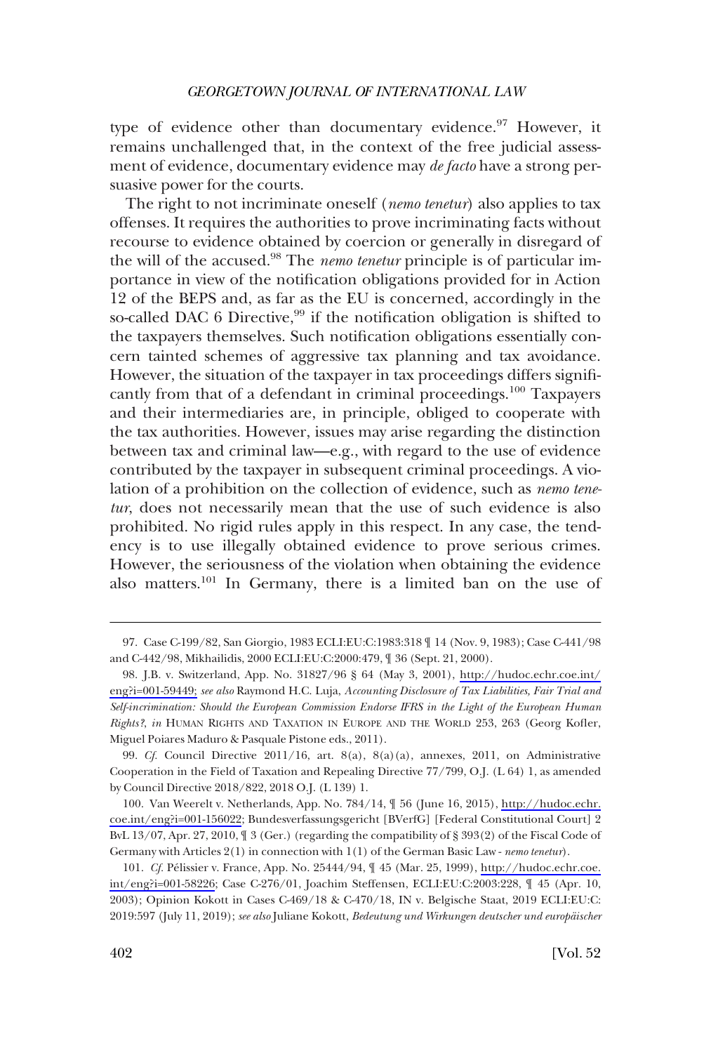type of evidence other than documentary evidence.[97] However, it remains unchallenged that, in the context of the free judicial assessment of evidence, documentary evidence may *de facto* have a strong persuasive power for the courts.

The right to not incriminate oneself (*nemo tenetur*) also applies to tax offenses. It requires the authorities to prove incriminating facts without recourse to evidence obtained by coercion or generally in disregard of the will of the accused.[98] The *nemo tenetur* principle is of particular importance in view of the notification obligations provided for in Action 12 of the BEPS and, as far as the EU is concerned, accordingly in the so-called DAC 6 Directive,[99] if the notification obligation is shifted to the taxpayers themselves. Such notification obligations essentially concern tainted schemes of aggressive tax planning and tax avoidance. However, the situation of the taxpayer in tax proceedings differs significantly from that of a defendant in criminal proceedings.[100] Taxpayers and their intermediaries are, in principle, obliged to cooperate with the tax authorities. However, issues may arise regarding the distinction between tax and criminal law—e.g., with regard to the use of evidence contributed by the taxpayer in subsequent criminal proceedings. A violation of a prohibition on the collection of evidence, such as *nemo tenetur*, does not necessarily mean that the use of such evidence is also prohibited. No rigid rules apply in this respect. In any case, the tendency is to use illegally obtained evidence to prove serious crimes. However, the seriousness of the violation when obtaining the evidence also matters.[101] In Germany, there is a limited ban on the use of

---

97. Case C-199/82, San Giorgio, 1983 ECLI:EU:C:1983:318 ¶ 14 (Nov. 9, 1983); Case C-441/98 and C-442/98, Mikhailidis, 2000 ECLI:EU:C:2000:479, ¶ 36 (Sept. 21, 2000).

98. J.B. v. Switzerland, App. No. 31827/96 § 64 (May 3, 2001), http://hudoc.echr.coe.int/eng?i=001-59449; *see also* Raymond H.C. Luja, *Accounting Disclosure of Tax Liabilities, Fair Trial and Self-incrimination: Should the European Commission Endorse IFRS in the Light of the European Human Rights?*, *in* HUMAN RIGHTS AND TAXATION IN EUROPE AND THE WORLD 253, 263 (Georg Kofler, Miguel Poiares Maduro & Pasquale Pistone eds., 2011).

99. *Cf.* Council Directive 2011/16, art. 8(a), 8(a)(a), annexes, 2011, on Administrative Cooperation in the Field of Taxation and Repealing Directive 77/799, O.J. (L 64) 1, as amended by Council Directive 2018/822, 2018 O.J. (L 139) 1.

100. Van Weerelt v. Netherlands, App. No. 784/14, ¶ 56 (June 16, 2015), http://hudoc.echr.coe.int/eng?i=001-156022; Bundesverfassungsgericht [BVerfG] [Federal Constitutional Court] 2 BvL 13/07, Apr. 27, 2010, ¶ 3 (Ger.) (regarding the compatibility of § 393(2) of the Fiscal Code of Germany with Articles 2(1) in connection with 1(1) of the German Basic Law - *nemo tenetur*).

101. *Cf.* Pélissier v. France, App. No. 25444/94, ¶ 45 (Mar. 25, 1999), http://hudoc.echr.coe.int/eng?i=001-58226; Case C-276/01, Joachim Steffensen, ECLI:EU:C:2003:228, ¶ 45 (Apr. 10, 2003); Opinion Kokott in Cases C-469/18 & C-470/18, IN v. Belgische Staat, 2019 ECLI:EU:C:2019:597 (July 11, 2019); *see also* Juliane Kokott, *Bedeutung und Wirkungen deutscher und europäischer*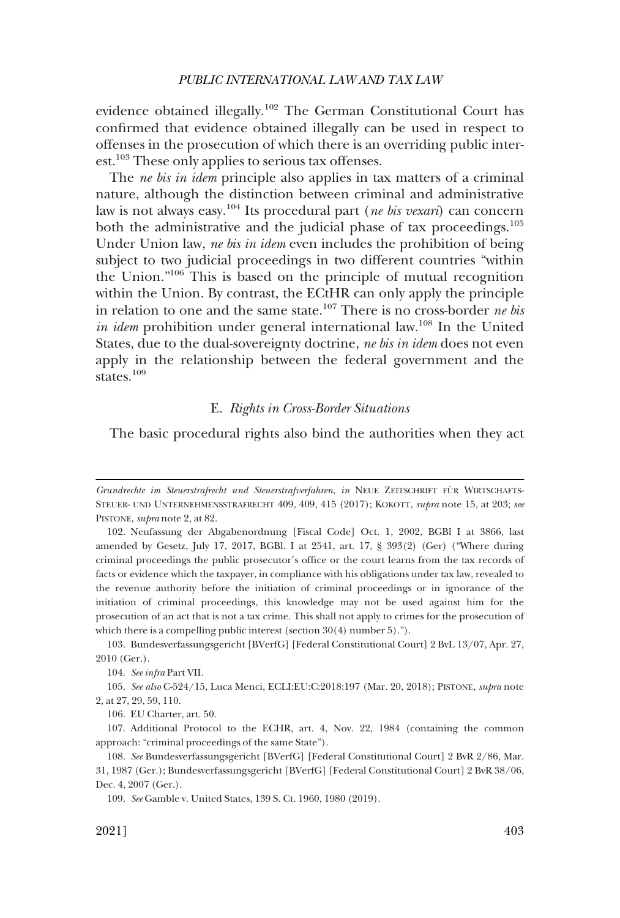evidence obtained illegally.[102] The German Constitutional Court has confirmed that evidence obtained illegally can be used in respect to offenses in the prosecution of which there is an overriding public interest.[103] These only applies to serious tax offenses.

The *ne bis in idem* principle also applies in tax matters of a criminal nature, although the distinction between criminal and administrative law is not always easy.[104] Its procedural part (*ne bis vexari*) can concern both the administrative and the judicial phase of tax proceedings.[105] Under Union law, *ne bis in idem* even includes the prohibition of being subject to two judicial proceedings in two different countries "within the Union."[106] This is based on the principle of mutual recognition within the Union. By contrast, the ECtHR can only apply the principle in relation to one and the same state.[107] There is no cross-border *ne bis in idem* prohibition under general international law.[108] In the United States, due to the dual-sovereignty doctrine, *ne bis in idem* does not even apply in the relationship between the federal government and the states.[109]

### E. *Rights in Cross-Border Situations*

The basic procedural rights also bind the authorities when they act

---

*Grundrechte im Steuerstrafrecht und Steuerstrafverfahren*, *in* NEUE ZEITSCHRIFT FÜR WIRTSCHAFTS-STEUER- UND UNTERNEHMENSSTRAFRECHT 409, 409, 415 (2017); KOKOTT, *supra* note 15, at 203; *see* PISTONE, *supra* note 2, at 82.

102. Neufassung der Abgabenordnung [Fiscal Code] Oct. 1, 2002, BGBl I at 3866, last amended by Gesetz, July 17, 2017, BGBl. I at 2541, art. 17, § 393(2) (Ger) ("Where during criminal proceedings the public prosecutor's office or the court learns from the tax records of facts or evidence which the taxpayer, in compliance with his obligations under tax law, revealed to the revenue authority before the initiation of criminal proceedings or in ignorance of the initiation of criminal proceedings, this knowledge may not be used against him for the prosecution of an act that is not a tax crime. This shall not apply to crimes for the prosecution of which there is a compelling public interest (section 30(4) number 5).").

103. Bundesverfassungsgericht [BVerfG] [Federal Constitutional Court] 2 BvL 13/07, Apr. 27, 2010 (Ger.).

104. *See infra* Part VII.

105. *See also* C-524/15, Luca Menci, ECLI:EU:C:2018:197 (Mar. 20, 2018); PISTONE, *supra* note 2, at 27, 29, 59, 110.

106. EU Charter, art. 50.

107. Additional Protocol to the ECHR, art. 4, Nov. 22, 1984 (containing the common approach: "criminal proceedings of the same State").

108. *See* Bundesverfassungsgericht [BVerfG] [Federal Constitutional Court] 2 BvR 2/86, Mar. 31, 1987 (Ger.); Bundesverfassungsgericht [BVerfG] [Federal Constitutional Court] 2 BvR 38/06, Dec. 4, 2007 (Ger.).

109. *See* Gamble v. United States, 139 S. Ct. 1960, 1980 (2019).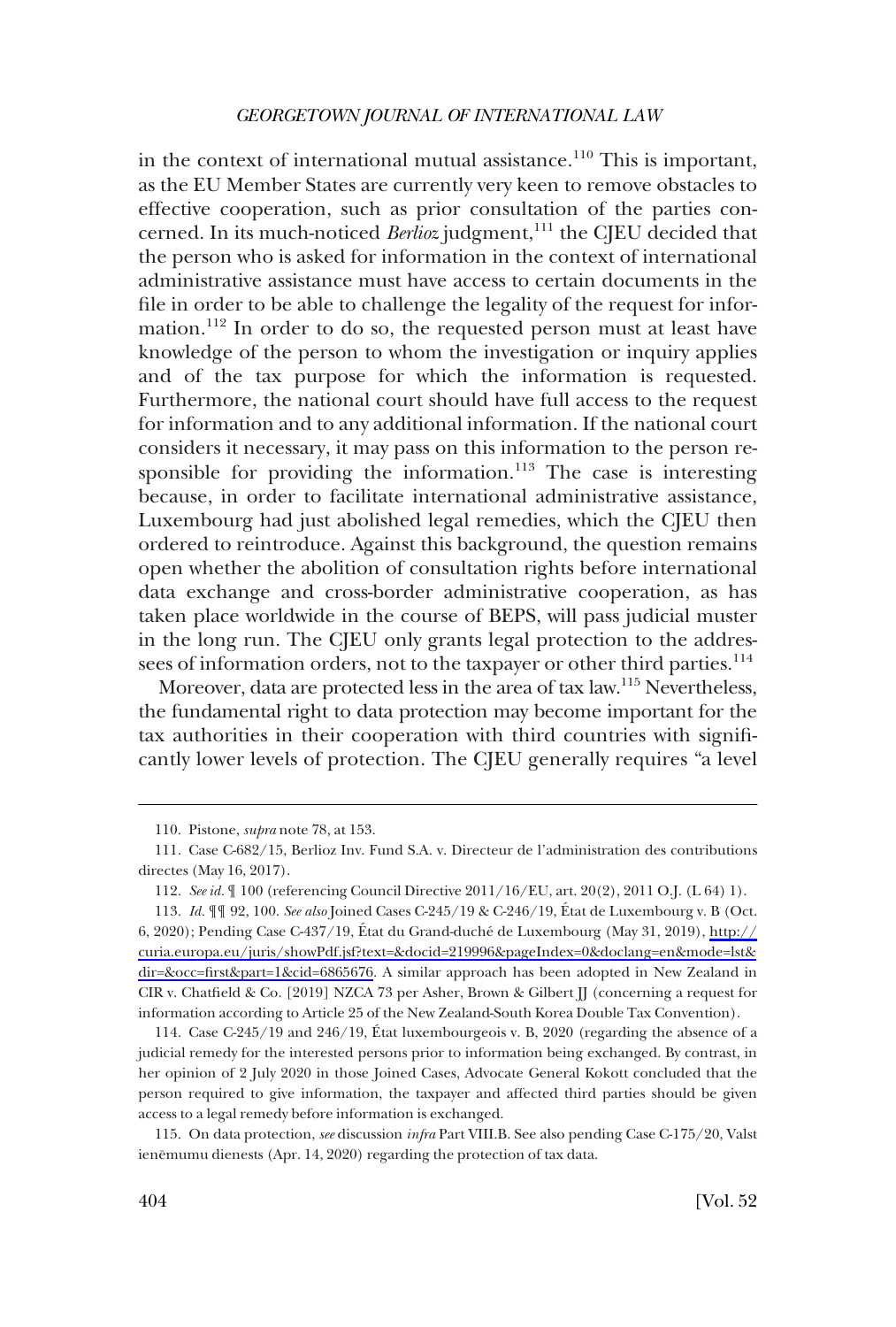in the context of international mutual assistance.[110] This is important, as the EU Member States are currently very keen to remove obstacles to effective cooperation, such as prior consultation of the parties concerned. In its much-noticed *Berlioz* judgment,[111] the CJEU decided that the person who is asked for information in the context of international administrative assistance must have access to certain documents in the file in order to be able to challenge the legality of the request for information.[112] In order to do so, the requested person must at least have knowledge of the person to whom the investigation or inquiry applies and of the tax purpose for which the information is requested. Furthermore, the national court should have full access to the request for information and to any additional information. If the national court considers it necessary, it may pass on this information to the person responsible for providing the information.[113] The case is interesting because, in order to facilitate international administrative assistance, Luxembourg had just abolished legal remedies, which the CJEU then ordered to reintroduce. Against this background, the question remains open whether the abolition of consultation rights before international data exchange and cross-border administrative cooperation, as has taken place worldwide in the course of BEPS, will pass judicial muster in the long run. The CJEU only grants legal protection to the addressees of information orders, not to the taxpayer or other third parties.[114]

Moreover, data are protected less in the area of tax law.[115] Nevertheless, the fundamental right to data protection may become important for the tax authorities in their cooperation with third countries with significantly lower levels of protection. The CJEU generally requires "a level

---

110. Pistone, *supra* note 78, at 153.

111. Case C-682/15, Berlioz Inv. Fund S.A. v. Directeur de l'administration des contributions directes (May 16, 2017).

112. *See id.* ¶ 100 (referencing Council Directive 2011/16/EU, art. 20(2), 2011 O.J. (L 64) 1).

113. *Id.* ¶¶ 92, 100. *See also* Joined Cases C-245/19 & C-246/19, État de Luxembourg v. B (Oct. 6, 2020); Pending Case C-437/19, État du Grand-duché de Luxembourg (May 31, 2019), http://curia.europa.eu/juris/showPdf.jsf?text=&docid=219996&pageIndex=0&doclang=en&mode=lst&dir=&occ=first&part=1&cid=6865676. A similar approach has been adopted in New Zealand in CIR v. Chatfield & Co. [2019] NZCA 73 per Asher, Brown & Gilbert JJ (concerning a request for information according to Article 25 of the New Zealand-South Korea Double Tax Convention).

114. Case C-245/19 and 246/19, État luxembourgeois v. B, 2020 (regarding the absence of a judicial remedy for the interested persons prior to information being exchanged. By contrast, in her opinion of 2 July 2020 in those Joined Cases, Advocate General Kokott concluded that the person required to give information, the taxpayer and affected third parties should be given access to a legal remedy before information is exchanged.

115. On data protection, *see* discussion *infra* Part VIII.B. See also pending Case C-175/20, Valst ienēmumu dienests (Apr. 14, 2020) regarding the protection of tax data.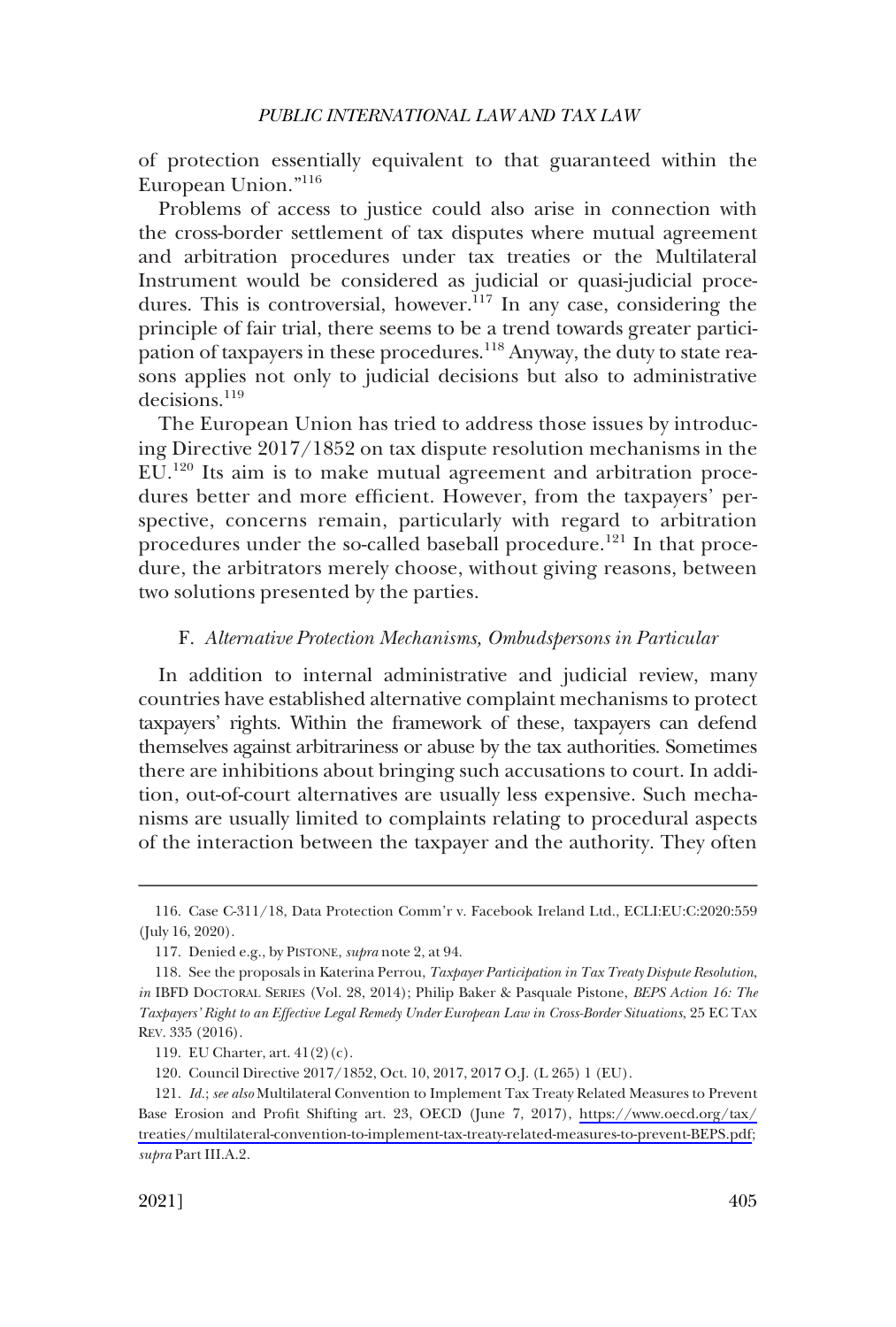of protection essentially equivalent to that guaranteed within the European Union."[116]

Problems of access to justice could also arise in connection with the cross-border settlement of tax disputes where mutual agreement and arbitration procedures under tax treaties or the Multilateral Instrument would be considered as judicial or quasi-judicial procedures. This is controversial, however.[117] In any case, considering the principle of fair trial, there seems to be a trend towards greater participation of taxpayers in these procedures.[118] Anyway, the duty to state reasons applies not only to judicial decisions but also to administrative decisions.[119]

The European Union has tried to address those issues by introducing Directive 2017/1852 on tax dispute resolution mechanisms in the EU.[120] Its aim is to make mutual agreement and arbitration procedures better and more efficient. However, from the taxpayers' perspective, concerns remain, particularly with regard to arbitration procedures under the so-called baseball procedure.[121] In that procedure, the arbitrators merely choose, without giving reasons, between two solutions presented by the parties.

### F. *Alternative Protection Mechanisms, Ombudspersons in Particular*

In addition to internal administrative and judicial review, many countries have established alternative complaint mechanisms to protect taxpayers' rights. Within the framework of these, taxpayers can defend themselves against arbitrariness or abuse by the tax authorities. Sometimes there are inhibitions about bringing such accusations to court. In addition, out-of-court alternatives are usually less expensive. Such mechanisms are usually limited to complaints relating to procedural aspects of the interaction between the taxpayer and the authority. They often

---

116. Case C-311/18, Data Protection Comm'r v. Facebook Ireland Ltd., ECLI:EU:C:2020:559 (July 16, 2020).

117. Denied e.g., by PISTONE, *supra* note 2, at 94.

118. See the proposals in Katerina Perrou, *Taxpayer Participation in Tax Treaty Dispute Resolution*, *in* IBFD DOCTORAL SERIES (Vol. 28, 2014); Philip Baker & Pasquale Pistone, *BEPS Action 16: The Taxpayers' Right to an Effective Legal Remedy Under European Law in Cross-Border Situations*, 25 EC TAX REV. 335 (2016).

119. EU Charter, art. 41(2)(c).

120. Council Directive 2017/1852, Oct. 10, 2017, 2017 O.J. (L 265) 1 (EU).

121. *Id.*; *see also* Multilateral Convention to Implement Tax Treaty Related Measures to Prevent Base Erosion and Profit Shifting art. 23, OECD (June 7, 2017), https://www.oecd.org/tax/treaties/multilateral-convention-to-implement-tax-treaty-related-measures-to-prevent-BEPS.pdf; *supra* Part III.A.2.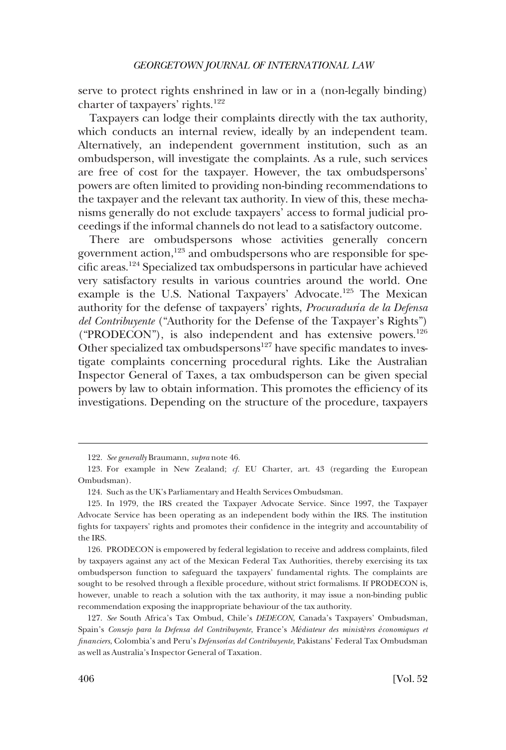serve to protect rights enshrined in law or in a (non-legally binding) charter of taxpayers' rights.[122]

Taxpayers can lodge their complaints directly with the tax authority, which conducts an internal review, ideally by an independent team. Alternatively, an independent government institution, such as an ombudsperson, will investigate the complaints. As a rule, such services are free of cost for the taxpayer. However, the tax ombudspersons' powers are often limited to providing non-binding recommendations to the taxpayer and the relevant tax authority. In view of this, these mechanisms generally do not exclude taxpayers' access to formal judicial proceedings if the informal channels do not lead to a satisfactory outcome.

There are ombudspersons whose activities generally concern government action,[123] and ombudspersons who are responsible for specific areas.[124] Specialized tax ombudspersons in particular have achieved very satisfactory results in various countries around the world. One example is the U.S. National Taxpayers' Advocate.[125] The Mexican authority for the defense of taxpayers' rights, *Procuraduría de la Defensa del Contribuyente* ("Authority for the Defense of the Taxpayer's Rights") ("PRODECON"), is also independent and has extensive powers.[126] Other specialized tax ombudspersons[127] have specific mandates to investigate complaints concerning procedural rights. Like the Australian Inspector General of Taxes, a tax ombudsperson can be given special powers by law to obtain information. This promotes the efficiency of its investigations. Depending on the structure of the procedure, taxpayers

---

122. *See generally* Braumann, *supra* note 46.

123. For example in New Zealand; *cf.* EU Charter, art. 43 (regarding the European Ombudsman).

124. Such as the UK's Parliamentary and Health Services Ombudsman.

125. In 1979, the IRS created the Taxpayer Advocate Service. Since 1997, the Taxpayer Advocate Service has been operating as an independent body within the IRS. The institution fights for taxpayers' rights and promotes their confidence in the integrity and accountability of the IRS.

126. PRODECON is empowered by federal legislation to receive and address complaints, filed by taxpayers against any act of the Mexican Federal Tax Authorities, thereby exercising its tax ombudsperson function to safeguard the taxpayers' fundamental rights. The complaints are sought to be resolved through a flexible procedure, without strict formalisms. If PRODECON is, however, unable to reach a solution with the tax authority, it may issue a non-binding public recommendation exposing the inappropriate behaviour of the tax authority.

127. *See* South Africa's Tax Ombud, Chile's *DEDECON*, Canada's Taxpayers' Ombudsman, Spain's *Consejo para la Defensa del Contribuyente*, France's *Médiateur des ministères économiques et financiers*, Colombia's and Peru's *Defensorías del Contribuyente*, Pakistans' Federal Tax Ombudsman as well as Australia's Inspector General of Taxation.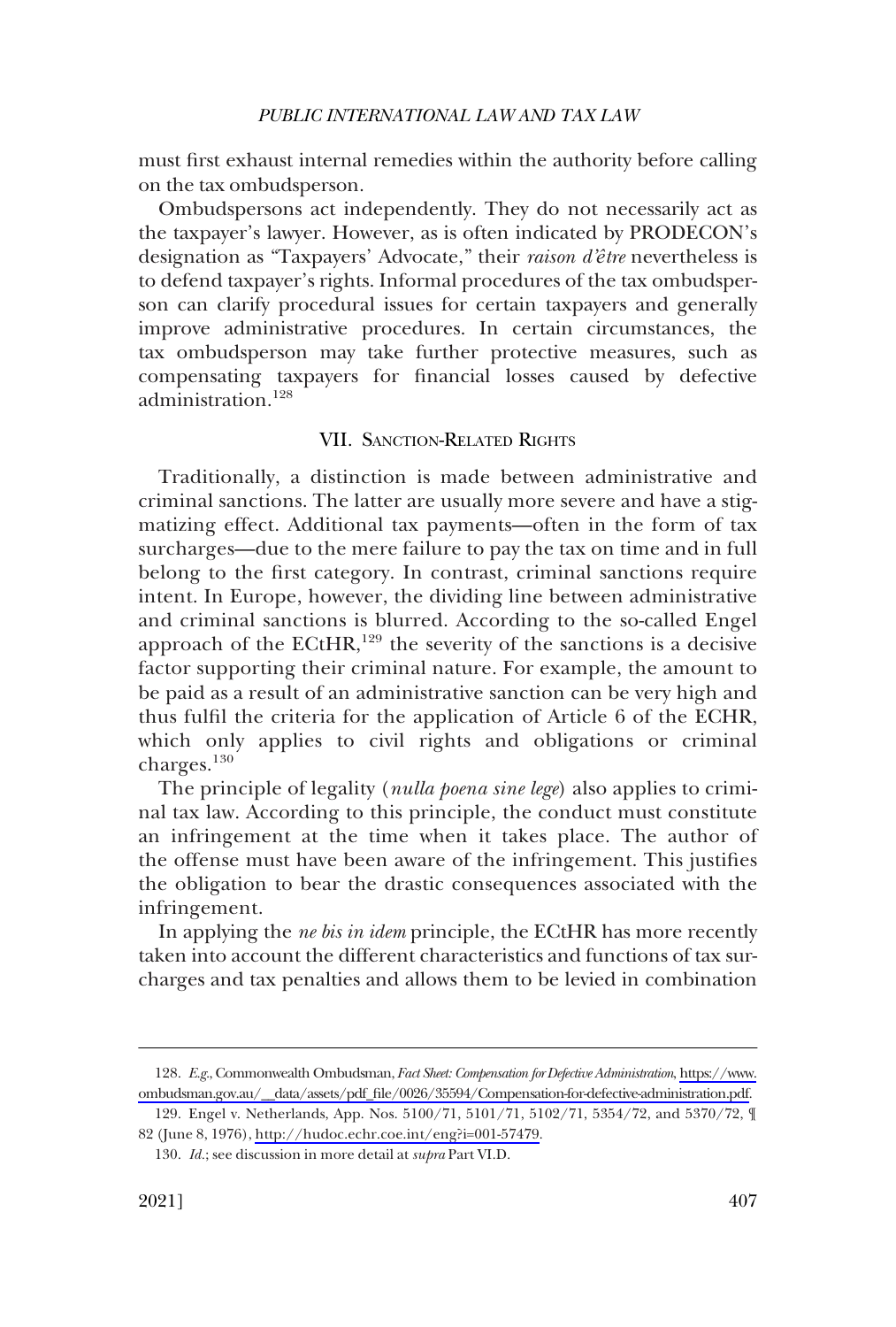must first exhaust internal remedies within the authority before calling on the tax ombudsperson.

Ombudspersons act independently. They do not necessarily act as the taxpayer's lawyer. However, as is often indicated by PRODECON's designation as "Taxpayers' Advocate," their *raison d'être* nevertheless is to defend taxpayer's rights. Informal procedures of the tax ombudsperson can clarify procedural issues for certain taxpayers and generally improve administrative procedures. In certain circumstances, the tax ombudsperson may take further protective measures, such as compensating taxpayers for financial losses caused by defective administration.[128]

## VII. Sanction-Related Rights

Traditionally, a distinction is made between administrative and criminal sanctions. The latter are usually more severe and have a stigmatizing effect. Additional tax payments—often in the form of tax surcharges—due to the mere failure to pay the tax on time and in full belong to the first category. In contrast, criminal sanctions require intent. In Europe, however, the dividing line between administrative and criminal sanctions is blurred. According to the so-called Engel approach of the ECtHR,[129] the severity of the sanctions is a decisive factor supporting their criminal nature. For example, the amount to be paid as a result of an administrative sanction can be very high and thus fulfil the criteria for the application of Article 6 of the ECHR, which only applies to civil rights and obligations or criminal charges.[130]

The principle of legality (*nulla poena sine lege*) also applies to criminal tax law. According to this principle, the conduct must constitute an infringement at the time when it takes place. The author of the offense must have been aware of the infringement. This justifies the obligation to bear the drastic consequences associated with the infringement.

In applying the *ne bis in idem* principle, the ECtHR has more recently taken into account the different characteristics and functions of tax surcharges and tax penalties and allows them to be levied in combination

---

128. *E.g.*, Commonwealth Ombudsman, *Fact Sheet: Compensation for Defective Administration*, https://www.ombudsman.gov.au/__data/assets/pdf_file/0026/35594/Compensation-for-defective-administration.pdf.

129. Engel v. Netherlands, App. Nos. 5100/71, 5101/71, 5102/71, 5354/72, and 5370/72, ¶ 82 (June 8, 1976), http://hudoc.echr.coe.int/eng?i=001-57479.

130. *Id.*; see discussion in more detail at *supra* Part VI.D.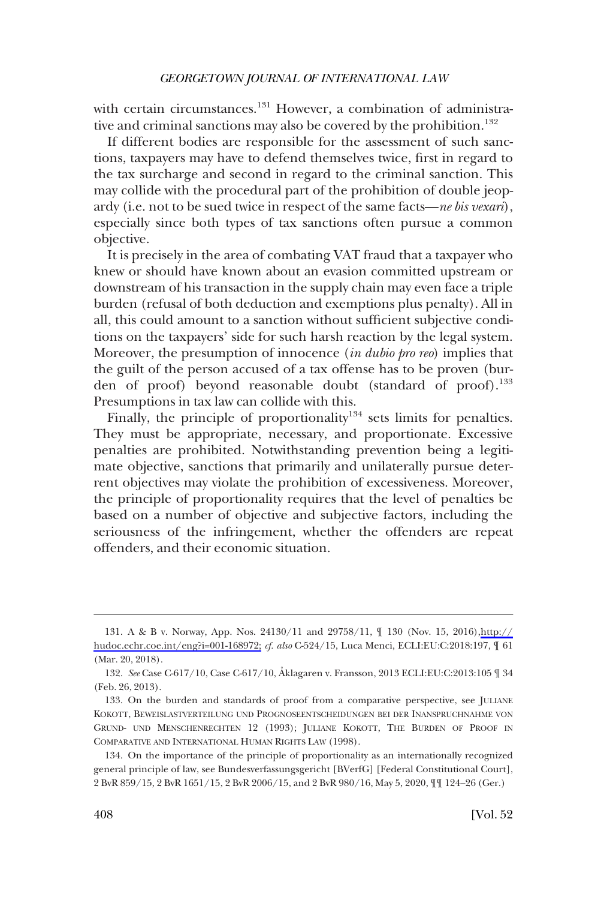with certain circumstances.[131] However, a combination of administrative and criminal sanctions may also be covered by the prohibition.[132]

If different bodies are responsible for the assessment of such sanctions, taxpayers may have to defend themselves twice, first in regard to the tax surcharge and second in regard to the criminal sanction. This may collide with the procedural part of the prohibition of double jeopardy (i.e. not to be sued twice in respect of the same facts—*ne bis vexari*), especially since both types of tax sanctions often pursue a common objective.

It is precisely in the area of combating VAT fraud that a taxpayer who knew or should have known about an evasion committed upstream or downstream of his transaction in the supply chain may even face a triple burden (refusal of both deduction and exemptions plus penalty). All in all, this could amount to a sanction without sufficient subjective conditions on the taxpayers' side for such harsh reaction by the legal system. Moreover, the presumption of innocence (*in dubio pro reo*) implies that the guilt of the person accused of a tax offense has to be proven (burden of proof) beyond reasonable doubt (standard of proof).[133] Presumptions in tax law can collide with this.

Finally, the principle of proportionality[134] sets limits for penalties. They must be appropriate, necessary, and proportionate. Excessive penalties are prohibited. Notwithstanding prevention being a legitimate objective, sanctions that primarily and unilaterally pursue deterrent objectives may violate the prohibition of excessiveness. Moreover, the principle of proportionality requires that the level of penalties be based on a number of objective and subjective factors, including the seriousness of the infringement, whether the offenders are repeat offenders, and their economic situation.

---

131. A & B v. Norway, App. Nos. 24130/11 and 29758/11, ¶ 130 (Nov. 15, 2016), http://hudoc.echr.coe.int/eng?i=001-168972; *cf. also* C-524/15, Luca Menci, ECLI:EU:C:2018:197, ¶ 61 (Mar. 20, 2018).

132. *See* Case C-617/10, Case C-617/10, Åklagaren v. Fransson, 2013 ECLI:EU:C:2013:105 ¶ 34 (Feb. 26, 2013).

133. On the burden and standards of proof from a comparative perspective, see JULIANE KOKOTT, BEWEISLASTVERTEILUNG UND PROGNOSEENTSCHEIDUNGEN BEI DER INANSPRUCHNAHME VON GRUND- UND MENSCHENRECHTEN 12 (1993); JULIANE KOKOTT, THE BURDEN OF PROOF IN COMPARATIVE AND INTERNATIONAL HUMAN RIGHTS LAW (1998).

134. On the importance of the principle of proportionality as an internationally recognized general principle of law, see Bundesverfassungsgericht [BVerfG] [Federal Constitutional Court], 2 BvR 859/15, 2 BvR 1651/15, 2 BvR 2006/15, and 2 BvR 980/16, May 5, 2020, ¶¶ 124–26 (Ger.)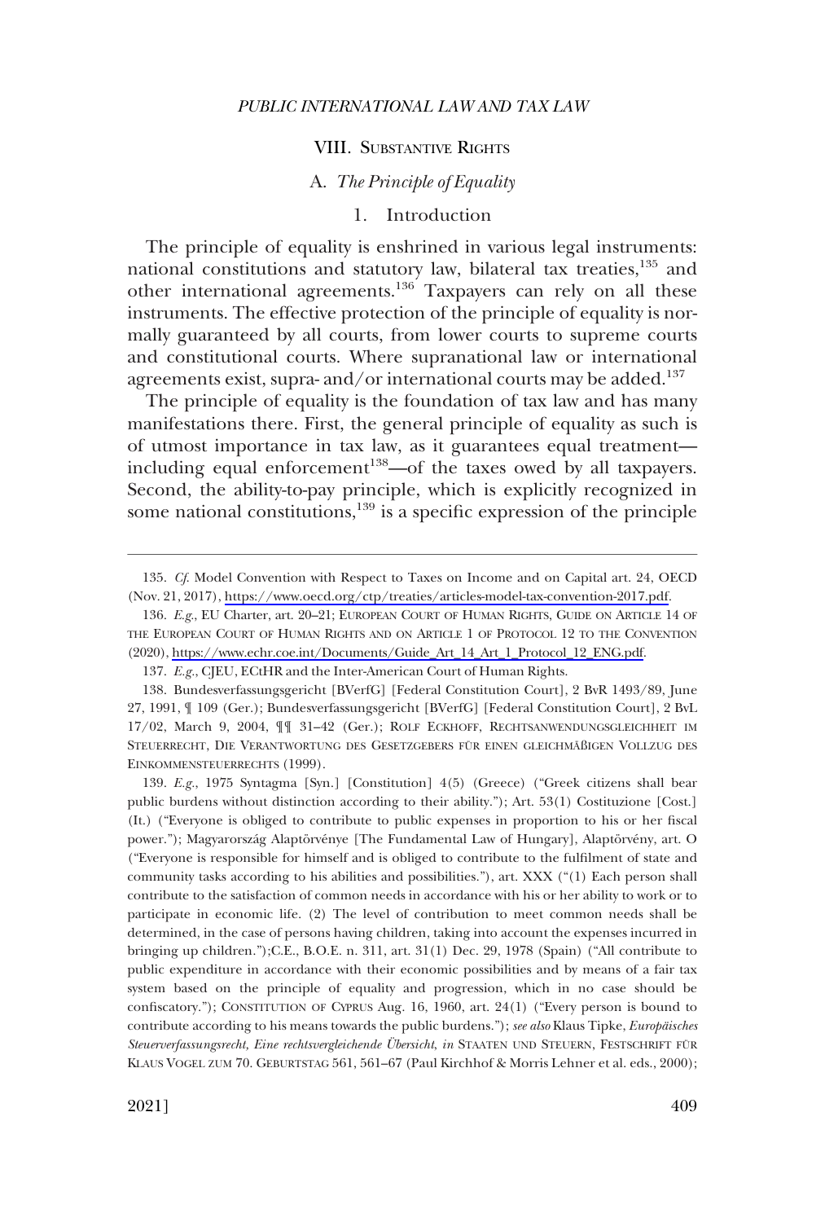## VIII. Substantive Rights

### A. *The Principle of Equality*

#### 1. Introduction

The principle of equality is enshrined in various legal instruments: national constitutions and statutory law, bilateral tax treaties,[135] and other international agreements.[136] Taxpayers can rely on all these instruments. The effective protection of the principle of equality is normally guaranteed by all courts, from lower courts to supreme courts and constitutional courts. Where supranational law or international agreements exist, supra- and/or international courts may be added.[137]

The principle of equality is the foundation of tax law and has many manifestations there. First, the general principle of equality as such is of utmost importance in tax law, as it guarantees equal treatment—including equal enforcement[138]—of the taxes owed by all taxpayers. Second, the ability-to-pay principle, which is explicitly recognized in some national constitutions,[139] is a specific expression of the principle

---

135. *Cf.* Model Convention with Respect to Taxes on Income and on Capital art. 24, OECD (Nov. 21, 2017), https://www.oecd.org/ctp/treaties/articles-model-tax-convention-2017.pdf.

136. *E.g.*, EU Charter, art. 20–21; European Court of Human Rights, Guide on Article 14 of the European Court of Human Rights and on Article 1 of Protocol 12 to the Convention (2020), https://www.echr.coe.int/Documents/Guide_Art_14_Art_1_Protocol_12_ENG.pdf.

137. *E.g.*, CJEU, ECtHR and the Inter-American Court of Human Rights.

138. Bundesverfassungsgericht [BVerfG] [Federal Constitution Court], 2 BvR 1493/89, June 27, 1991, ¶ 109 (Ger.); Bundesverfassungsgericht [BVerfG] [Federal Constitution Court], 2 BvL 17/02, March 9, 2004, ¶¶ 31–42 (Ger.); Rolf Eckhoff, Rechtsanwendungsgleichheit im Steuerrecht, Die Verantwortung des Gesetzgebers für einen gleichmäßigen Vollzug des Einkommensteuerrechts (1999).

139. *E.g.*, 1975 Syntagma [Syn.] [Constitution] 4(5) (Greece) ("Greek citizens shall bear public burdens without distinction according to their ability."); Art. 53(1) Costituzione [Cost.] (It.) ("Everyone is obliged to contribute to public expenses in proportion to his or her fiscal power."); Magyarország Alaptörvénye [The Fundamental Law of Hungary], Alaptörvény, art. O ("Everyone is responsible for himself and is obliged to contribute to the fulfilment of state and community tasks according to his abilities and possibilities."), art. XXX ("(1) Each person shall contribute to the satisfaction of common needs in accordance with his or her ability to work or to participate in economic life. (2) The level of contribution to meet common needs shall be determined, in the case of persons having children, taking into account the expenses incurred in bringing up children.");C.E., B.O.E. n. 311, art. 31(1) Dec. 29, 1978 (Spain) ("All contribute to public expenditure in accordance with their economic possibilities and by means of a fair tax system based on the principle of equality and progression, which in no case shall be confiscatory."); Constitution of Cyprus Aug. 16, 1960, art. 24(1) ("Every person is bound to contribute according to his means towards the public burdens."); *see also* Klaus Tipke, *Europäisches Steuerverfassungsrecht, Eine rechtsvergleichende Übersicht*, *in* Staaten und Steuern, Festschrift für Klaus Vogel zum 70. Geburtstag 561, 561–67 (Paul Kirchhof & Morris Lehner et al. eds., 2000);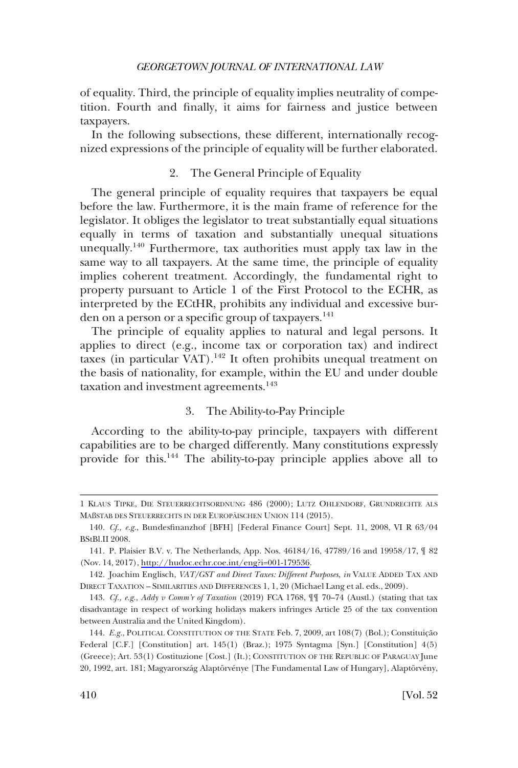of equality. Third, the principle of equality implies neutrality of competition. Fourth and finally, it aims for fairness and justice between taxpayers.

In the following subsections, these different, internationally recognized expressions of the principle of equality will be further elaborated.

### 2. The General Principle of Equality

The general principle of equality requires that taxpayers be equal before the law. Furthermore, it is the main frame of reference for the legislator. It obliges the legislator to treat substantially equal situations equally in terms of taxation and substantially unequal situations unequally.[140] Furthermore, tax authorities must apply tax law in the same way to all taxpayers. At the same time, the principle of equality implies coherent treatment. Accordingly, the fundamental right to property pursuant to Article 1 of the First Protocol to the ECHR, as interpreted by the ECtHR, prohibits any individual and excessive burden on a person or a specific group of taxpayers.[141]

The principle of equality applies to natural and legal persons. It applies to direct (e.g., income tax or corporation tax) and indirect taxes (in particular VAT).[142] It often prohibits unequal treatment on the basis of nationality, for example, within the EU and under double taxation and investment agreements.[143]

### 3. The Ability-to-Pay Principle

According to the ability-to-pay principle, taxpayers with different capabilities are to be charged differently. Many constitutions expressly provide for this.[144] The ability-to-pay principle applies above all to

---

1 KLAUS TIPKE, DIE STEUERRECHTSORDNUNG 486 (2000); LUTZ OHLENDORF, GRUNDRECHTE ALS MAßSTAB DES STEUERRECHTS IN DER EUROPÄISCHEN UNION 114 (2015).

140. *Cf., e.g.*, Bundesfinanzhof [BFH] [Federal Finance Court] Sept. 11, 2008, VI R 63/04 BStBl.II 2008.

141. P. Plaisier B.V. v. The Netherlands, App. Nos. 46184/16, 47789/16 and 19958/17, ¶ 82 (Nov. 14, 2017), http://hudoc.echr.coe.int/eng?i=001-179536.

142. Joachim Englisch, *VAT/GST and Direct Taxes: Different Purposes*, *in* VALUE ADDED TAX AND DIRECT TAXATION – SIMILARITIES AND DIFFERENCES 1, 1, 20 (Michael Lang et al. eds., 2009).

143. *Cf., e.g.*, *Addy v Comm'r of Taxation* (2019) FCA 1768, ¶¶ 70–74 (Austl.) (stating that tax disadvantage in respect of working holidays makers infringes Article 25 of the tax convention between Australia and the United Kingdom).

144. *E.g.*, POLITICAL CONSTITUTION OF THE STATE Feb. 7, 2009, art 108(7) (Bol.); Constituição Federal [C.F.] [Constitution] art. 145(1) (Braz.); 1975 Syntagma [Syn.] [Constitution] 4(5) (Greece); Art. 53(1) Costituzione [Cost.] (It.); CONSTITUTION OF THE REPUBLIC OF PARAGUAY June 20, 1992, art. 181; Magyarország Alaptörvénye [The Fundamental Law of Hungary], Alaptörvény,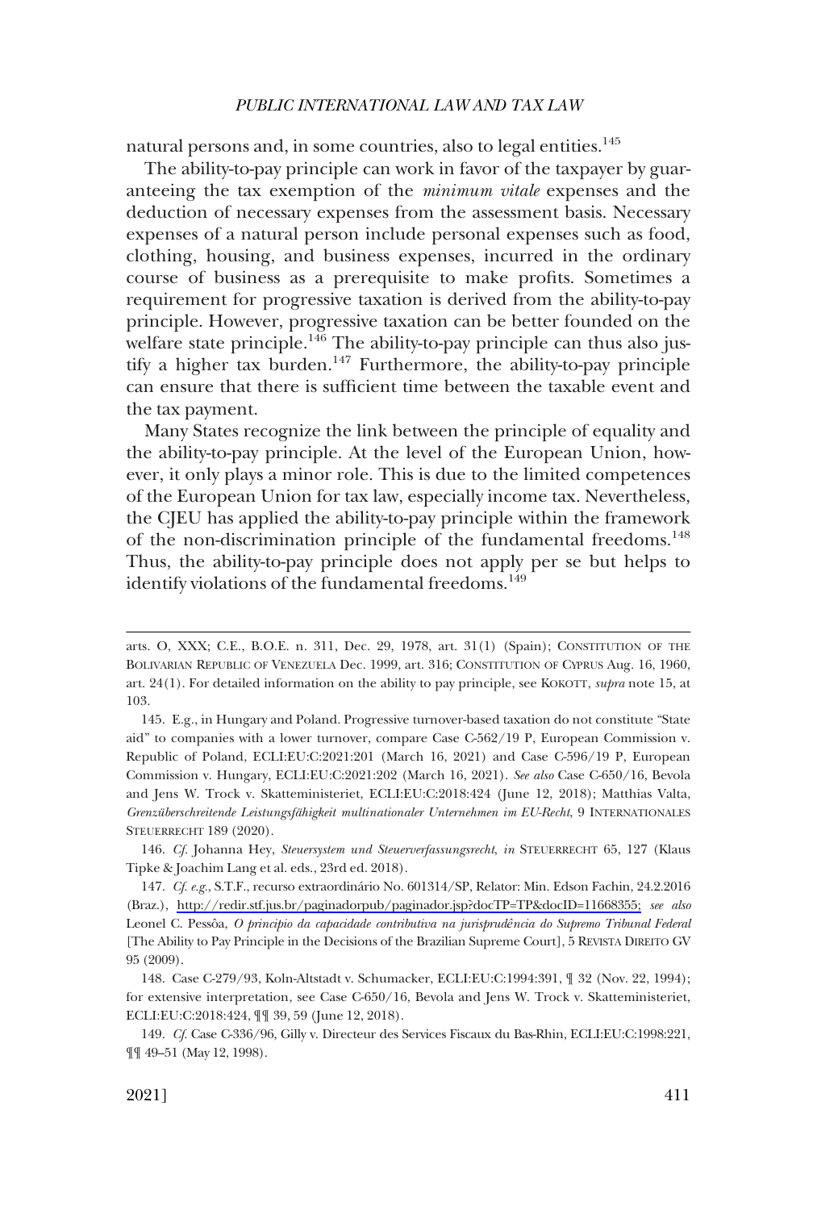natural persons and, in some countries, also to legal entities.[145]

The ability-to-pay principle can work in favor of the taxpayer by guaranteeing the tax exemption of the *minimum vitale* expenses and the deduction of necessary expenses from the assessment basis. Necessary expenses of a natural person include personal expenses such as food, clothing, housing, and business expenses, incurred in the ordinary course of business as a prerequisite to make profits. Sometimes a requirement for progressive taxation is derived from the ability-to-pay principle. However, progressive taxation can be better founded on the welfare state principle.[146] The ability-to-pay principle can thus also justify a higher tax burden.[147] Furthermore, the ability-to-pay principle can ensure that there is sufficient time between the taxable event and the tax payment.

Many States recognize the link between the principle of equality and the ability-to-pay principle. At the level of the European Union, however, it only plays a minor role. This is due to the limited competences of the European Union for tax law, especially income tax. Nevertheless, the CJEU has applied the ability-to-pay principle within the framework of the non-discrimination principle of the fundamental freedoms.[148] Thus, the ability-to-pay principle does not apply per se but helps to identify violations of the fundamental freedoms.[149]

---

arts. O, XXX; C.E., B.O.E. n. 311, Dec. 29, 1978, art. 31(1) (Spain); CONSTITUTION OF THE BOLIVARIAN REPUBLIC OF VENEZUELA Dec. 1999, art. 316; CONSTITUTION OF CYPRUS Aug. 16, 1960, art. 24(1). For detailed information on the ability to pay principle, see KOKOTT, *supra* note 15, at 103.

145. E.g., in Hungary and Poland. Progressive turnover-based taxation do not constitute "State aid" to companies with a lower turnover, compare Case C-562/19 P, European Commission v. Republic of Poland, ECLI:EU:C:2021:201 (March 16, 2021) and Case C-596/19 P, European Commission v. Hungary, ECLI:EU:C:2021:202 (March 16, 2021). *See also* Case C-650/16, Bevola and Jens W. Trock v. Skatteministeriet, ECLI:EU:C:2018:424 (June 12, 2018); Matthias Valta, *Grenzüberschreitende Leistungsfähigkeit multinationaler Unternehmen im EU-Recht*, 9 INTERNATIONALES STEUERRECHT 189 (2020).

146. *Cf.* Johanna Hey, *Steuersystem und Steuerverfassungsrecht*, *in* STEUERRECHT 65, 127 (Klaus Tipke & Joachim Lang et al. eds., 23rd ed. 2018).

147. *Cf. e.g.*, S.T.F., recurso extraordinário No. 601314/SP, Relator: Min. Edson Fachin, 24.2.2016 (Braz.), http://redir.stf.jus.br/paginadorpub/paginador.jsp?docTP=TP&docID=11668355; *see also* Leonel C. Pessôa, *O principio da capacidade contributiva na jurisprudência do Supremo Tribunal Federal* [The Ability to Pay Principle in the Decisions of the Brazilian Supreme Court], 5 REVISTA DIREITO GV 95 (2009).

148. Case C-279/93, Koln-Altstadt v. Schumacker, ECLI:EU:C:1994:391, ¶ 32 (Nov. 22, 1994); for extensive interpretation, see Case C-650/16, Bevola and Jens W. Trock v. Skatteministeriet, ECLI:EU:C:2018:424, ¶¶ 39, 59 (June 12, 2018).

149. *Cf.* Case C-336/96, Gilly v. Directeur des Services Fiscaux du Bas-Rhin, ECLI:EU:C:1998:221, ¶¶ 49–51 (May 12, 1998).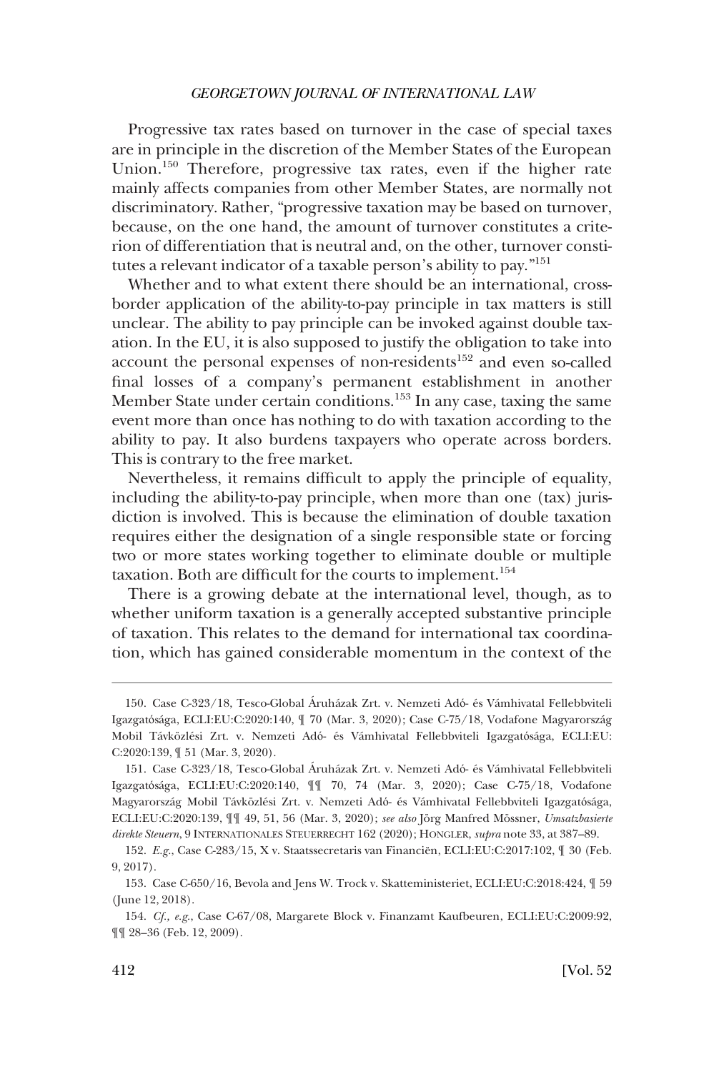Progressive tax rates based on turnover in the case of special taxes are in principle in the discretion of the Member States of the European Union.[150] Therefore, progressive tax rates, even if the higher rate mainly affects companies from other Member States, are normally not discriminatory. Rather, "progressive taxation may be based on turnover, because, on the one hand, the amount of turnover constitutes a criterion of differentiation that is neutral and, on the other, turnover constitutes a relevant indicator of a taxable person's ability to pay."[151]

Whether and to what extent there should be an international, cross-border application of the ability-to-pay principle in tax matters is still unclear. The ability to pay principle can be invoked against double taxation. In the EU, it is also supposed to justify the obligation to take into account the personal expenses of non-residents[152] and even so-called final losses of a company's permanent establishment in another Member State under certain conditions.[153] In any case, taxing the same event more than once has nothing to do with taxation according to the ability to pay. It also burdens taxpayers who operate across borders. This is contrary to the free market.

Nevertheless, it remains difficult to apply the principle of equality, including the ability-to-pay principle, when more than one (tax) jurisdiction is involved. This is because the elimination of double taxation requires either the designation of a single responsible state or forcing two or more states working together to eliminate double or multiple taxation. Both are difficult for the courts to implement.[154]

There is a growing debate at the international level, though, as to whether uniform taxation is a generally accepted substantive principle of taxation. This relates to the demand for international tax coordination, which has gained considerable momentum in the context of the

---

150. Case C-323/18, Tesco-Global Áruházak Zrt. v. Nemzeti Adó- és Vámhivatal Fellebbviteli Igazgatósága, ECLI:EU:C:2020:140, ¶ 70 (Mar. 3, 2020); Case C-75/18, Vodafone Magyarország Mobil Távközlési Zrt. v. Nemzeti Adó- és Vámhivatal Fellebbviteli Igazgatósága, ECLI:EU:C:2020:139, ¶ 51 (Mar. 3, 2020).

151. Case C-323/18, Tesco-Global Áruházak Zrt. v. Nemzeti Adó- és Vámhivatal Fellebbviteli Igazgatósága, ECLI:EU:C:2020:140, ¶¶ 70, 74 (Mar. 3, 2020); Case C-75/18, Vodafone Magyarország Mobil Távközlési Zrt. v. Nemzeti Adó- és Vámhivatal Fellebbviteli Igazgatósága, ECLI:EU:C:2020:139, ¶¶ 49, 51, 56 (Mar. 3, 2020); *see also* Jörg Manfred Mössner, *Umsatzbasierte direkte Steuern*, 9 INTERNATIONALES STEUERRECHT 162 (2020); HONGLER, *supra* note 33, at 387–89.

152. *E.g.*, Case C-283/15, X v. Staatssecretaris van Financiën, ECLI:EU:C:2017:102, ¶ 30 (Feb. 9, 2017).

153. Case C-650/16, Bevola and Jens W. Trock v. Skatteministeriet, ECLI:EU:C:2018:424, ¶ 59 (June 12, 2018).

154. *Cf., e.g.*, Case C-67/08, Margarete Block v. Finanzamt Kaufbeuren, ECLI:EU:C:2009:92, ¶¶ 28–36 (Feb. 12, 2009).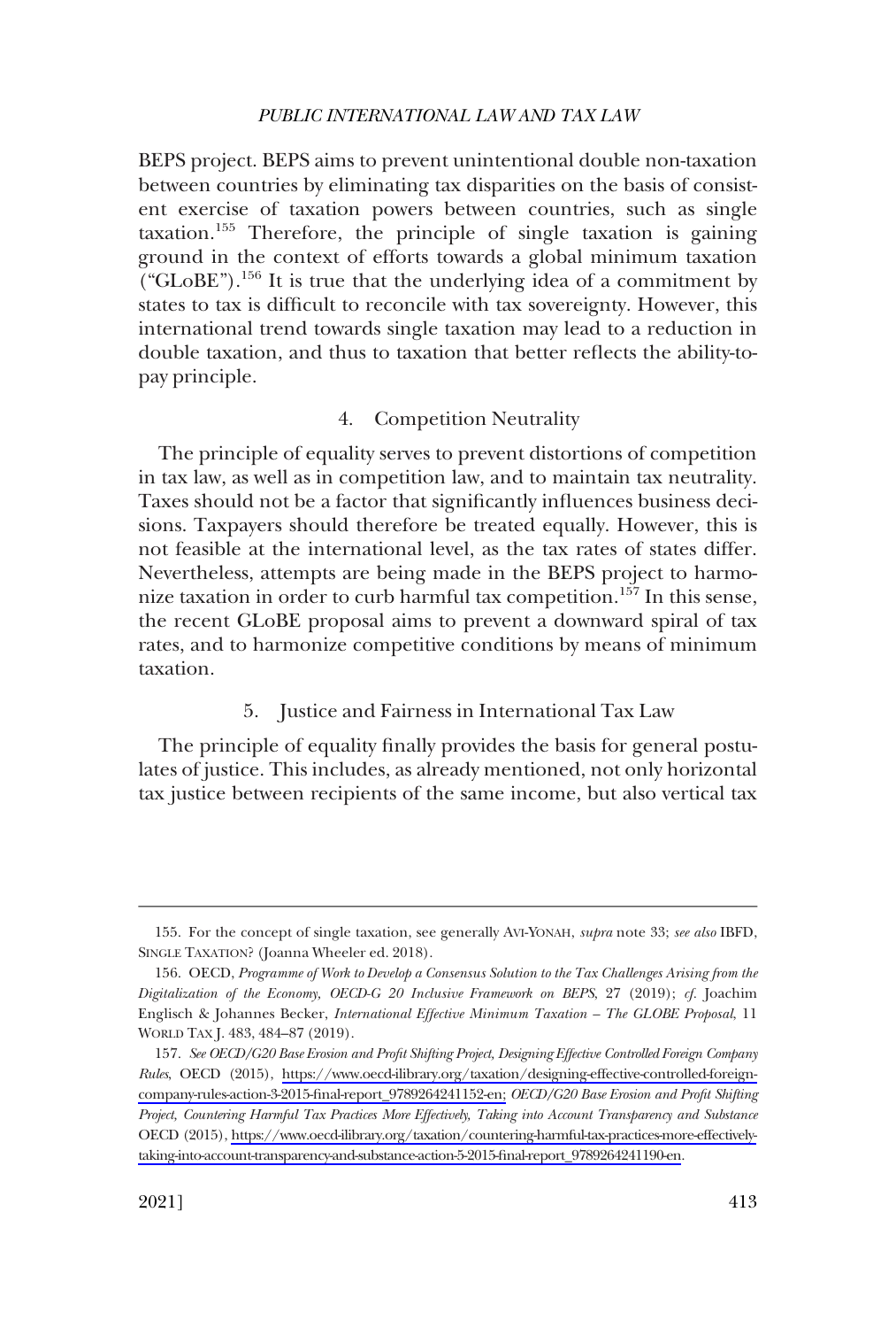BEPS project. BEPS aims to prevent unintentional double non-taxation between countries by eliminating tax disparities on the basis of consistent exercise of taxation powers between countries, such as single taxation.[155] Therefore, the principle of single taxation is gaining ground in the context of efforts towards a global minimum taxation ("GLoBE").[156] It is true that the underlying idea of a commitment by states to tax is difficult to reconcile with tax sovereignty. However, this international trend towards single taxation may lead to a reduction in double taxation, and thus to taxation that better reflects the ability-to-pay principle.

### 4. Competition Neutrality

The principle of equality serves to prevent distortions of competition in tax law, as well as in competition law, and to maintain tax neutrality. Taxes should not be a factor that significantly influences business decisions. Taxpayers should therefore be treated equally. However, this is not feasible at the international level, as the tax rates of states differ. Nevertheless, attempts are being made in the BEPS project to harmonize taxation in order to curb harmful tax competition.[157] In this sense, the recent GLoBE proposal aims to prevent a downward spiral of tax rates, and to harmonize competitive conditions by means of minimum taxation.

### 5. Justice and Fairness in International Tax Law

The principle of equality finally provides the basis for general postulates of justice. This includes, as already mentioned, not only horizontal tax justice between recipients of the same income, but also vertical tax

---

155. For the concept of single taxation, see generally AVI-YONAH, *supra* note 33; *see also* IBFD, SINGLE TAXATION? (Joanna Wheeler ed. 2018).

156. OECD, *Programme of Work to Develop a Consensus Solution to the Tax Challenges Arising from the Digitalization of the Economy, OECD-G 20 Inclusive Framework on BEPS*, 27 (2019); *cf.* Joachim Englisch & Johannes Becker, *International Effective Minimum Taxation – The GLOBE Proposal*, 11 WORLD TAX J. 483, 484–87 (2019).

157. *See OECD/G20 Base Erosion and Profit Shifting Project, Designing Effective Controlled Foreign Company Rules*, OECD (2015), https://www.oecd-ilibrary.org/taxation/designing-effective-controlled-foreign-company-rules-action-3-2015-final-report_9789264241152-en; *OECD/G20 Base Erosion and Profit Shifting Project, Countering Harmful Tax Practices More Effectively, Taking into Account Transparency and Substance* OECD (2015), https://www.oecd-ilibrary.org/taxation/countering-harmful-tax-practices-more-effectively-taking-into-account-transparency-and-substance-action-5-2015-final-report_9789264241190-en.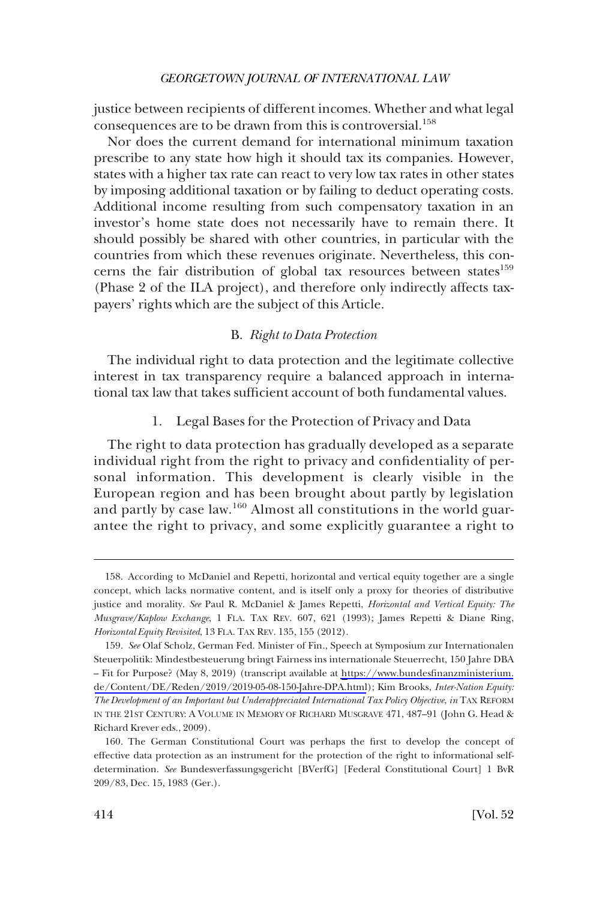justice between recipients of different incomes. Whether and what legal consequences are to be drawn from this is controversial.[158]

Nor does the current demand for international minimum taxation prescribe to any state how high it should tax its companies. However, states with a higher tax rate can react to very low tax rates in other states by imposing additional taxation or by failing to deduct operating costs. Additional income resulting from such compensatory taxation in an investor's home state does not necessarily have to remain there. It should possibly be shared with other countries, in particular with the countries from which these revenues originate. Nevertheless, this concerns the fair distribution of global tax resources between states[159] (Phase 2 of the ILA project), and therefore only indirectly affects taxpayers' rights which are the subject of this Article.

### B. *Right to Data Protection*

The individual right to data protection and the legitimate collective interest in tax transparency require a balanced approach in international tax law that takes sufficient account of both fundamental values.

#### 1. Legal Bases for the Protection of Privacy and Data

The right to data protection has gradually developed as a separate individual right from the right to privacy and confidentiality of personal information. This development is clearly visible in the European region and has been brought about partly by legislation and partly by case law.[160] Almost all constitutions in the world guarantee the right to privacy, and some explicitly guarantee a right to

---

158. According to McDaniel and Repetti, horizontal and vertical equity together are a single concept, which lacks normative content, and is itself only a proxy for theories of distributive justice and morality. *See* Paul R. McDaniel & James Repetti, *Horizontal and Vertical Equity: The Musgrave/Kaplow Exchange*, 1 FLA. TAX REV. 607, 621 (1993); James Repetti & Diane Ring, *Horizontal Equity Revisited*, 13 FLA. TAX REV. 135, 155 (2012).

159. *See* Olaf Scholz, German Fed. Minister of Fin., Speech at Symposium zur Internationalen Steuerpolitik: Mindestbesteuerung bringt Fairness ins internationale Steuerrecht, 150 Jahre DBA – Fit for Purpose? (May 8, 2019) (transcript available at https://www.bundesfinanzministerium.de/Content/DE/Reden/2019/2019-05-08-150-Jahre-DPA.html); Kim Brooks, *Inter-Nation Equity: The Development of an Important but Underappreciated International Tax Policy Objective*, *in* TAX REFORM IN THE 21ST CENTURY: A VOLUME IN MEMORY OF RICHARD MUSGRAVE 471, 487–91 (John G. Head & Richard Krever eds., 2009).

160. The German Constitutional Court was perhaps the first to develop the concept of effective data protection as an instrument for the protection of the right to informational self-determination. *See* Bundesverfassungsgericht [BVerfG] [Federal Constitutional Court] 1 BvR 209/83, Dec. 15, 1983 (Ger.).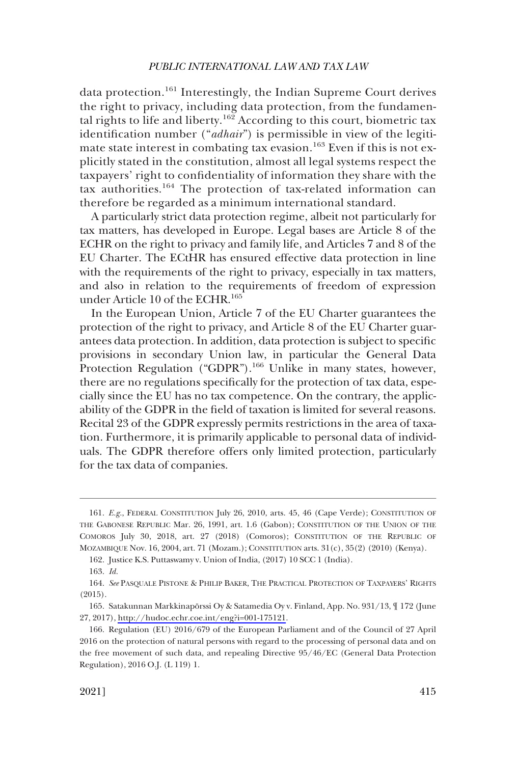data protection.[161] Interestingly, the Indian Supreme Court derives the right to privacy, including data protection, from the fundamental rights to life and liberty.[162] According to this court, biometric tax identification number ("*adhair*") is permissible in view of the legitimate state interest in combating tax evasion.[163] Even if this is not explicitly stated in the constitution, almost all legal systems respect the taxpayers' right to confidentiality of information they share with the tax authorities.[164] The protection of tax-related information can therefore be regarded as a minimum international standard.

A particularly strict data protection regime, albeit not particularly for tax matters, has developed in Europe. Legal bases are Article 8 of the ECHR on the right to privacy and family life, and Articles 7 and 8 of the EU Charter. The ECtHR has ensured effective data protection in line with the requirements of the right to privacy, especially in tax matters, and also in relation to the requirements of freedom of expression under Article 10 of the ECHR.[165]

In the European Union, Article 7 of the EU Charter guarantees the protection of the right to privacy, and Article 8 of the EU Charter guarantees data protection. In addition, data protection is subject to specific provisions in secondary Union law, in particular the General Data Protection Regulation ("GDPR").[166] Unlike in many states, however, there are no regulations specifically for the protection of tax data, especially since the EU has no tax competence. On the contrary, the applicability of the GDPR in the field of taxation is limited for several reasons. Recital 23 of the GDPR expressly permits restrictions in the area of taxation. Furthermore, it is primarily applicable to personal data of individuals. The GDPR therefore offers only limited protection, particularly for the tax data of companies.

---

161. *E.g.*, FEDERAL CONSTITUTION July 26, 2010, arts. 45, 46 (Cape Verde); CONSTITUTION OF THE GABONESE REPUBLIC Mar. 26, 1991, art. 1.6 (Gabon); CONSTITUTION OF THE UNION OF THE COMOROS July 30, 2018, art. 27 (2018) (Comoros); CONSTITUTION OF THE REPUBLIC OF MOZAMBIQUE Nov. 16, 2004, art. 71 (Mozam.); CONSTITUTION arts. 31(c), 35(2) (2010) (Kenya).

162. Justice K.S. Puttaswamy v. Union of India, (2017) 10 SCC 1 (India).

163. *Id.*

164. *See* PASQUALE PISTONE & PHILIP BAKER, THE PRACTICAL PROTECTION OF TAXPAYERS' RIGHTS (2015).

165. Satakunnan Markkinapörssi Oy & Satamedia Oy v. Finland, App. No. 931/13, ¶ 172 (June 27, 2017), http://hudoc.echr.coe.int/eng?i=001-175121.

166. Regulation (EU) 2016/679 of the European Parliament and of the Council of 27 April 2016 on the protection of natural persons with regard to the processing of personal data and on the free movement of such data, and repealing Directive 95/46/EC (General Data Protection Regulation), 2016 O.J. (L 119) 1.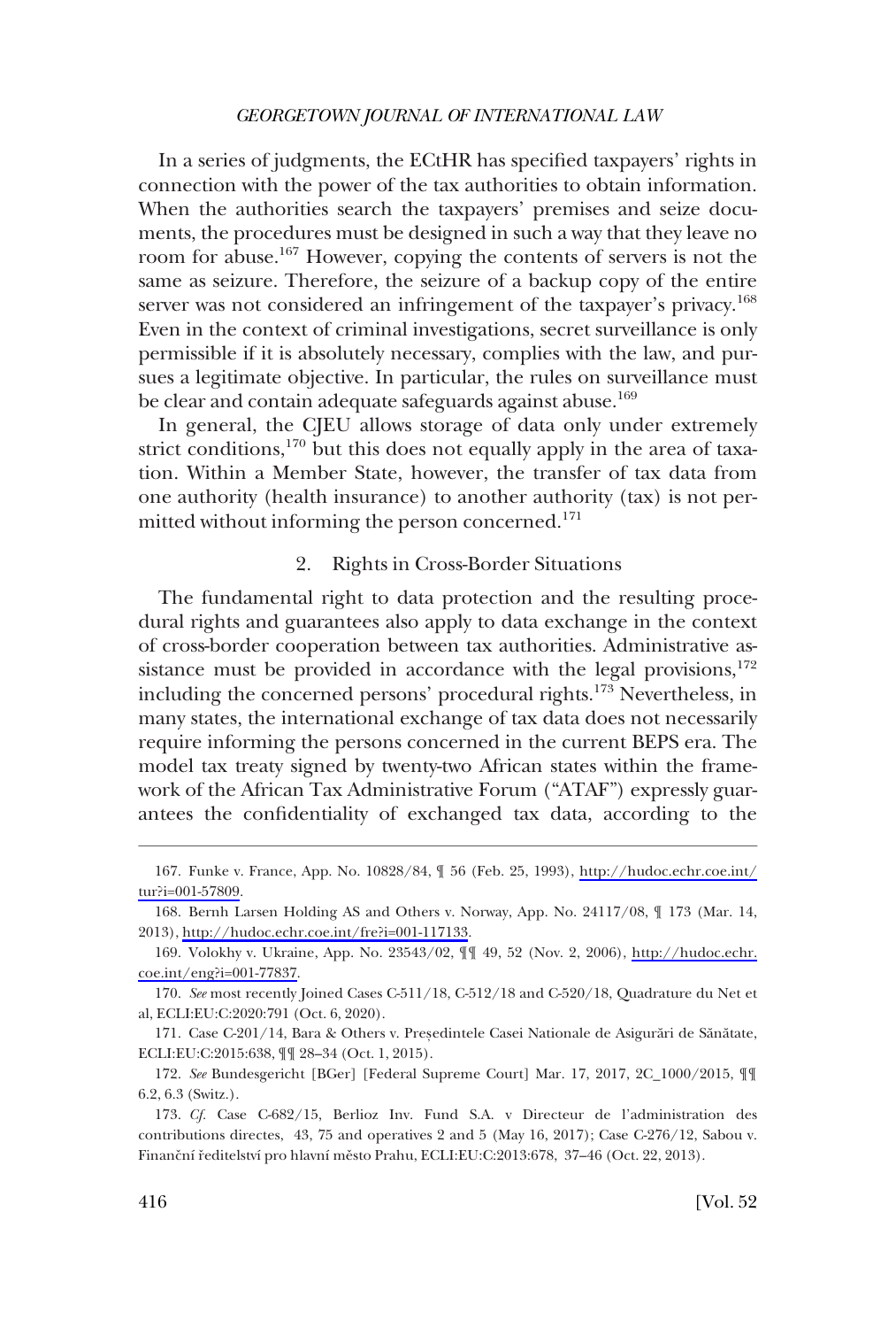In a series of judgments, the ECtHR has specified taxpayers' rights in connection with the power of the tax authorities to obtain information. When the authorities search the taxpayers' premises and seize documents, the procedures must be designed in such a way that they leave no room for abuse.[167] However, copying the contents of servers is not the same as seizure. Therefore, the seizure of a backup copy of the entire server was not considered an infringement of the taxpayer's privacy.[168] Even in the context of criminal investigations, secret surveillance is only permissible if it is absolutely necessary, complies with the law, and pursues a legitimate objective. In particular, the rules on surveillance must be clear and contain adequate safeguards against abuse.[169]

In general, the CJEU allows storage of data only under extremely strict conditions,[170] but this does not equally apply in the area of taxation. Within a Member State, however, the transfer of tax data from one authority (health insurance) to another authority (tax) is not permitted without informing the person concerned.[171]

### 2. Rights in Cross-Border Situations

The fundamental right to data protection and the resulting procedural rights and guarantees also apply to data exchange in the context of cross-border cooperation between tax authorities. Administrative assistance must be provided in accordance with the legal provisions,[172] including the concerned persons' procedural rights.[173] Nevertheless, in many states, the international exchange of tax data does not necessarily require informing the persons concerned in the current BEPS era. The model tax treaty signed by twenty-two African states within the framework of the African Tax Administrative Forum ("ATAF") expressly guarantees the confidentiality of exchanged tax data, according to the

---

167. Funke v. France, App. No. 10828/84, ¶ 56 (Feb. 25, 1993), http://hudoc.echr.coe.int/tur?i=001-57809.

168. Bernh Larsen Holding AS and Others v. Norway, App. No. 24117/08, ¶ 173 (Mar. 14, 2013), http://hudoc.echr.coe.int/fre?i=001-117133.

169. Volokhy v. Ukraine, App. No. 23543/02, ¶¶ 49, 52 (Nov. 2, 2006), http://hudoc.echr.coe.int/eng?i=001-77837.

170. *See* most recently Joined Cases C-511/18, C-512/18 and C-520/18, Quadrature du Net et al, ECLI:EU:C:2020:791 (Oct. 6, 2020).

171. Case C-201/14, Bara & Others v. Președintele Casei Nationale de Asigurări de Sănătate, ECLI:EU:C:2015:638, ¶¶ 28–34 (Oct. 1, 2015).

172. *See* Bundesgericht [BGer] [Federal Supreme Court] Mar. 17, 2017, 2C_1000/2015, ¶¶ 6.2, 6.3 (Switz.).

173. *Cf.* Case C-682/15, Berlioz Inv. Fund S.A. v Directeur de l'administration des contributions directes, 43, 75 and operatives 2 and 5 (May 16, 2017); Case C-276/12, Sabou v. Finanční ředitelství pro hlavní město Prahu, ECLI:EU:C:2013:678, 37–46 (Oct. 22, 2013).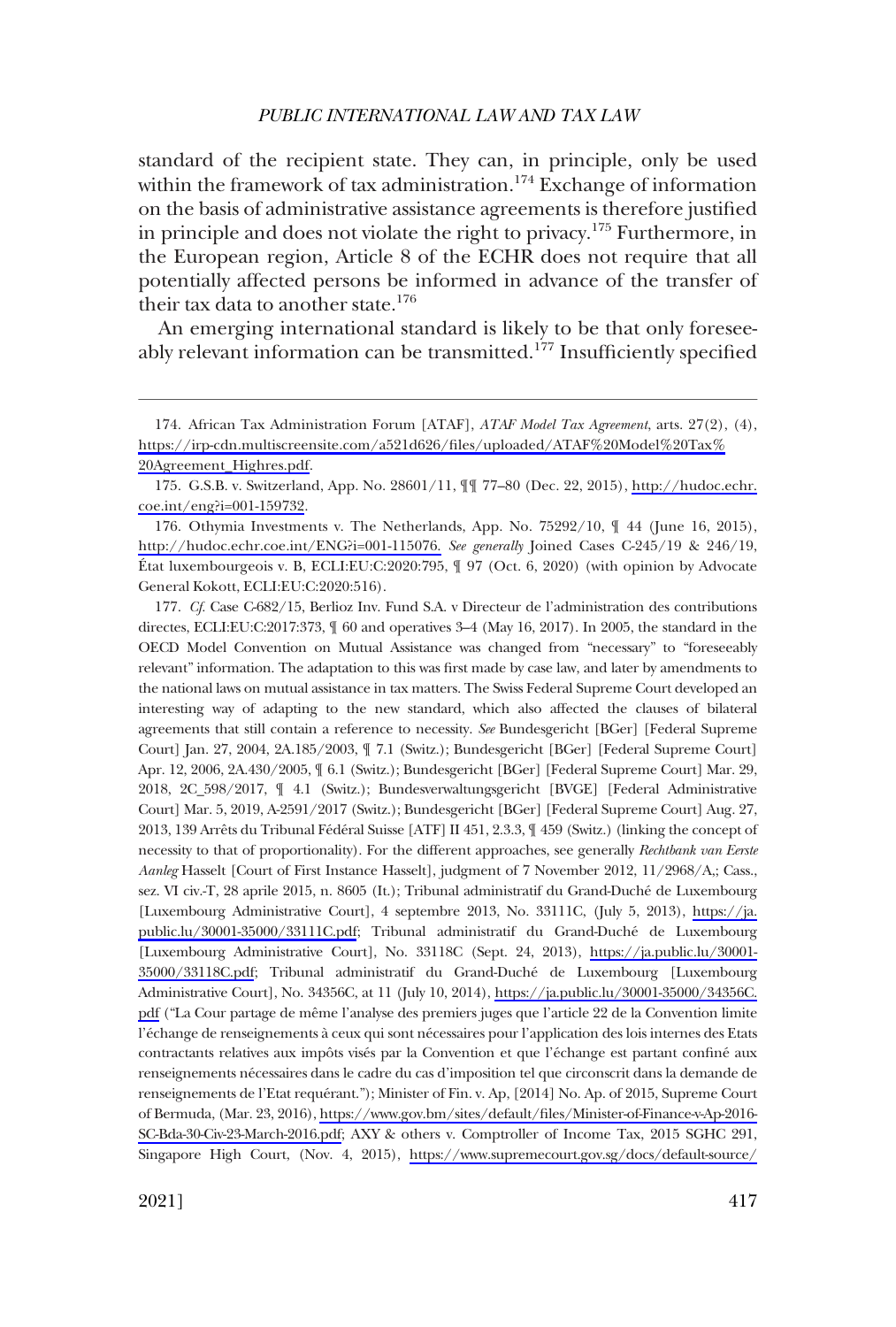standard of the recipient state. They can, in principle, only be used within the framework of tax administration.[174] Exchange of information on the basis of administrative assistance agreements is therefore justified in principle and does not violate the right to privacy.[175] Furthermore, in the European region, Article 8 of the ECHR does not require that all potentially affected persons be informed in advance of the transfer of their tax data to another state.[176]

An emerging international standard is likely to be that only foreseeably relevant information can be transmitted.[177] Insufficiently specified

---

174. African Tax Administration Forum [ATAF], *ATAF Model Tax Agreement*, arts. 27(2), (4), https://irp-cdn.multiscreensite.com/a521d626/files/uploaded/ATAF%20Model%20Tax%20Agreement_Highres.pdf.

175. G.S.B. v. Switzerland, App. No. 28601/11, ¶¶ 77–80 (Dec. 22, 2015), http://hudoc.echr.coe.int/eng?i=001-159732.

176. Othymia Investments v. The Netherlands, App. No. 75292/10, ¶ 44 (June 16, 2015), http://hudoc.echr.coe.int/ENG?i=001-115076. *See generally* Joined Cases C-245/19 & 246/19, État luxembourgeois v. B, ECLI:EU:C:2020:795, ¶ 97 (Oct. 6, 2020) (with opinion by Advocate General Kokott, ECLI:EU:C:2020:516).

177. *Cf.* Case C-682/15, Berlioz Inv. Fund S.A. v Directeur de l'administration des contributions directes, ECLI:EU:C:2017:373, ¶ 60 and operatives 3–4 (May 16, 2017). In 2005, the standard in the OECD Model Convention on Mutual Assistance was changed from "necessary" to "foreseeably relevant" information. The adaptation to this was first made by case law, and later by amendments to the national laws on mutual assistance in tax matters. The Swiss Federal Supreme Court developed an interesting way of adapting to the new standard, which also affected the clauses of bilateral agreements that still contain a reference to necessity. *See* Bundesgericht [BGer] [Federal Supreme Court] Jan. 27, 2004, 2A.185/2003, ¶ 7.1 (Switz.); Bundesgericht [BGer] [Federal Supreme Court] Apr. 12, 2006, 2A.430/2005, ¶ 6.1 (Switz.); Bundesgericht [BGer] [Federal Supreme Court] Mar. 29, 2018, 2C_598/2017, ¶ 4.1 (Switz.); Bundesverwaltungsgericht [BVGE] [Federal Administrative Court] Mar. 5, 2019, A-2591/2017 (Switz.); Bundesgericht [BGer] [Federal Supreme Court] Aug. 27, 2013, 139 Arrêts du Tribunal Fédéral Suisse [ATF] II 451, 2.3.3, ¶ 459 (Switz.) (linking the concept of necessity to that of proportionality). For the different approaches, see generally *Rechtbank van Eerste Aanleg* Hasselt [Court of First Instance Hasselt], judgment of 7 November 2012, 11/2968/A,; Cass., sez. VI civ.-T, 28 aprile 2015, n. 8605 (It.); Tribunal administratif du Grand-Duché de Luxembourg [Luxembourg Administrative Court], 4 septembre 2013, No. 33111C, (July 5, 2013), https://ja.public.lu/30001-35000/33111C.pdf; Tribunal administratif du Grand-Duché de Luxembourg [Luxembourg Administrative Court], No. 33118C (Sept. 24, 2013), https://ja.public.lu/30001-35000/33118C.pdf; Tribunal administratif du Grand-Duché de Luxembourg [Luxembourg Administrative Court], No. 34356C, at 11 (July 10, 2014), https://ja.public.lu/30001-35000/34356C.pdf ("La Cour partage de même l'analyse des premiers juges que l'article 22 de la Convention limite l'échange de renseignements à ceux qui sont nécessaires pour l'application des lois internes des Etats contractants relatives aux impôts visés par la Convention et que l'échange est partant confiné aux renseignements nécessaires dans le cadre du cas d'imposition tel que circonscrit dans la demande de renseignements de l'Etat requérant."); Minister of Fin. v. Ap, [2014] No. Ap. of 2015, Supreme Court of Bermuda, (Mar. 23, 2016), https://www.gov.bm/sites/default/files/Minister-of-Finance-v-Ap-2016-SC-Bda-30-Civ-23-March-2016.pdf; AXY & others v. Comptroller of Income Tax, 2015 SGHC 291, Singapore High Court, (Nov. 4, 2015), https://www.supremecourt.gov.sg/docs/default-source/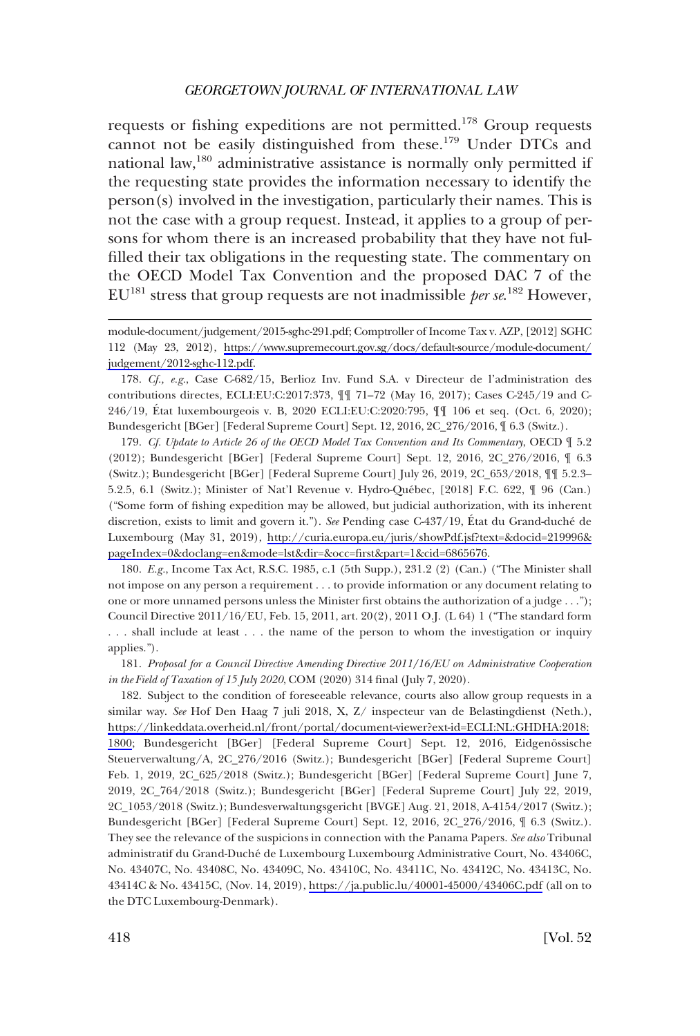requests or fishing expeditions are not permitted.[178] Group requests cannot not be easily distinguished from these.[179] Under DTCs and national law,[180] administrative assistance is normally only permitted if the requesting state provides the information necessary to identify the person(s) involved in the investigation, particularly their names. This is not the case with a group request. Instead, it applies to a group of persons for whom there is an increased probability that they have not fulfilled their tax obligations in the requesting state. The commentary on the OECD Model Tax Convention and the proposed DAC 7 of the EU[181] stress that group requests are not inadmissible *per se*.[182] However,

---

module-document/judgement/2015-sghc-291.pdf; Comptroller of Income Tax v. AZP, [2012] SGHC 112 (May 23, 2012), https://www.supremecourt.gov.sg/docs/default-source/module-document/judgement/2012-sghc-112.pdf.

178. *Cf., e.g.*, Case C-682/15, Berlioz Inv. Fund S.A. v Directeur de l'administration des contributions directes, ECLI:EU:C:2017:373, ¶¶ 71–72 (May 16, 2017); Cases C-245/19 and C-246/19, État luxembourgeois v. B, 2020 ECLI:EU:C:2020:795, ¶¶ 106 et seq. (Oct. 6, 2020); Bundesgericht [BGer] [Federal Supreme Court] Sept. 12, 2016, 2C_276/2016, ¶ 6.3 (Switz.).

179. *Cf. Update to Article 26 of the OECD Model Tax Convention and Its Commentary*, OECD ¶ 5.2 (2012); Bundesgericht [BGer] [Federal Supreme Court] Sept. 12, 2016, 2C_276/2016, ¶ 6.3 (Switz.); Bundesgericht [BGer] [Federal Supreme Court] July 26, 2019, 2C_653/2018, ¶¶ 5.2.3–5.2.5, 6.1 (Switz.); Minister of Nat'l Revenue v. Hydro-Québec, [2018] F.C. 622, ¶ 96 (Can.) ("Some form of fishing expedition may be allowed, but judicial authorization, with its inherent discretion, exists to limit and govern it."). *See* Pending case C-437/19, État du Grand-duché de Luxembourg (May 31, 2019), http://curia.europa.eu/juris/showPdf.jsf?text=&docid=219996&pageIndex=0&doclang=en&mode=lst&dir=&occ=first&part=1&cid=6865676.

180. *E.g.*, Income Tax Act, R.S.C. 1985, c.1 (5th Supp.), 231.2 (2) (Can.) ("The Minister shall not impose on any person a requirement . . . to provide information or any document relating to one or more unnamed persons unless the Minister first obtains the authorization of a judge . . ."); Council Directive 2011/16/EU, Feb. 15, 2011, art. 20(2), 2011 O.J. (L 64) 1 ("The standard form . . . shall include at least . . . the name of the person to whom the investigation or inquiry applies.").

181. *Proposal for a Council Directive Amending Directive 2011/16/EU on Administrative Cooperation in the Field of Taxation of 15 July 2020*, COM (2020) 314 final (July 7, 2020).

182. Subject to the condition of foreseeable relevance, courts also allow group requests in a similar way. *See* Hof Den Haag 7 juli 2018, X, Z/ inspecteur van de Belastingdienst (Neth.), https://linkeddata.overheid.nl/front/portal/document-viewer?ext-id=ECLI:NL:GHDHA:2018:1800; Bundesgericht [BGer] [Federal Supreme Court] Sept. 12, 2016, Eidgenössische Steuerverwaltung/A, 2C_276/2016 (Switz.); Bundesgericht [BGer] [Federal Supreme Court] Feb. 1, 2019, 2C_625/2018 (Switz.); Bundesgericht [BGer] [Federal Supreme Court] June 7, 2019, 2C_764/2018 (Switz.); Bundesgericht [BGer] [Federal Supreme Court] July 22, 2019, 2C_1053/2018 (Switz.); Bundesverwaltungsgericht [BVGE] Aug. 21, 2018, A-4154/2017 (Switz.); Bundesgericht [BGer] [Federal Supreme Court] Sept. 12, 2016, 2C_276/2016, ¶ 6.3 (Switz.). They see the relevance of the suspicions in connection with the Panama Papers. *See also* Tribunal administratif du Grand-Duché de Luxembourg Luxembourg Administrative Court, No. 43406C, No. 43407C, No. 43408C, No. 43409C, No. 43410C, No. 43411C, No. 43412C, No. 43413C, No. 43414C & No. 43415C, (Nov. 14, 2019), https://ja.public.lu/40001-45000/43406C.pdf (all on to the DTC Luxembourg-Denmark).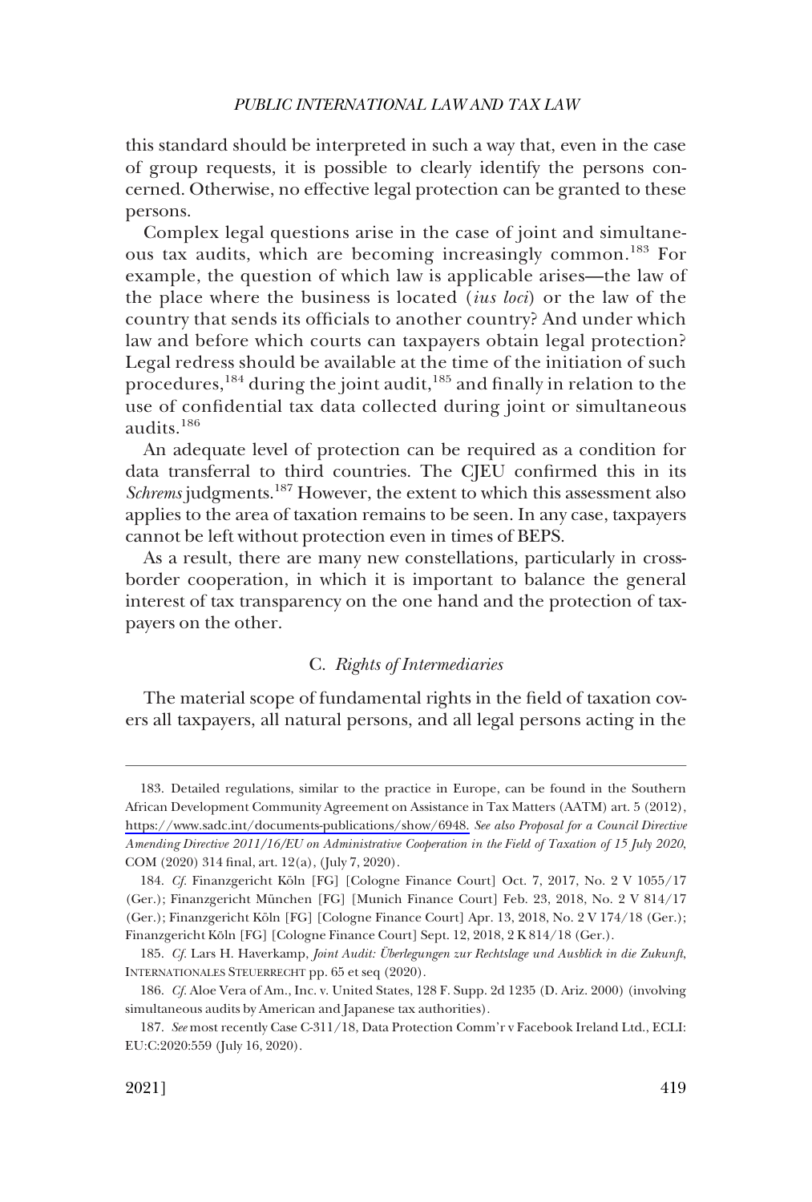this standard should be interpreted in such a way that, even in the case of group requests, it is possible to clearly identify the persons concerned. Otherwise, no effective legal protection can be granted to these persons.

Complex legal questions arise in the case of joint and simultaneous tax audits, which are becoming increasingly common.[183] For example, the question of which law is applicable arises—the law of the place where the business is located (*ius loci*) or the law of the country that sends its officials to another country? And under which law and before which courts can taxpayers obtain legal protection? Legal redress should be available at the time of the initiation of such procedures,[184] during the joint audit,[185] and finally in relation to the use of confidential tax data collected during joint or simultaneous audits.[186]

An adequate level of protection can be required as a condition for data transferral to third countries. The CJEU confirmed this in its *Schrems* judgments.[187] However, the extent to which this assessment also applies to the area of taxation remains to be seen. In any case, taxpayers cannot be left without protection even in times of BEPS.

As a result, there are many new constellations, particularly in cross-border cooperation, in which it is important to balance the general interest of tax transparency on the one hand and the protection of taxpayers on the other.

### C. *Rights of Intermediaries*

The material scope of fundamental rights in the field of taxation covers all taxpayers, all natural persons, and all legal persons acting in the

---

183. Detailed regulations, similar to the practice in Europe, can be found in the Southern African Development Community Agreement on Assistance in Tax Matters (AATM) art. 5 (2012), https://www.sadc.int/documents-publications/show/6948. *See also Proposal for a Council Directive Amending Directive 2011/16/EU on Administrative Cooperation in the Field of Taxation of 15 July 2020*, COM (2020) 314 final, art. 12(a), (July 7, 2020).

184. *Cf.* Finanzgericht Köln [FG] [Cologne Finance Court] Oct. 7, 2017, No. 2 V 1055/17 (Ger.); Finanzgericht München [FG] [Munich Finance Court] Feb. 23, 2018, No. 2 V 814/17 (Ger.); Finanzgericht Köln [FG] [Cologne Finance Court] Apr. 13, 2018, No. 2 V 174/18 (Ger.); Finanzgericht Köln [FG] [Cologne Finance Court] Sept. 12, 2018, 2 K 814/18 (Ger.).

185. *Cf.* Lars H. Haverkamp, *Joint Audit: Überlegungen zur Rechtslage und Ausblick in die Zukunft*, INTERNATIONALES STEUERRECHT pp. 65 et seq (2020).

186. *Cf.* Aloe Vera of Am., Inc. v. United States, 128 F. Supp. 2d 1235 (D. Ariz. 2000) (involving simultaneous audits by American and Japanese tax authorities).

187. *See* most recently Case C-311/18, Data Protection Comm'r v Facebook Ireland Ltd., ECLI:EU:C:2020:559 (July 16, 2020).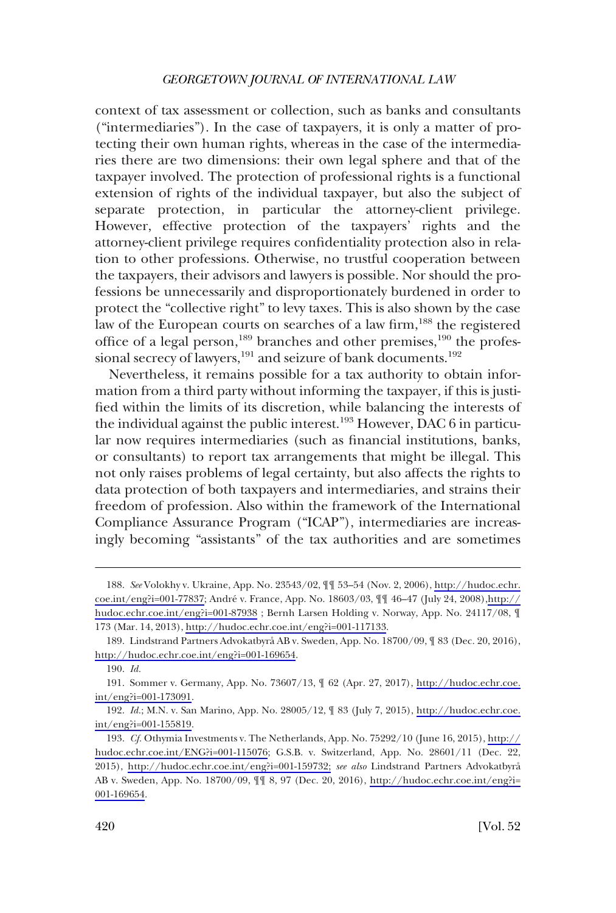context of tax assessment or collection, such as banks and consultants ("intermediaries"). In the case of taxpayers, it is only a matter of protecting their own human rights, whereas in the case of the intermediaries there are two dimensions: their own legal sphere and that of the taxpayer involved. The protection of professional rights is a functional extension of rights of the individual taxpayer, but also the subject of separate protection, in particular the attorney-client privilege. However, effective protection of the taxpayers' rights and the attorney-client privilege requires confidentiality protection also in relation to other professions. Otherwise, no trustful cooperation between the taxpayers, their advisors and lawyers is possible. Nor should the professions be unnecessarily and disproportionately burdened in order to protect the "collective right" to levy taxes. This is also shown by the case law of the European courts on searches of a law firm,[188] the registered office of a legal person,[189] branches and other premises,[190] the professional secrecy of lawyers,[191] and seizure of bank documents.[192]

Nevertheless, it remains possible for a tax authority to obtain information from a third party without informing the taxpayer, if this is justified within the limits of its discretion, while balancing the interests of the individual against the public interest.[193] However, DAC 6 in particular now requires intermediaries (such as financial institutions, banks, or consultants) to report tax arrangements that might be illegal. This not only raises problems of legal certainty, but also affects the rights to data protection of both taxpayers and intermediaries, and strains their freedom of profession. Also within the framework of the International Compliance Assurance Program ("ICAP"), intermediaries are increasingly becoming "assistants" of the tax authorities and are sometimes

---

188. *See* Volokhy v. Ukraine, App. No. 23543/02, ¶¶ 53–54 (Nov. 2, 2006), http://hudoc.echr.coe.int/eng?i=001-77837; André v. France, App. No. 18603/03, ¶¶ 46–47 (July 24, 2008), http://hudoc.echr.coe.int/eng?i=001-87938 ; Bernh Larsen Holding v. Norway, App. No. 24117/08, ¶ 173 (Mar. 14, 2013), http://hudoc.echr.coe.int/eng?i=001-117133.

189. Lindstrand Partners Advokatbyrå AB v. Sweden, App. No. 18700/09, ¶ 83 (Dec. 20, 2016), http://hudoc.echr.coe.int/eng?i=001-169654.

190. *Id.*

191. Sommer v. Germany, App. No. 73607/13, ¶ 62 (Apr. 27, 2017), http://hudoc.echr.coe.int/eng?i=001-173091.

192. *Id.*; M.N. v. San Marino, App. No. 28005/12, ¶ 83 (July 7, 2015), http://hudoc.echr.coe.int/eng?i=001-155819.

193. *Cf.* Othymia Investments v. The Netherlands, App. No. 75292/10 (June 16, 2015), http://hudoc.echr.coe.int/ENG?i=001-115076; G.S.B. v. Switzerland, App. No. 28601/11 (Dec. 22, 2015), http://hudoc.echr.coe.int/eng?i=001-159732; *see also* Lindstrand Partners Advokatbyrå AB v. Sweden, App. No. 18700/09, ¶¶ 8, 97 (Dec. 20, 2016), http://hudoc.echr.coe.int/eng?i=001-169654.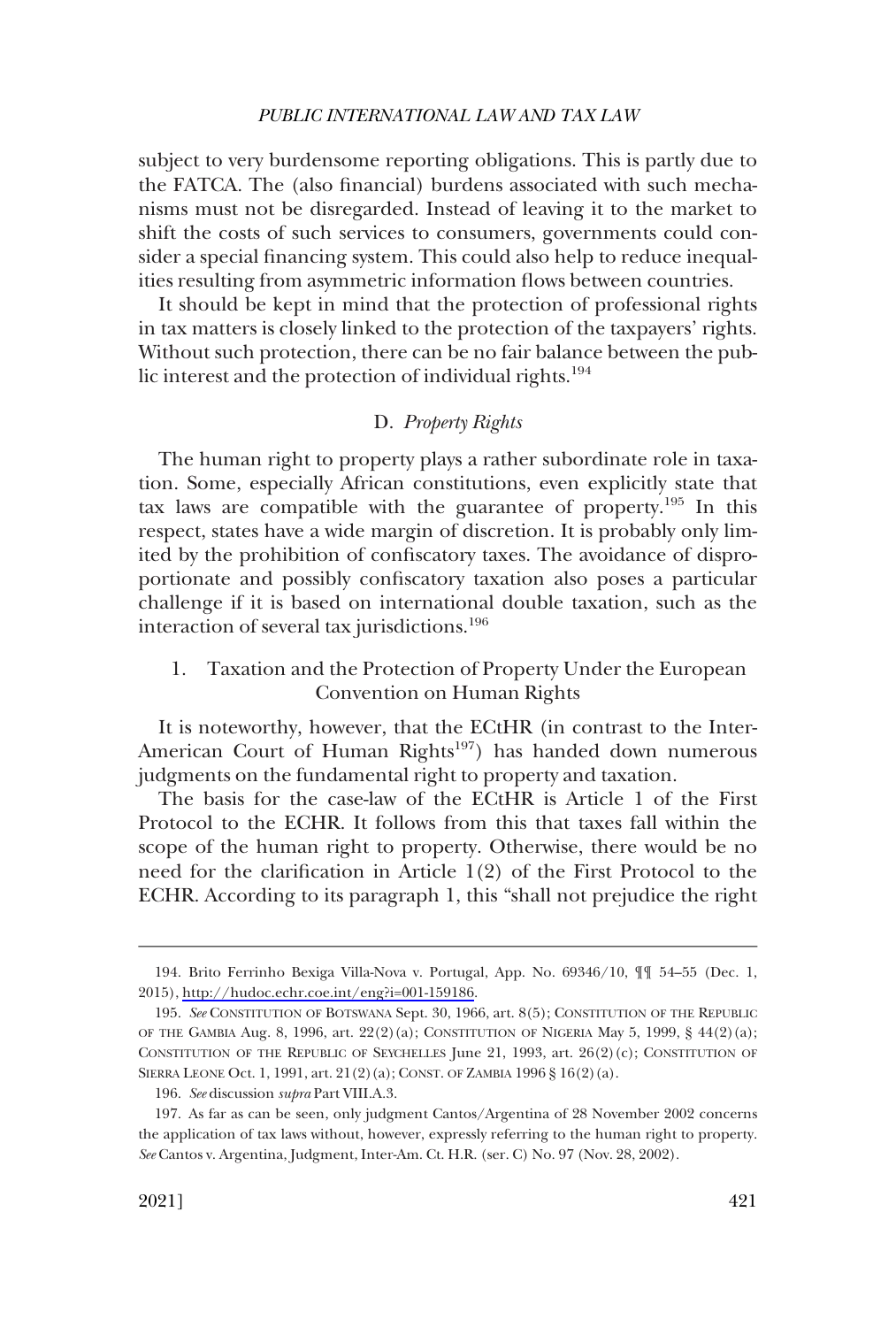subject to very burdensome reporting obligations. This is partly due to the FATCA. The (also financial) burdens associated with such mechanisms must not be disregarded. Instead of leaving it to the market to shift the costs of such services to consumers, governments could consider a special financing system. This could also help to reduce inequalities resulting from asymmetric information flows between countries.

It should be kept in mind that the protection of professional rights in tax matters is closely linked to the protection of the taxpayers' rights. Without such protection, there can be no fair balance between the public interest and the protection of individual rights.[194]

### D. *Property Rights*

The human right to property plays a rather subordinate role in taxation. Some, especially African constitutions, even explicitly state that tax laws are compatible with the guarantee of property.[195] In this respect, states have a wide margin of discretion. It is probably only limited by the prohibition of confiscatory taxes. The avoidance of disproportionate and possibly confiscatory taxation also poses a particular challenge if it is based on international double taxation, such as the interaction of several tax jurisdictions.[196]

#### 1. Taxation and the Protection of Property Under the European Convention on Human Rights

It is noteworthy, however, that the ECtHR (in contrast to the Inter-American Court of Human Rights[197]) has handed down numerous judgments on the fundamental right to property and taxation.

The basis for the case-law of the ECtHR is Article 1 of the First Protocol to the ECHR. It follows from this that taxes fall within the scope of the human right to property. Otherwise, there would be no need for the clarification in Article 1(2) of the First Protocol to the ECHR. According to its paragraph 1, this "shall not prejudice the right

---

194. Brito Ferrinho Bexiga Villa-Nova v. Portugal, App. No. 69346/10, ¶¶ 54–55 (Dec. 1, 2015), http://hudoc.echr.coe.int/eng?i=001-159186.

195. *See* CONSTITUTION OF BOTSWANA Sept. 30, 1966, art. 8(5); CONSTITUTION OF THE REPUBLIC OF THE GAMBIA Aug. 8, 1996, art. 22(2)(a); CONSTITUTION OF NIGERIA May 5, 1999, § 44(2)(a); CONSTITUTION OF THE REPUBLIC OF SEYCHELLES June 21, 1993, art. 26(2)(c); CONSTITUTION OF SIERRA LEONE Oct. 1, 1991, art. 21(2)(a); CONST. OF ZAMBIA 1996 § 16(2)(a).

196. *See* discussion *supra* Part VIII.A.3.

197. As far as can be seen, only judgment Cantos/Argentina of 28 November 2002 concerns the application of tax laws without, however, expressly referring to the human right to property. *See* Cantos v. Argentina, Judgment, Inter-Am. Ct. H.R. (ser. C) No. 97 (Nov. 28, 2002).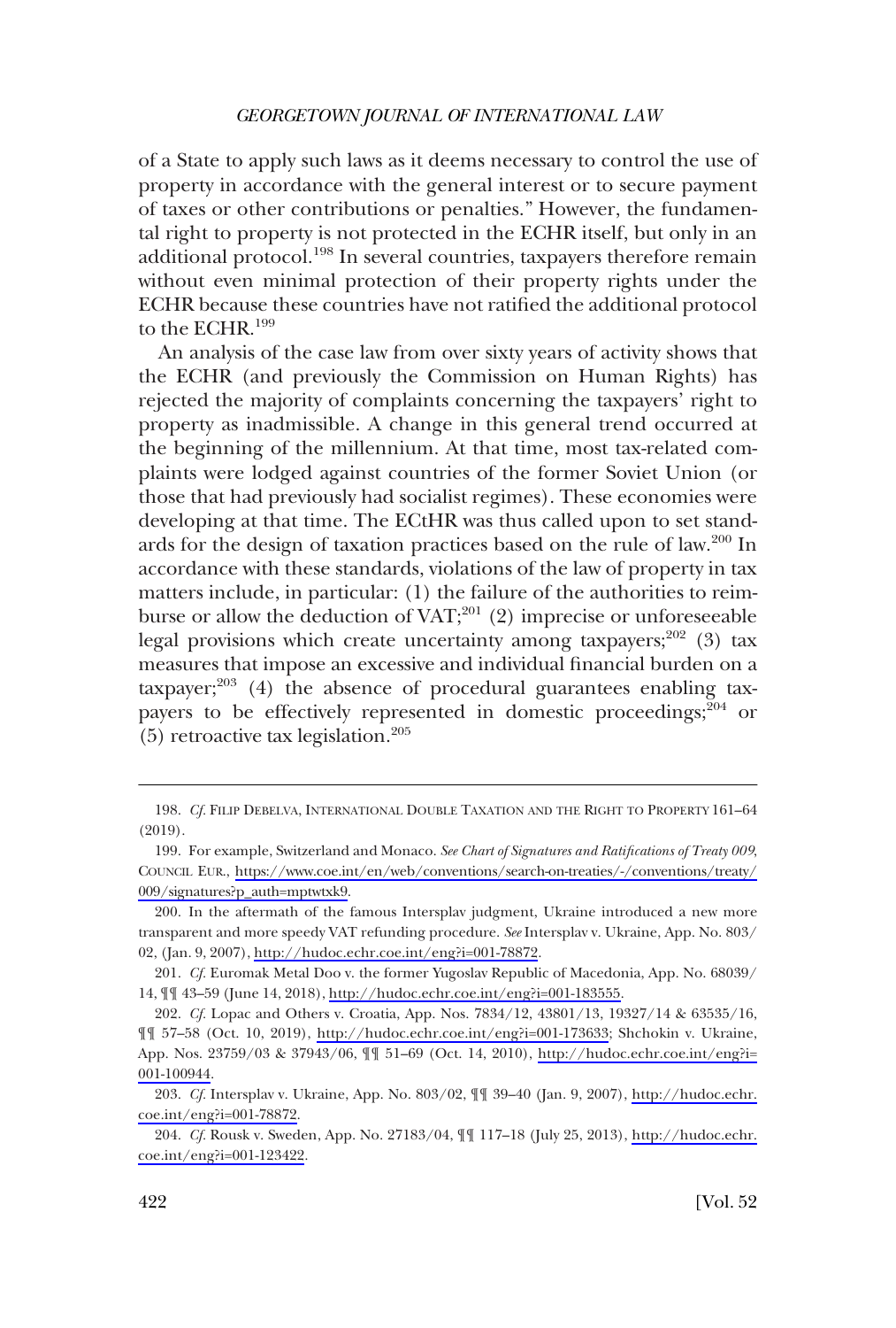of a State to apply such laws as it deems necessary to control the use of property in accordance with the general interest or to secure payment of taxes or other contributions or penalties." However, the fundamental right to property is not protected in the ECHR itself, but only in an additional protocol.[198] In several countries, taxpayers therefore remain without even minimal protection of their property rights under the ECHR because these countries have not ratified the additional protocol to the ECHR.[199]

An analysis of the case law from over sixty years of activity shows that the ECHR (and previously the Commission on Human Rights) has rejected the majority of complaints concerning the taxpayers' right to property as inadmissible. A change in this general trend occurred at the beginning of the millennium. At that time, most tax-related complaints were lodged against countries of the former Soviet Union (or those that had previously had socialist regimes). These economies were developing at that time. The ECtHR was thus called upon to set standards for the design of taxation practices based on the rule of law.[200] In accordance with these standards, violations of the law of property in tax matters include, in particular: (1) the failure of the authorities to reimburse or allow the deduction of VAT;[201] (2) imprecise or unforeseeable legal provisions which create uncertainty among taxpayers;[202] (3) tax measures that impose an excessive and individual financial burden on a taxpayer;[203] (4) the absence of procedural guarantees enabling taxpayers to be effectively represented in domestic proceedings;[204] or (5) retroactive tax legislation.[205]

---

198. *Cf.* FILIP DEBELVA, INTERNATIONAL DOUBLE TAXATION AND THE RIGHT TO PROPERTY 161–64 (2019).

199. For example, Switzerland and Monaco. *See Chart of Signatures and Ratifications of Treaty 009*, COUNCIL EUR., https://www.coe.int/en/web/conventions/search-on-treaties/-/conventions/treaty/009/signatures?p_auth=mptwtxk9.

200. In the aftermath of the famous Intersplav judgment, Ukraine introduced a new more transparent and more speedy VAT refunding procedure. *See* Intersplav v. Ukraine, App. No. 803/02, (Jan. 9, 2007), http://hudoc.echr.coe.int/eng?i=001-78872.

201. *Cf.* Euromak Metal Doo v. the former Yugoslav Republic of Macedonia, App. No. 68039/14, ¶¶ 43–59 (June 14, 2018), http://hudoc.echr.coe.int/eng?i=001-183555.

202. *Cf.* Lopac and Others v. Croatia, App. Nos. 7834/12, 43801/13, 19327/14 & 63535/16, ¶¶ 57–58 (Oct. 10, 2019), http://hudoc.echr.coe.int/eng?i=001-173633; Shchokin v. Ukraine, App. Nos. 23759/03 & 37943/06, ¶¶ 51–69 (Oct. 14, 2010), http://hudoc.echr.coe.int/eng?i=001-100944.

203. *Cf.* Intersplav v. Ukraine, App. No. 803/02, ¶¶ 39–40 (Jan. 9, 2007), http://hudoc.echr.coe.int/eng?i=001-78872.

204. *Cf.* Rousk v. Sweden, App. No. 27183/04, ¶¶ 117–18 (July 25, 2013), http://hudoc.echr.coe.int/eng?i=001-123422.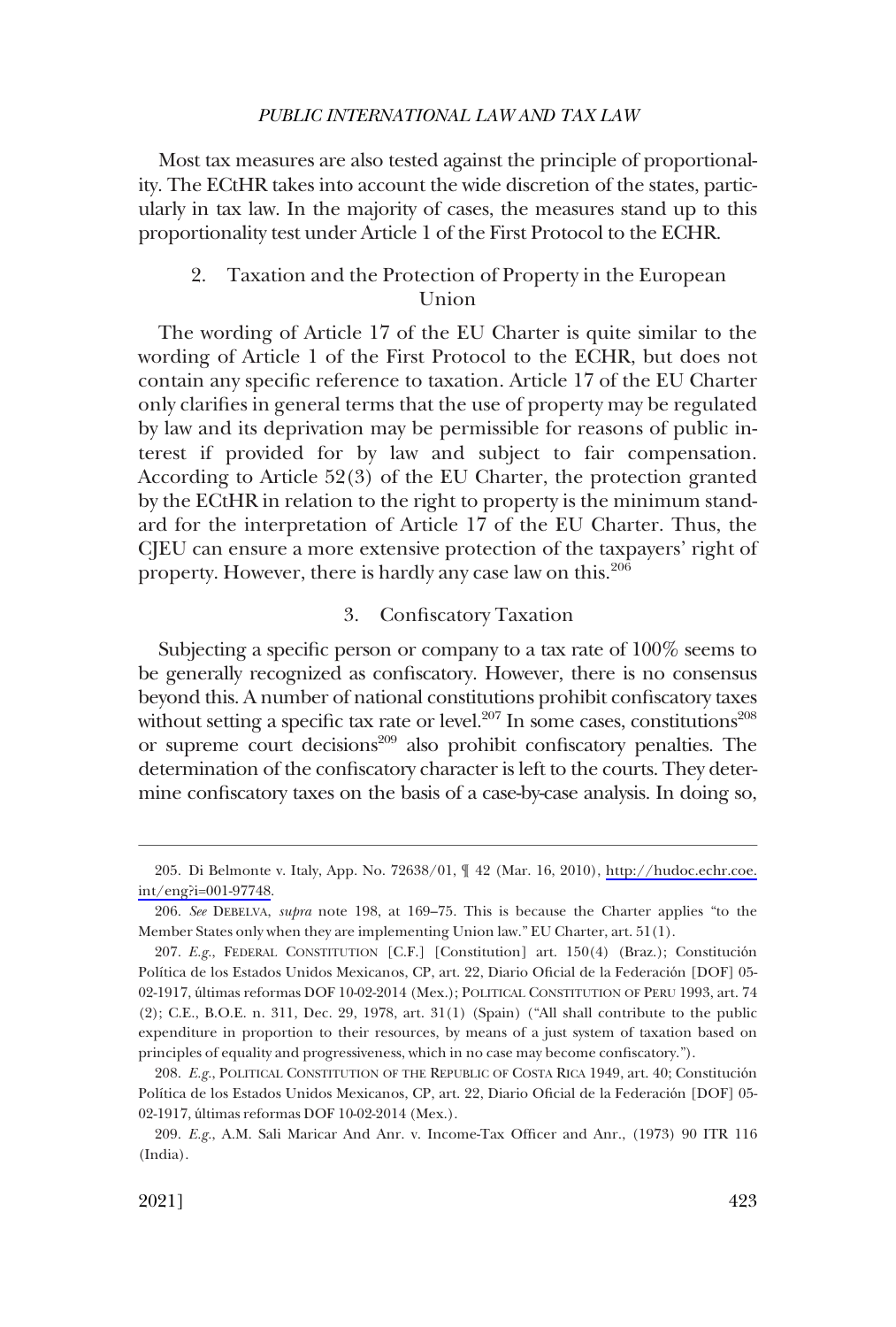Most tax measures are also tested against the principle of proportionality. The ECtHR takes into account the wide discretion of the states, particularly in tax law. In the majority of cases, the measures stand up to this proportionality test under Article 1 of the First Protocol to the ECHR.

### 2. Taxation and the Protection of Property in the European Union

The wording of Article 17 of the EU Charter is quite similar to the wording of Article 1 of the First Protocol to the ECHR, but does not contain any specific reference to taxation. Article 17 of the EU Charter only clarifies in general terms that the use of property may be regulated by law and its deprivation may be permissible for reasons of public interest if provided for by law and subject to fair compensation. According to Article 52(3) of the EU Charter, the protection granted by the ECtHR in relation to the right to property is the minimum standard for the interpretation of Article 17 of the EU Charter. Thus, the CJEU can ensure a more extensive protection of the taxpayers' right of property. However, there is hardly any case law on this.[206]

### 3. Confiscatory Taxation

Subjecting a specific person or company to a tax rate of 100% seems to be generally recognized as confiscatory. However, there is no consensus beyond this. A number of national constitutions prohibit confiscatory taxes without setting a specific tax rate or level.[207] In some cases, constitutions[208] or supreme court decisions[209] also prohibit confiscatory penalties. The determination of the confiscatory character is left to the courts. They determine confiscatory taxes on the basis of a case-by-case analysis. In doing so,

---

205. Di Belmonte v. Italy, App. No. 72638/01, ¶ 42 (Mar. 16, 2010), http://hudoc.echr.coe.int/eng?i=001-97748.

206. *See* DEBELVA, *supra* note 198, at 169–75. This is because the Charter applies "to the Member States only when they are implementing Union law." EU Charter, art. 51(1).

207. *E.g.*, FEDERAL CONSTITUTION [C.F.] [Constitution] art. 150(4) (Braz.); Constitución Política de los Estados Unidos Mexicanos, CP, art. 22, Diario Oficial de la Federación [DOF] 05-02-1917, últimas reformas DOF 10-02-2014 (Mex.); POLITICAL CONSTITUTION OF PERU 1993, art. 74 (2); C.E., B.O.E. n. 311, Dec. 29, 1978, art. 31(1) (Spain) ("All shall contribute to the public expenditure in proportion to their resources, by means of a just system of taxation based on principles of equality and progressiveness, which in no case may become confiscatory.").

208. *E.g.*, POLITICAL CONSTITUTION OF THE REPUBLIC OF COSTA RICA 1949, art. 40; Constitución Política de los Estados Unidos Mexicanos, CP, art. 22, Diario Oficial de la Federación [DOF] 05-02-1917, últimas reformas DOF 10-02-2014 (Mex.).

209. *E.g.*, A.M. Sali Maricar And Anr. v. Income-Tax Officer and Anr., (1973) 90 ITR 116 (India).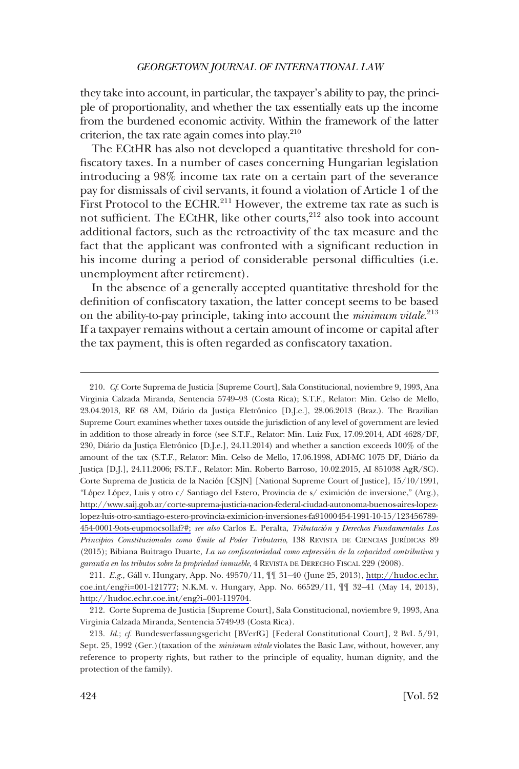they take into account, in particular, the taxpayer's ability to pay, the principle of proportionality, and whether the tax essentially eats up the income from the burdened economic activity. Within the framework of the latter criterion, the tax rate again comes into play.[210]

The ECtHR has also not developed a quantitative threshold for confiscatory taxes. In a number of cases concerning Hungarian legislation introducing a 98% income tax rate on a certain part of the severance pay for dismissals of civil servants, it found a violation of Article 1 of the First Protocol to the ECHR.[211] However, the extreme tax rate as such is not sufficient. The ECtHR, like other courts,[212] also took into account additional factors, such as the retroactivity of the tax measure and the fact that the applicant was confronted with a significant reduction in his income during a period of considerable personal difficulties (i.e. unemployment after retirement).

In the absence of a generally accepted quantitative threshold for the definition of confiscatory taxation, the latter concept seems to be based on the ability-to-pay principle, taking into account the *minimum vitale*.[213] If a taxpayer remains without a certain amount of income or capital after the tax payment, this is often regarded as confiscatory taxation.

---

210. *Cf.* Corte Suprema de Justicia [Supreme Court], Sala Constitucional, noviembre 9, 1993, Ana Virginia Calzada Miranda, Sentencia 5749–93 (Costa Rica); S.T.F., Relator: Min. Celso de Mello, 23.04.2013, RE 68 AM, Diário da Justiça Eletrônico [D.J.e.], 28.06.2013 (Braz.). The Brazilian Supreme Court examines whether taxes outside the jurisdiction of any level of government are levied in addition to those already in force (see S.T.F., Relator: Min. Luiz Fux, 17.09.2014, ADI 4628/DF, 230, Diário da Justiça Eletrônico [D.J.e.], 24.11.2014) and whether a sanction exceeds 100% of the amount of the tax (S.T.F., Relator: Min. Celso de Mello, 17.06.1998, ADI-MC 1075 DF, Diário da Justiça [D.J.], 24.11.2006; FS.T.F., Relator: Min. Roberto Barroso, 10.02.2015, AI 851038 AgR/SC). Corte Suprema de Justicia de la Nación [CSJN] [National Supreme Court of Justice], 15/10/1991, "López López, Luis y otro c/ Santiago del Estero, Provincia de s/ eximición de inversione," (Arg.), http://www.saij.gob.ar/corte-suprema-justicia-nacion-federal-ciudad-autonoma-buenos-aires-lopez-lopez-luis-otro-santiago-estero-provincia-eximicion-inversiones-fa91000454-1991-10-15/123456789-454-0001-9ots-eupmocsollaf?#; *see also* Carlos E. Peralta, *Tributación y Derechos Fundamentales Los Principios Constitucionales como límite al Poder Tributario*, 138 REVISTA DE CIENCIAS JURÍDICAS 89 (2015); Bibiana Buitrago Duarte, *La no confiscatoriedad como expressión de la capacidad contributiva y garantía en los tributos sobre la propriedad inmueble*, 4 REVISTA DE DERECHO FISCAL 229 (2008).

211. *E.g.*, Gáll v. Hungary, App. No. 49570/11, ¶¶ 31–40 (June 25, 2013), http://hudoc.echr.coe.int/eng?i=001-121777; N.K.M. v. Hungary, App. No. 66529/11, ¶¶ 32–41 (May 14, 2013), http://hudoc.echr.coe.int/eng?i=001-119704.

212. Corte Suprema de Justicia [Supreme Court], Sala Constitucional, noviembre 9, 1993, Ana Virginia Calzada Miranda, Sentencia 5749-93 (Costa Rica).

213. *Id.*; *cf.* Bundesverfassungsgericht [BVerfG] [Federal Constitutional Court], 2 BvL 5/91, Sept. 25, 1992 (Ger.) (taxation of the *minimum vitale* violates the Basic Law, without, however, any reference to property rights, but rather to the principle of equality, human dignity, and the protection of the family).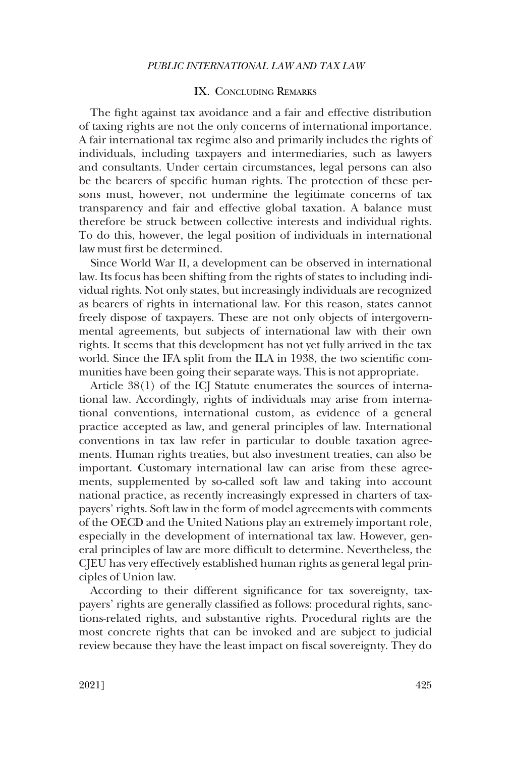## IX. Concluding Remarks

The fight against tax avoidance and a fair and effective distribution of taxing rights are not the only concerns of international importance. A fair international tax regime also and primarily includes the rights of individuals, including taxpayers and intermediaries, such as lawyers and consultants. Under certain circumstances, legal persons can also be the bearers of specific human rights. The protection of these persons must, however, not undermine the legitimate concerns of tax transparency and fair and effective global taxation. A balance must therefore be struck between collective interests and individual rights. To do this, however, the legal position of individuals in international law must first be determined.

Since World War II, a development can be observed in international law. Its focus has been shifting from the rights of states to including individual rights. Not only states, but increasingly individuals are recognized as bearers of rights in international law. For this reason, states cannot freely dispose of taxpayers. These are not only objects of intergovernmental agreements, but subjects of international law with their own rights. It seems that this development has not yet fully arrived in the tax world. Since the IFA split from the ILA in 1938, the two scientific communities have been going their separate ways. This is not appropriate.

Article 38(1) of the ICJ Statute enumerates the sources of international law. Accordingly, rights of individuals may arise from international conventions, international custom, as evidence of a general practice accepted as law, and general principles of law. International conventions in tax law refer in particular to double taxation agreements. Human rights treaties, but also investment treaties, can also be important. Customary international law can arise from these agreements, supplemented by so-called soft law and taking into account national practice, as recently increasingly expressed in charters of taxpayers' rights. Soft law in the form of model agreements with comments of the OECD and the United Nations play an extremely important role, especially in the development of international tax law. However, general principles of law are more difficult to determine. Nevertheless, the CJEU has very effectively established human rights as general legal principles of Union law.

According to their different significance for tax sovereignty, taxpayers' rights are generally classified as follows: procedural rights, sanctions-related rights, and substantive rights. Procedural rights are the most concrete rights that can be invoked and are subject to judicial review because they have the least impact on fiscal sovereignty. They do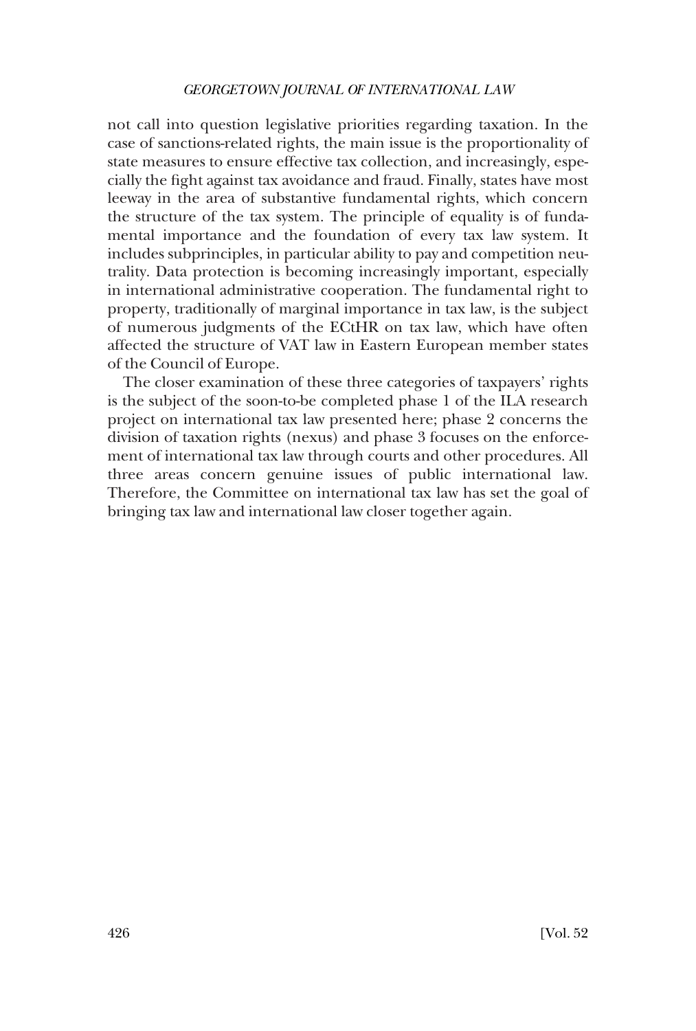not call into question legislative priorities regarding taxation. In the case of sanctions-related rights, the main issue is the proportionality of state measures to ensure effective tax collection, and increasingly, especially the fight against tax avoidance and fraud. Finally, states have most leeway in the area of substantive fundamental rights, which concern the structure of the tax system. The principle of equality is of fundamental importance and the foundation of every tax law system. It includes subprinciples, in particular ability to pay and competition neutrality. Data protection is becoming increasingly important, especially in international administrative cooperation. The fundamental right to property, traditionally of marginal importance in tax law, is the subject of numerous judgments of the ECtHR on tax law, which have often affected the structure of VAT law in Eastern European member states of the Council of Europe.

The closer examination of these three categories of taxpayers' rights is the subject of the soon-to-be completed phase 1 of the ILA research project on international tax law presented here; phase 2 concerns the division of taxation rights (nexus) and phase 3 focuses on the enforcement of international tax law through courts and other procedures. All three areas concern genuine issues of public international law. Therefore, the Committee on international tax law has set the goal of bringing tax law and international law closer together again.